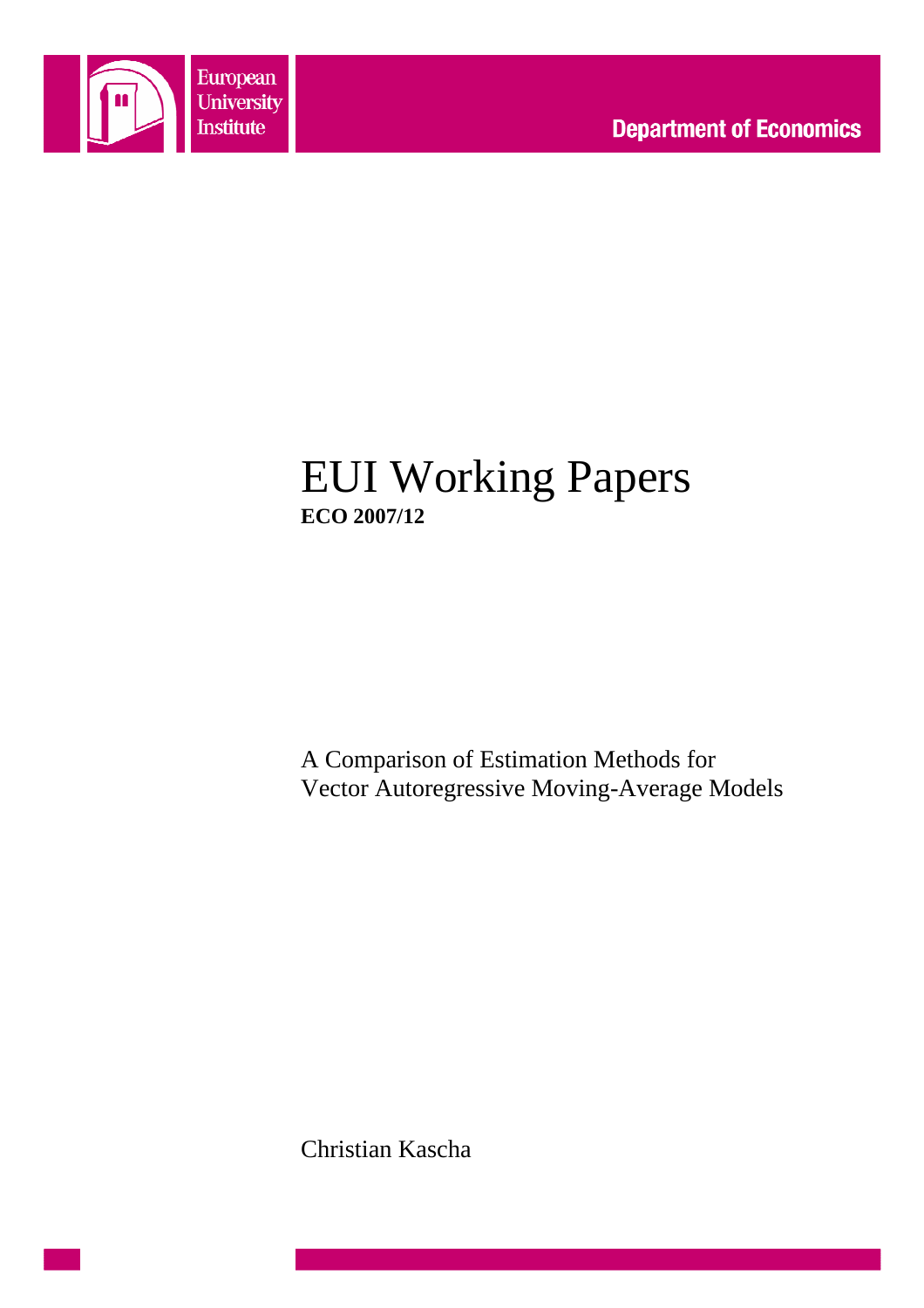European University Institute

Department of Economics

# EUI Working Papers

**ECO 2007/12**

A Comparison of Estimation Methods for Vector Autoregressive Moving-Average Models

Christian Kascha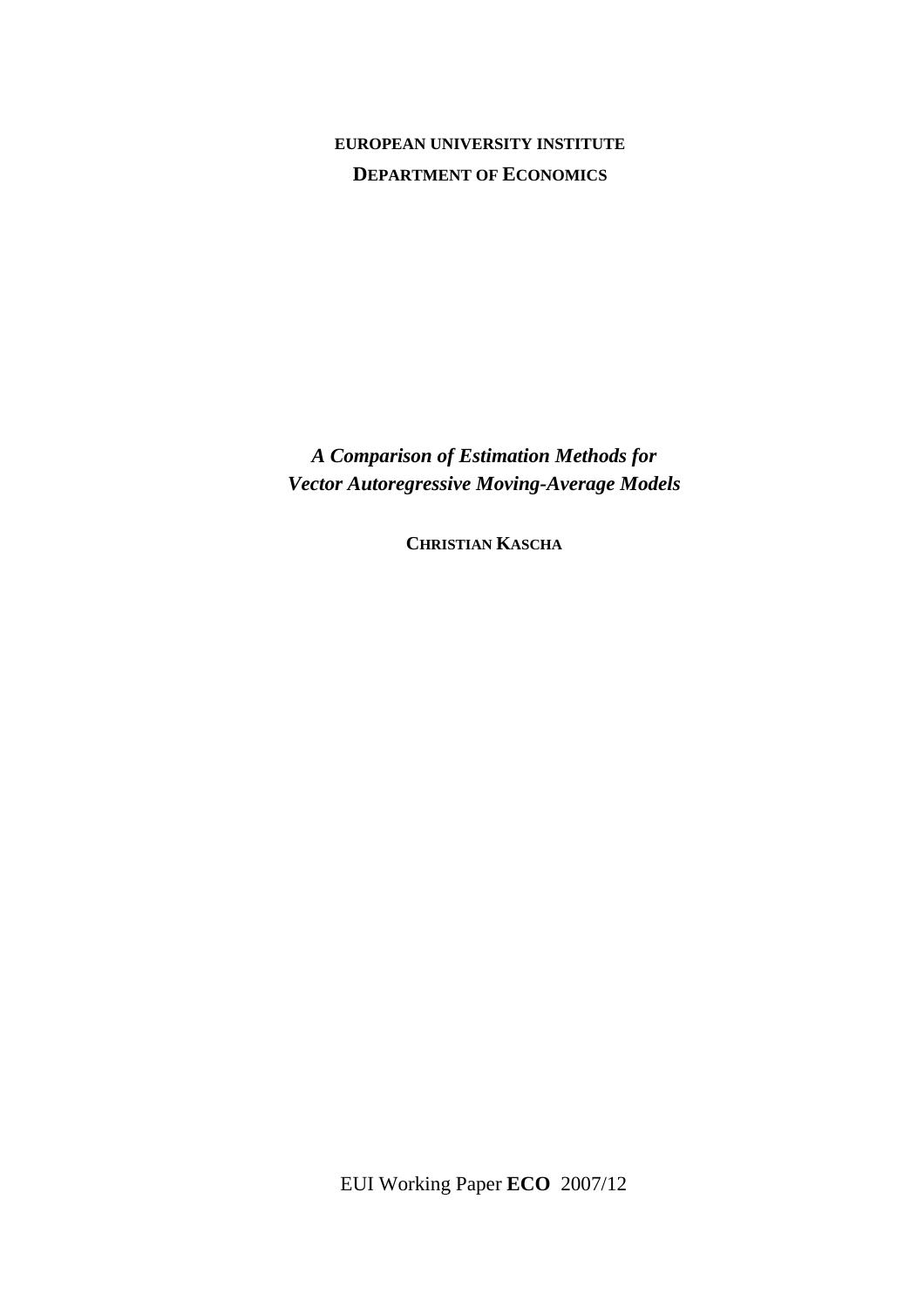**EUROPEAN UNIVERSITY INSTITUTE**

**DEPARTMENT OF ECONOMICS**

***A Comparison of Estimation Methods for Vector Autoregressive Moving-Average Models***

**CHRISTIAN KASCHA**

EUI Working Paper **ECO** 2007/12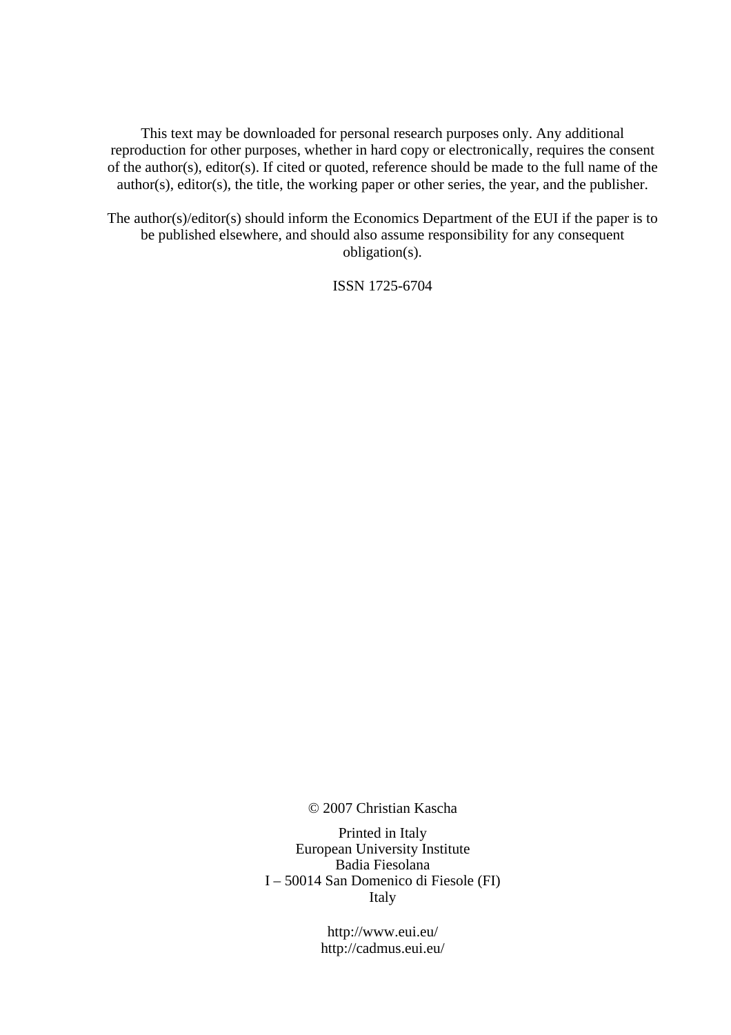This text may be downloaded for personal research purposes only. Any additional reproduction for other purposes, whether in hard copy or electronically, requires the consent of the author(s), editor(s). If cited or quoted, reference should be made to the full name of the author(s), editor(s), the title, the working paper or other series, the year, and the publisher.

The author(s)/editor(s) should inform the Economics Department of the EUI if the paper is to be published elsewhere, and should also assume responsibility for any consequent obligation(s).

ISSN 1725-6704

© 2007 Christian Kascha

Printed in Italy
European University Institute
Badia Fiesolana
I – 50014 San Domenico di Fiesole (FI)
Italy

http://www.eui.eu/
http://cadmus.eui.eu/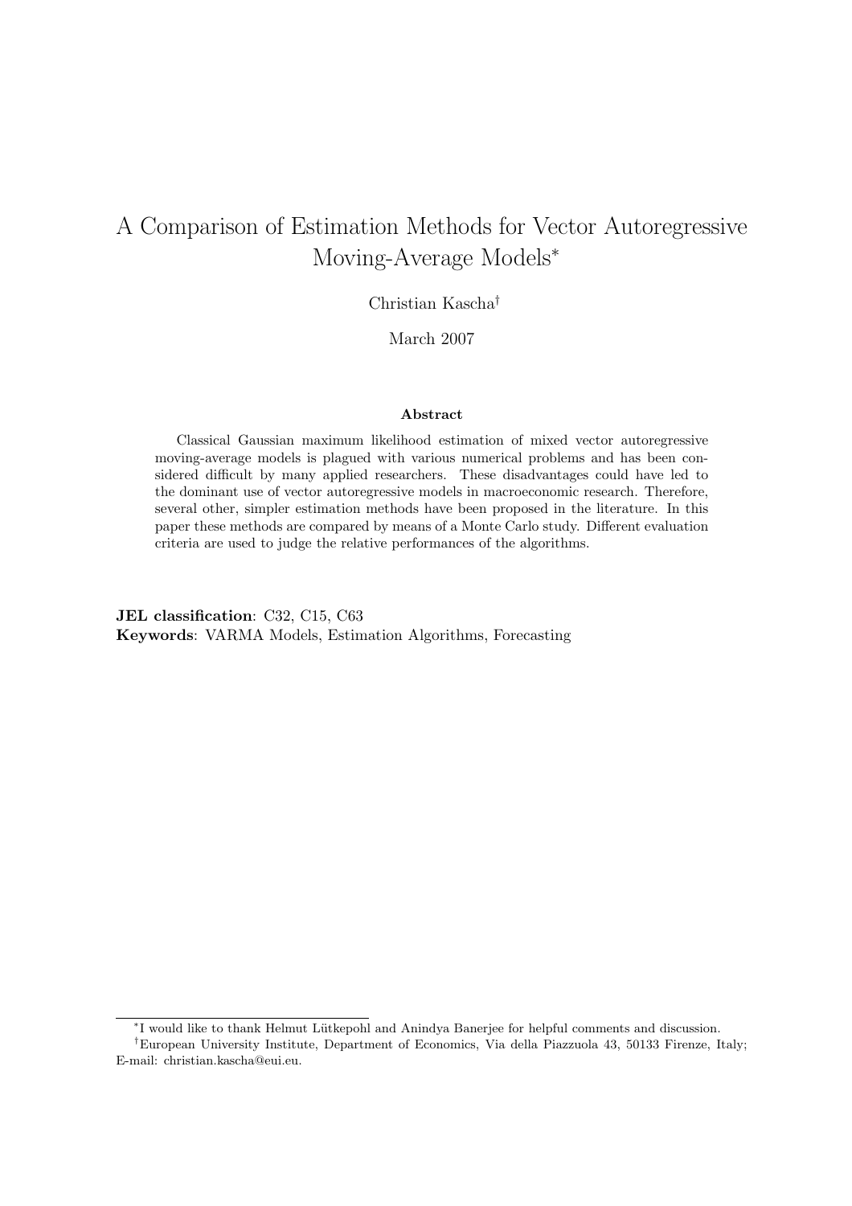# A Comparison of Estimation Methods for Vector Autoregressive Moving-Average Models*

Christian Kascha†

March 2007

**Abstract**

Classical Gaussian maximum likelihood estimation of mixed vector autoregressive moving-average models is plagued with various numerical problems and has been considered difficult by many applied researchers. These disadvantages could have led to the dominant use of vector autoregressive models in macroeconomic research. Therefore, several other, simpler estimation methods have been proposed in the literature. In this paper these methods are compared by means of a Monte Carlo study. Different evaluation criteria are used to judge the relative performances of the algorithms.

**JEL classification**: C32, C15, C63
**Keywords**: VARMA Models, Estimation Algorithms, Forecasting

*I would like to thank Helmut Lütkepohl and Anindya Banerjee for helpful comments and discussion.

†European University Institute, Department of Economics, Via della Piazzuola 43, 50133 Firenze, Italy; E-mail: christian.kascha@eui.eu.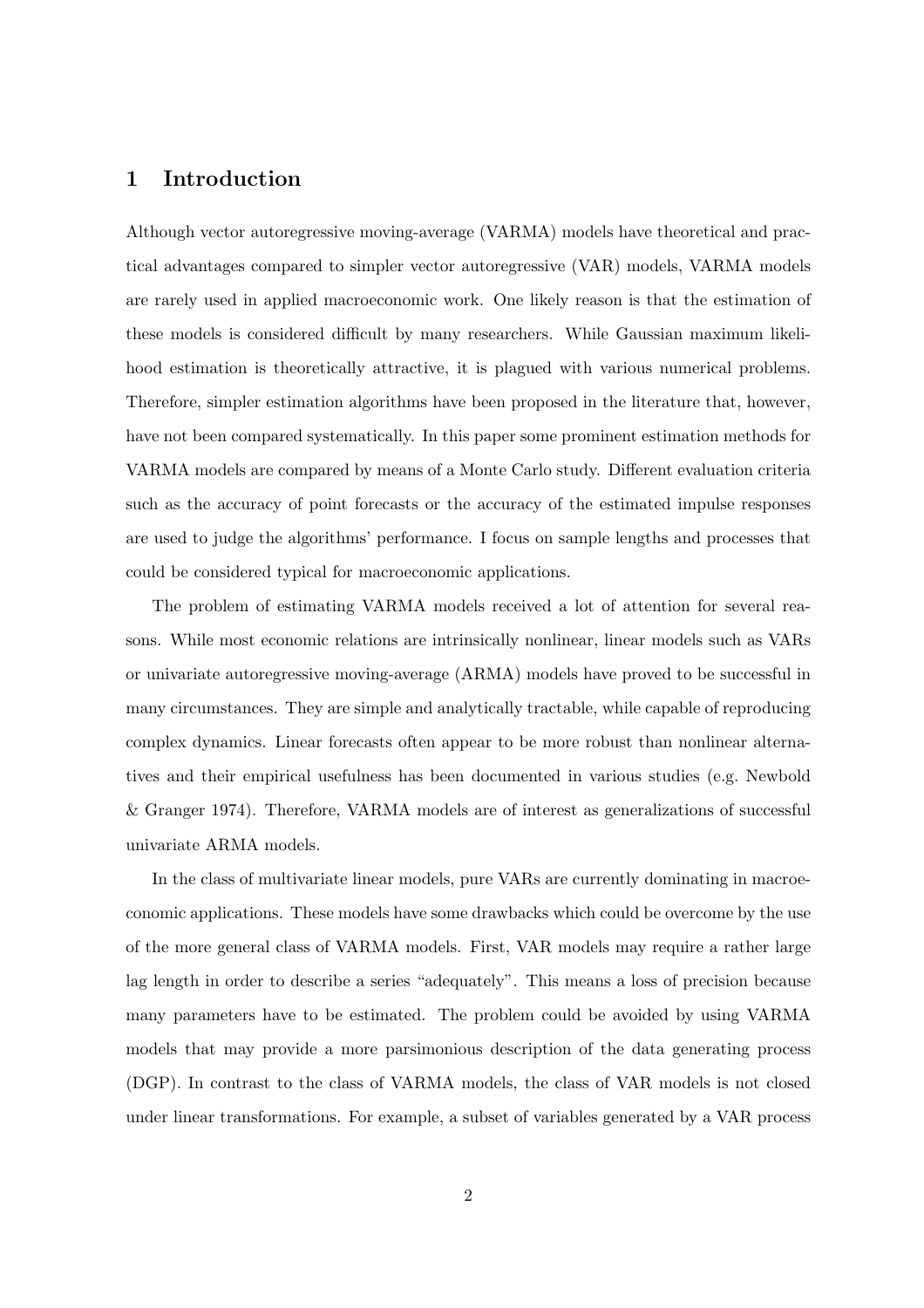# 1 Introduction

Although vector autoregressive moving-average (VARMA) models have theoretical and practical advantages compared to simpler vector autoregressive (VAR) models, VARMA models are rarely used in applied macroeconomic work. One likely reason is that the estimation of these models is considered difficult by many researchers. While Gaussian maximum likelihood estimation is theoretically attractive, it is plagued with various numerical problems. Therefore, simpler estimation algorithms have been proposed in the literature that, however, have not been compared systematically. In this paper some prominent estimation methods for VARMA models are compared by means of a Monte Carlo study. Different evaluation criteria such as the accuracy of point forecasts or the accuracy of the estimated impulse responses are used to judge the algorithms' performance. I focus on sample lengths and processes that could be considered typical for macroeconomic applications.

The problem of estimating VARMA models received a lot of attention for several reasons. While most economic relations are intrinsically nonlinear, linear models such as VARs or univariate autoregressive moving-average (ARMA) models have proved to be successful in many circumstances. They are simple and analytically tractable, while capable of reproducing complex dynamics. Linear forecasts often appear to be more robust than nonlinear alternatives and their empirical usefulness has been documented in various studies (e.g. Newbold & Granger 1974). Therefore, VARMA models are of interest as generalizations of successful univariate ARMA models.

In the class of multivariate linear models, pure VARs are currently dominating in macroeconomic applications. These models have some drawbacks which could be overcome by the use of the more general class of VARMA models. First, VAR models may require a rather large lag length in order to describe a series "adequately". This means a loss of precision because many parameters have to be estimated. The problem could be avoided by using VARMA models that may provide a more parsimonious description of the data generating process (DGP). In contrast to the class of VARMA models, the class of VAR models is not closed under linear transformations. For example, a subset of variables generated by a VAR process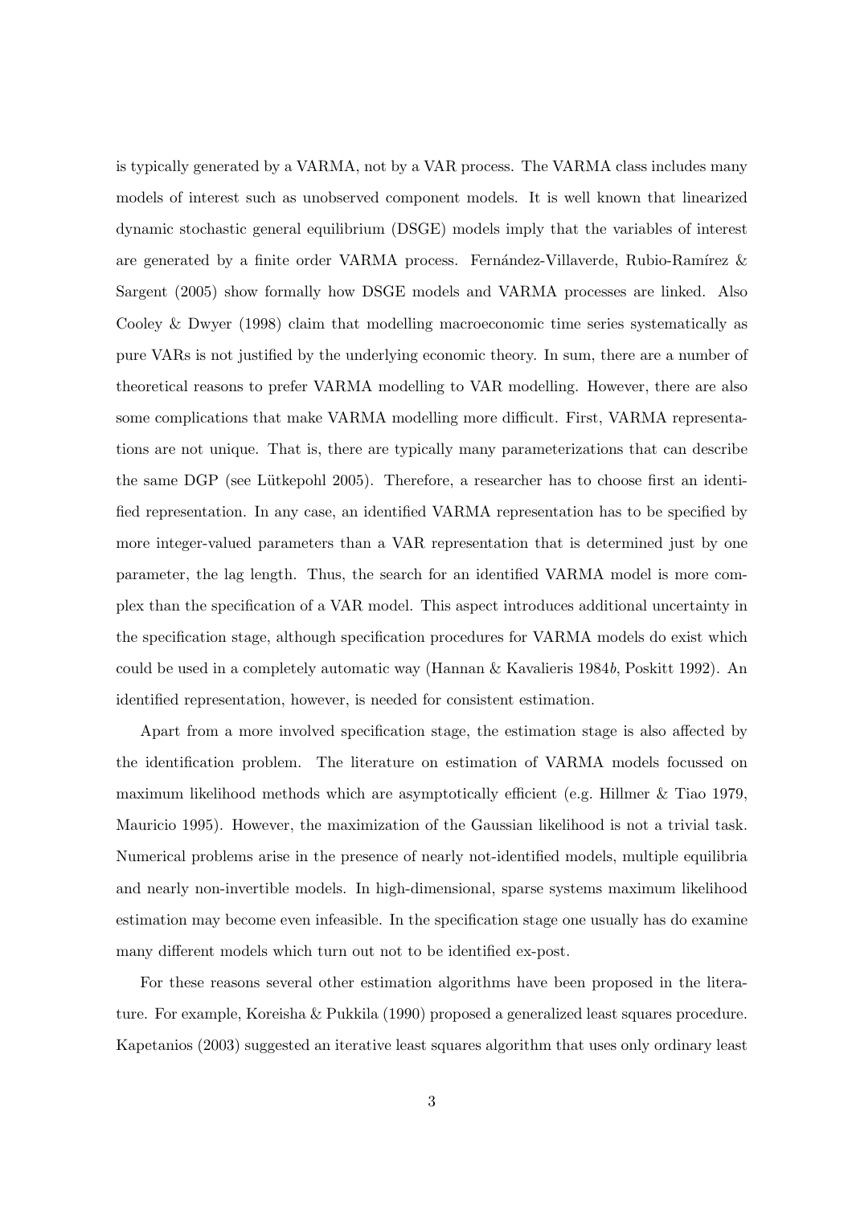is typically generated by a VARMA, not by a VAR process. The VARMA class includes many models of interest such as unobserved component models. It is well known that linearized dynamic stochastic general equilibrium (DSGE) models imply that the variables of interest are generated by a finite order VARMA process. Fernández-Villaverde, Rubio-Ramírez & Sargent (2005) show formally how DSGE models and VARMA processes are linked. Also Cooley & Dwyer (1998) claim that modelling macroeconomic time series systematically as pure VARs is not justified by the underlying economic theory. In sum, there are a number of theoretical reasons to prefer VARMA modelling to VAR modelling. However, there are also some complications that make VARMA modelling more difficult. First, VARMA representations are not unique. That is, there are typically many parameterizations that can describe the same DGP (see Lütkepohl 2005). Therefore, a researcher has to choose first an identified representation. In any case, an identified VARMA representation has to be specified by more integer-valued parameters than a VAR representation that is determined just by one parameter, the lag length. Thus, the search for an identified VARMA model is more complex than the specification of a VAR model. This aspect introduces additional uncertainty in the specification stage, although specification procedures for VARMA models do exist which could be used in a completely automatic way (Hannan & Kavalieris 1984*b*, Poskitt 1992). An identified representation, however, is needed for consistent estimation.

Apart from a more involved specification stage, the estimation stage is also affected by the identification problem. The literature on estimation of VARMA models focussed on maximum likelihood methods which are asymptotically efficient (e.g. Hillmer & Tiao 1979, Mauricio 1995). However, the maximization of the Gaussian likelihood is not a trivial task. Numerical problems arise in the presence of nearly not-identified models, multiple equilibria and nearly non-invertible models. In high-dimensional, sparse systems maximum likelihood estimation may become even infeasible. In the specification stage one usually has do examine many different models which turn out not to be identified ex-post.

For these reasons several other estimation algorithms have been proposed in the literature. For example, Koreisha & Pukkila (1990) proposed a generalized least squares procedure. Kapetanios (2003) suggested an iterative least squares algorithm that uses only ordinary least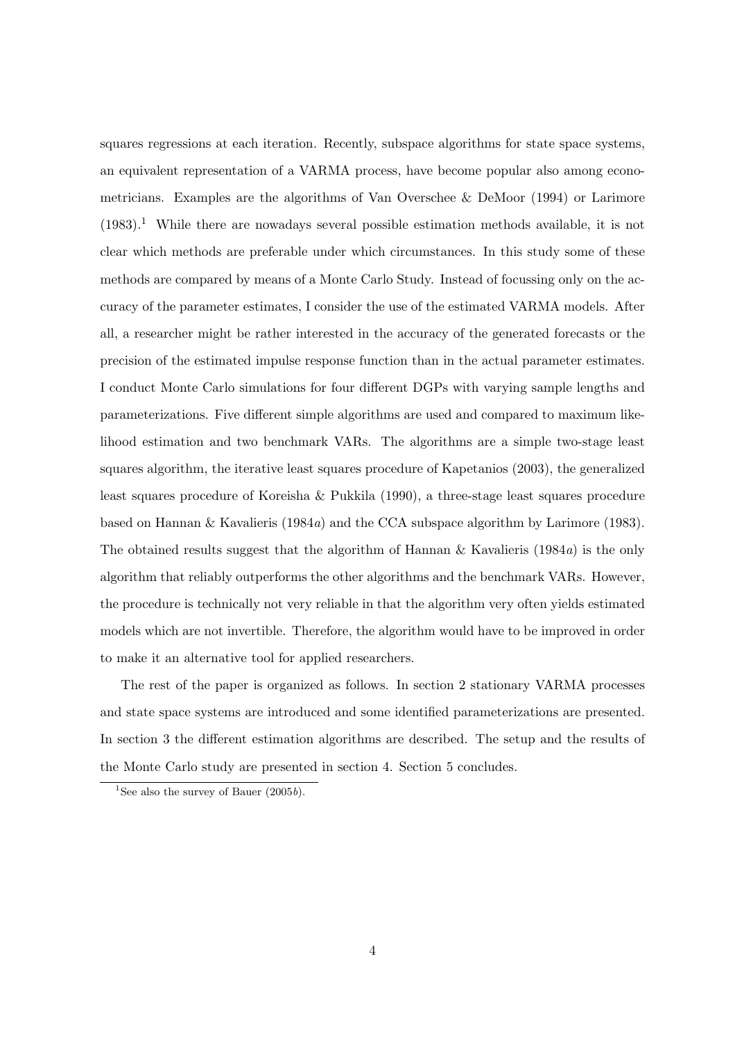squares regressions at each iteration. Recently, subspace algorithms for state space systems, an equivalent representation of a VARMA process, have become popular also among econometricians. Examples are the algorithms of Van Overschee & DeMoor (1994) or Larimore (1983).[1] While there are nowadays several possible estimation methods available, it is not clear which methods are preferable under which circumstances. In this study some of these methods are compared by means of a Monte Carlo Study. Instead of focussing only on the accuracy of the parameter estimates, I consider the use of the estimated VARMA models. After all, a researcher might be rather interested in the accuracy of the generated forecasts or the precision of the estimated impulse response function than in the actual parameter estimates. I conduct Monte Carlo simulations for four different DGPs with varying sample lengths and parameterizations. Five different simple algorithms are used and compared to maximum likelihood estimation and two benchmark VARs. The algorithms are a simple two-stage least squares algorithm, the iterative least squares procedure of Kapetanios (2003), the generalized least squares procedure of Koreisha & Pukkila (1990), a three-stage least squares procedure based on Hannan & Kavalieris (1984*a*) and the CCA subspace algorithm by Larimore (1983). The obtained results suggest that the algorithm of Hannan & Kavalieris (1984*a*) is the only algorithm that reliably outperforms the other algorithms and the benchmark VARs. However, the procedure is technically not very reliable in that the algorithm very often yields estimated models which are not invertible. Therefore, the algorithm would have to be improved in order to make it an alternative tool for applied researchers.

The rest of the paper is organized as follows. In section 2 stationary VARMA processes and state space systems are introduced and some identified parameterizations are presented. In section 3 the different estimation algorithms are described. The setup and the results of the Monte Carlo study are presented in section 4. Section 5 concludes.

[1] See also the survey of Bauer (2005*b*).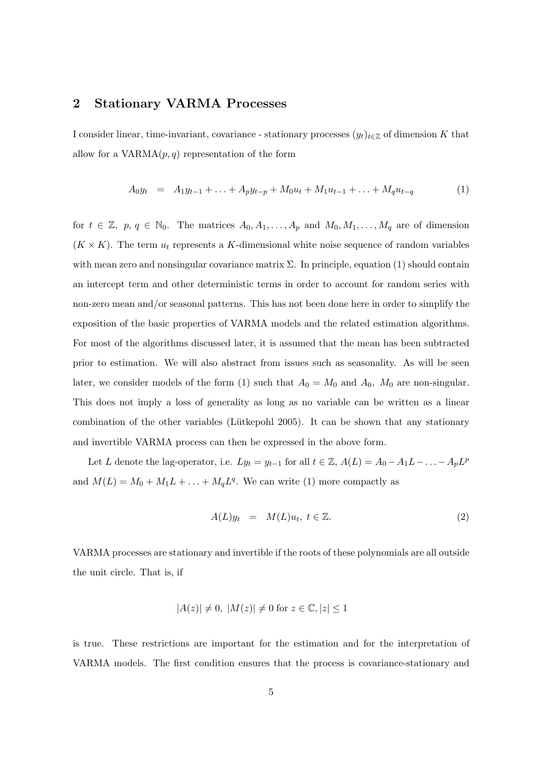## 2 Stationary VARMA Processes

I consider linear, time-invariant, covariance - stationary processes $(y_t)_{t \in \mathbb{Z}}$ of dimension $K$ that allow for a VARMA$(p, q)$ representation of the form

$$A_0 y_t \quad = \quad A_1 y_{t-1} + \ldots + A_p y_{t-p} + M_0 u_t + M_1 u_{t-1} + \ldots + M_q u_{t-q} \tag{1}$$

for $t \in \mathbb{Z},\ p,\, q \in \mathbb{N}_0$. The matrices $A_0, A_1, \ldots, A_p$ and $M_0, M_1, \ldots, M_q$ are of dimension $(K \times K)$. The term $u_t$ represents a $K$-dimensional white noise sequence of random variables with mean zero and nonsingular covariance matrix $\Sigma$. In principle, equation (1) should contain an intercept term and other deterministic terms in order to account for random series with non-zero mean and/or seasonal patterns. This has not been done here in order to simplify the exposition of the basic properties of VARMA models and the related estimation algorithms. For most of the algorithms discussed later, it is assumed that the mean has been subtracted prior to estimation. We will also abstract from issues such as seasonality. As will be seen later, we consider models of the form (1) such that $A_0 = M_0$ and $A_0,\ M_0$ are non-singular. This does not imply a loss of generality as long as no variable can be written as a linear combination of the other variables (Lütkepohl 2005). It can be shown that any stationary and invertible VARMA process can then be expressed in the above form.

Let $L$ denote the lag-operator, i.e. $Ly_t = y_{t-1}$ for all $t \in \mathbb{Z}$, $A(L) = A_0 - A_1 L - \ldots - A_p L^p$ and $M(L) = M_0 + M_1 L + \ldots + M_q L^q$. We can write (1) more compactly as

$$A(L) y_t \quad = \quad M(L) u_t,\ t \in \mathbb{Z}. \tag{2}$$

VARMA processes are stationary and invertible if the roots of these polynomials are all outside the unit circle. That is, if

$$|A(z)| \neq 0,\ |M(z)| \neq 0 \text{ for } z \in \mathbb{C}, |z| \leq 1$$

is true. These restrictions are important for the estimation and for the interpretation of VARMA models. The first condition ensures that the process is covariance-stationary and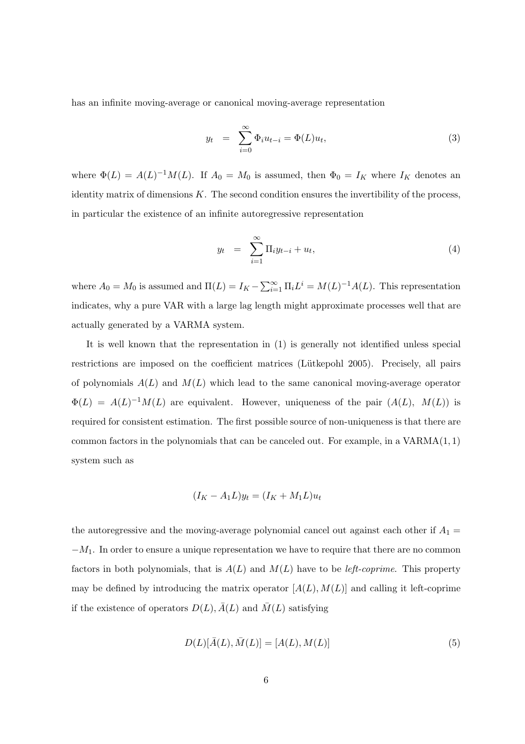has an infinite moving-average or canonical moving-average representation

$$y_t = \sum_{i=0}^{\infty} \Phi_i u_{t-i} = \Phi(L) u_t, \tag{3}$$

where $\Phi(L) = A(L)^{-1}M(L)$. If $A_0 = M_0$ is assumed, then $\Phi_0 = I_K$ where $I_K$ denotes an identity matrix of dimensions $K$. The second condition ensures the invertibility of the process, in particular the existence of an infinite autoregressive representation

$$y_t = \sum_{i=1}^{\infty} \Pi_i y_{t-i} + u_t, \tag{4}$$

where $A_0 = M_0$ is assumed and $\Pi(L) = I_K - \sum_{i=1}^{\infty} \Pi_i L^i = M(L)^{-1}A(L)$. This representation indicates, why a pure VAR with a large lag length might approximate processes well that are actually generated by a VARMA system.

It is well known that the representation in (1) is generally not identified unless special restrictions are imposed on the coefficient matrices (Lütkepohl 2005). Precisely, all pairs of polynomials $A(L)$ and $M(L)$ which lead to the same canonical moving-average operator $\Phi(L) = A(L)^{-1}M(L)$ are equivalent. However, uniqueness of the pair $(A(L),\ M(L))$ is required for consistent estimation. The first possible source of non-uniqueness is that there are common factors in the polynomials that can be canceled out. For example, in a VARMA$(1,1)$ system such as

$$(I_K - A_1 L)y_t = (I_K + M_1 L)u_t$$

the autoregressive and the moving-average polynomial cancel out against each other if $A_1 = -M_1$. In order to ensure a unique representation we have to require that there are no common factors in both polynomials, that is $A(L)$ and $M(L)$ have to be *left-coprime*. This property may be defined by introducing the matrix operator $[A(L), M(L)]$ and calling it left-coprime if the existence of operators $D(L), \bar{A}(L)$ and $\bar{M}(L)$ satisfying

$$D(L)[\bar{A}(L), \bar{M}(L)] = [A(L), M(L)] \tag{5}$$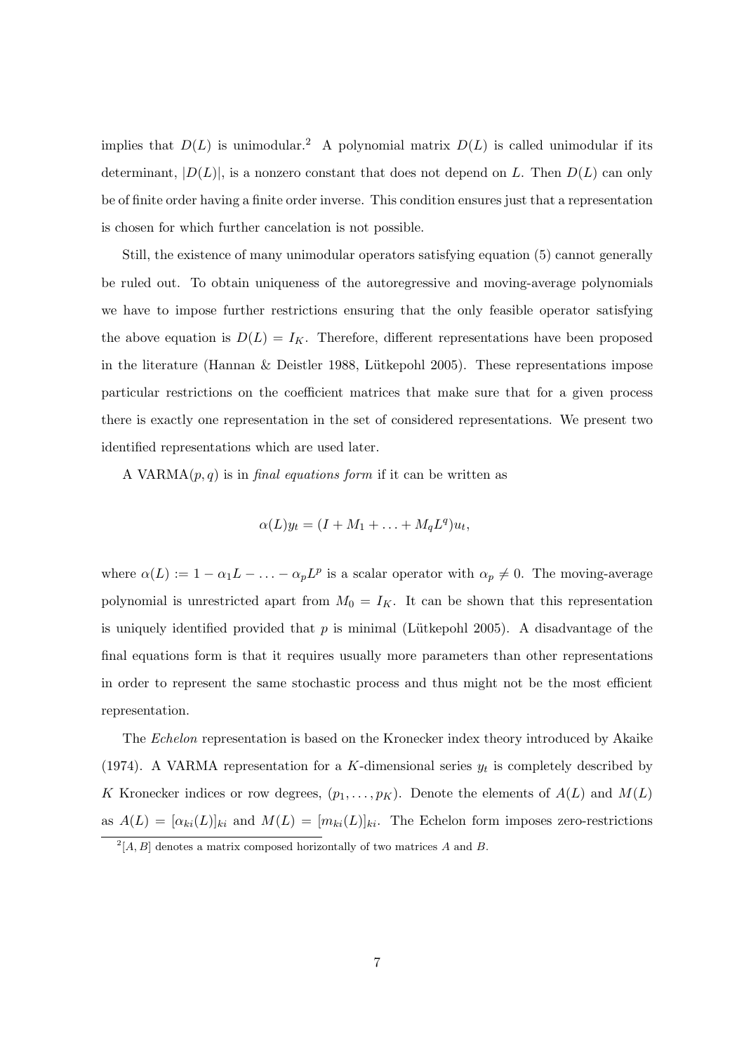implies that $D(L)$ is unimodular.[2] A polynomial matrix $D(L)$ is called unimodular if its determinant, $|D(L)|$, is a nonzero constant that does not depend on $L$. Then $D(L)$ can only be of finite order having a finite order inverse. This condition ensures just that a representation is chosen for which further cancelation is not possible.

Still, the existence of many unimodular operators satisfying equation (5) cannot generally be ruled out. To obtain uniqueness of the autoregressive and moving-average polynomials we have to impose further restrictions ensuring that the only feasible operator satisfying the above equation is $D(L) = I_K$. Therefore, different representations have been proposed in the literature (Hannan & Deistler 1988, Lütkepohl 2005). These representations impose particular restrictions on the coefficient matrices that make sure that for a given process there is exactly one representation in the set of considered representations. We present two identified representations which are used later.

A VARMA$(p, q)$ is in *final equations form* if it can be written as

$$\alpha(L)y_t = (I + M_1 + \ldots + M_q L^q)u_t,$$

where $\alpha(L) := 1 - \alpha_1 L - \ldots - \alpha_p L^p$ is a scalar operator with $\alpha_p \neq 0$. The moving-average polynomial is unrestricted apart from $M_0 = I_K$. It can be shown that this representation is uniquely identified provided that $p$ is minimal (Lütkepohl 2005). A disadvantage of the final equations form is that it requires usually more parameters than other representations in order to represent the same stochastic process and thus might not be the most efficient representation.

The *Echelon* representation is based on the Kronecker index theory introduced by Akaike (1974). A VARMA representation for a $K$-dimensional series $y_t$ is completely described by $K$ Kronecker indices or row degrees, $(p_1, \ldots, p_K)$. Denote the elements of $A(L)$ and $M(L)$ as $A(L) = [\alpha_{ki}(L)]_{ki}$ and $M(L) = [m_{ki}(L)]_{ki}$. The Echelon form imposes zero-restrictions

[2] $[A, B]$ denotes a matrix composed horizontally of two matrices $A$ and $B$.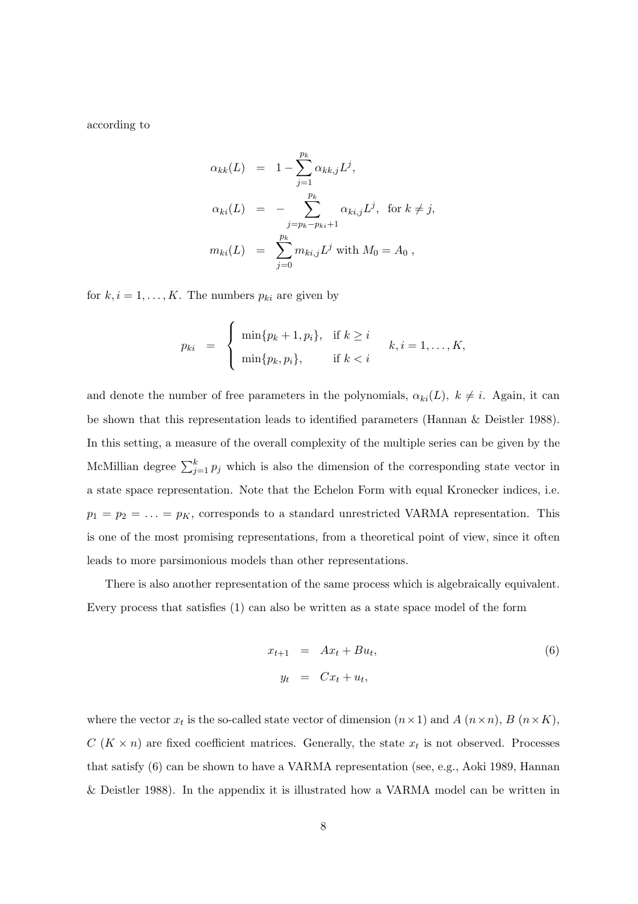according to

$$
\begin{aligned}
\alpha_{kk}(L) &= 1 - \sum_{j=1}^{p_k} \alpha_{kk,j} L^j, \\
\alpha_{ki}(L) &= - \sum_{j=p_k - p_{ki}+1}^{p_k} \alpha_{ki,j} L^j, \quad \text{for } k \neq j, \\
m_{ki}(L) &= \sum_{j=0}^{p_k} m_{ki,j} L^j \text{ with } M_0 = A_0 \ ,
\end{aligned}
$$

for $k, i = 1, \dots, K$. The numbers $p_{ki}$ are given by

$$
p_{ki} = \begin{cases} \min\{p_k + 1, p_i\}, & \text{if } k \geq i \\ \min\{p_k, p_i\}, & \text{if } k < i \end{cases} \qquad k, i = 1, \dots, K,
$$

and denote the number of free parameters in the polynomials, $\alpha_{ki}(L)$, $k \neq i$. Again, it can be shown that this representation leads to identified parameters (Hannan & Deistler 1988). In this setting, a measure of the overall complexity of the multiple series can be given by the McMillian degree $\sum_{j=1}^{k} p_j$ which is also the dimension of the corresponding state vector in a state space representation. Note that the Echelon Form with equal Kronecker indices, i.e. $p_1 = p_2 = \ldots = p_K$, corresponds to a standard unrestricted VARMA representation. This is one of the most promising representations, from a theoretical point of view, since it often leads to more parsimonious models than other representations.

There is also another representation of the same process which is algebraically equivalent. Every process that satisfies (1) can also be written as a state space model of the form

$$
\begin{aligned}
x_{t+1} &= A x_t + B u_t, \\
y_t &= C x_t + u_t,
\end{aligned} \tag{6}
$$

where the vector $x_t$ is the so-called state vector of dimension $(n \times 1)$ and $A$ $(n \times n)$, $B$ $(n \times K)$, $C$ $(K \times n)$ are fixed coefficient matrices. Generally, the state $x_t$ is not observed. Processes that satisfy (6) can be shown to have a VARMA representation (see, e.g., Aoki 1989, Hannan & Deistler 1988). In the appendix it is illustrated how a VARMA model can be written in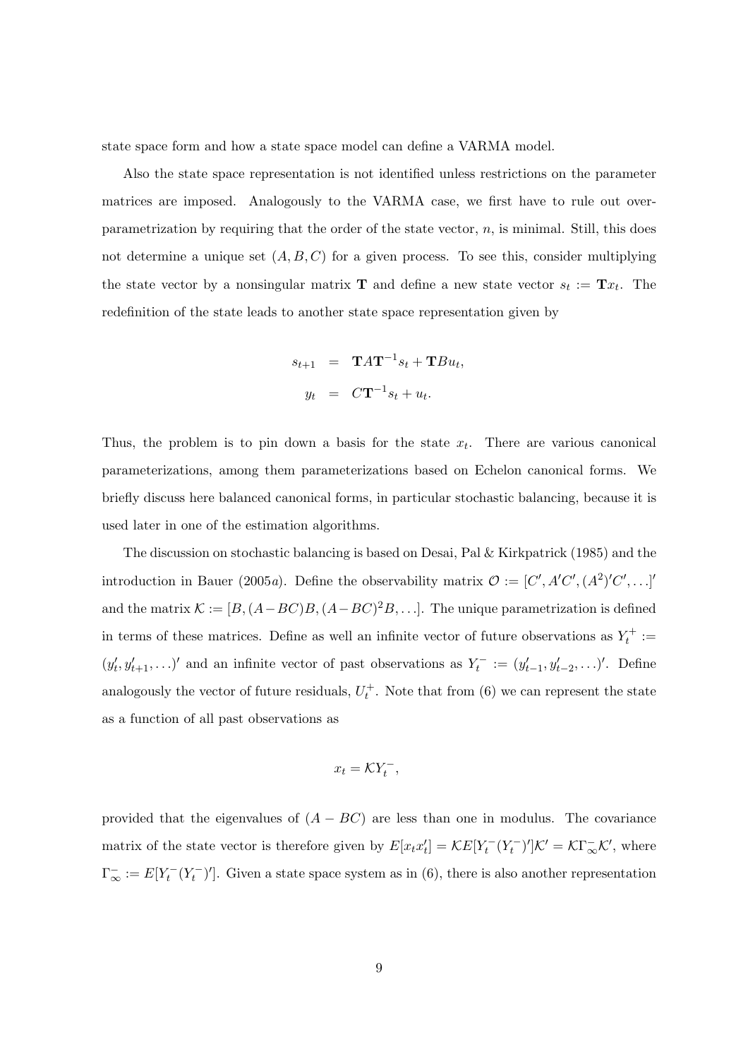state space form and how a state space model can define a VARMA model.

Also the state space representation is not identified unless restrictions on the parameter matrices are imposed. Analogously to the VARMA case, we first have to rule out overparametrization by requiring that the order of the state vector, $n$, is minimal. Still, this does not determine a unique set $(A, B, C)$ for a given process. To see this, consider multiplying the state vector by a nonsingular matrix $\mathbf{T}$ and define a new state vector $s_t := \mathbf{T}x_t$. The redefinition of the state leads to another state space representation given by

$$
\begin{aligned}
s_{t+1} &= \mathbf{T}A\mathbf{T}^{-1}s_t + \mathbf{T}Bu_t, \\
y_t &= C\mathbf{T}^{-1}s_t + u_t.
\end{aligned}
$$

Thus, the problem is to pin down a basis for the state $x_t$. There are various canonical parameterizations, among them parameterizations based on Echelon canonical forms. We briefly discuss here balanced canonical forms, in particular stochastic balancing, because it is used later in one of the estimation algorithms.

The discussion on stochastic balancing is based on Desai, Pal & Kirkpatrick (1985) and the introduction in Bauer (2005*a*). Define the observability matrix $\mathcal{O} := [C', A'C', (A^2)'C', \ldots]'$ and the matrix $\mathcal{K} := [B, (A-BC)B, (A-BC)^2B, \ldots]$. The unique parametrization is defined in terms of these matrices. Define as well an infinite vector of future observations as $Y_t^+ := (y_t', y_{t+1}', \ldots)'$ and an infinite vector of past observations as $Y_t^- := (y_{t-1}', y_{t-2}', \ldots)'$. Define analogously the vector of future residuals, $U_t^+$. Note that from (6) we can represent the state as a function of all past observations as

$$
x_t = \mathcal{K}Y_t^-,
$$

provided that the eigenvalues of $(A - BC)$ are less than one in modulus. The covariance matrix of the state vector is therefore given by $E[x_t x_t'] = \mathcal{K}E[Y_t^-(Y_t^-)']\mathcal{K}' = \mathcal{K}\Gamma_\infty^-\mathcal{K}'$, where $\Gamma_\infty^- := E[Y_t^-(Y_t^-)']$. Given a state space system as in (6), there is also another representation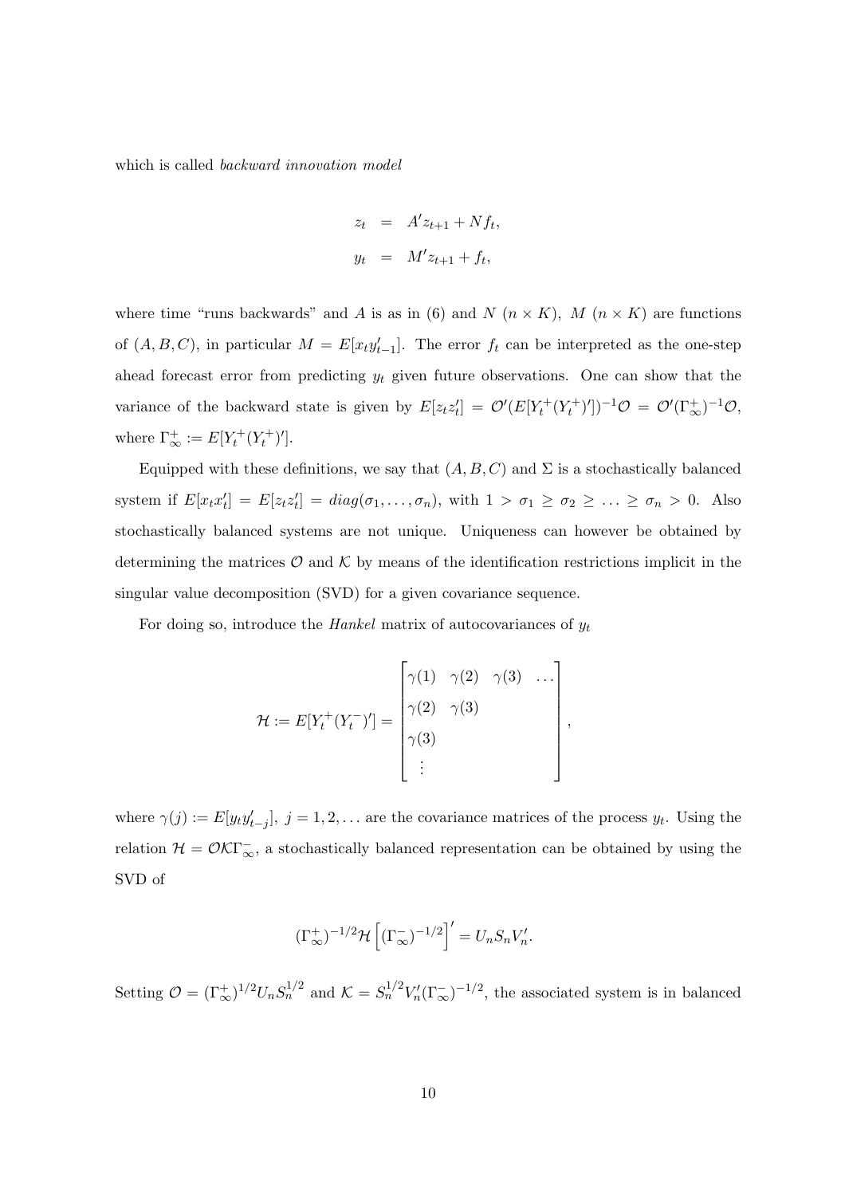which is called *backward innovation model*

$$
\begin{aligned}
z_t &= A' z_{t+1} + N f_t, \\
y_t &= M' z_{t+1} + f_t,
\end{aligned}
$$

where time "runs backwards" and $A$ is as in (6) and $N$ $(n \times K)$, $M$ $(n \times K)$ are functions of $(A, B, C)$, in particular $M = E[x_t y_{t-1}']$. The error $f_t$ can be interpreted as the one-step ahead forecast error from predicting $y_t$ given future observations. One can show that the variance of the backward state is given by $E[z_t z_t'] = \mathcal{O}'(E[Y_t^+ (Y_t^+)'])^{-1}\mathcal{O} = \mathcal{O}'(\Gamma_\infty^+)^{-1}\mathcal{O}$, where $\Gamma_\infty^+ := E[Y_t^+ (Y_t^+)']$.

Equipped with these definitions, we say that $(A, B, C)$ and $\Sigma$ is a stochastically balanced system if $E[x_t x_t'] = E[z_t z_t'] = diag(\sigma_1, \ldots, \sigma_n)$, with $1 > \sigma_1 \geq \sigma_2 \geq \ldots \geq \sigma_n > 0$. Also stochastically balanced systems are not unique. Uniqueness can however be obtained by determining the matrices $\mathcal{O}$ and $\mathcal{K}$ by means of the identification restrictions implicit in the singular value decomposition (SVD) for a given covariance sequence.

For doing so, introduce the *Hankel* matrix of autocovariances of $y_t$

$$
\mathcal{H} := E[Y_t^+ (Y_t^-)'] = \begin{bmatrix} \gamma(1) & \gamma(2) & \gamma(3) & \ldots \\ \gamma(2) & \gamma(3) & & \\ \gamma(3) & & & \\ \vdots & & & \end{bmatrix},
$$

where $\gamma(j) := E[y_t y_{t-j}']$, $j = 1, 2, \ldots$ are the covariance matrices of the process $y_t$. Using the relation $\mathcal{H} = \mathcal{O}\mathcal{K}\Gamma_\infty^-$, a stochastically balanced representation can be obtained by using the SVD of

$$
(\Gamma_\infty^+)^{-1/2}\mathcal{H}\left[(\Gamma_\infty^-)^{-1/2}\right]' = U_n S_n V_n'.
$$

Setting $\mathcal{O} = (\Gamma_\infty^+)^{1/2} U_n S_n^{1/2}$ and $\mathcal{K} = S_n^{1/2} V_n' (\Gamma_\infty^-)^{-1/2}$, the associated system is in balanced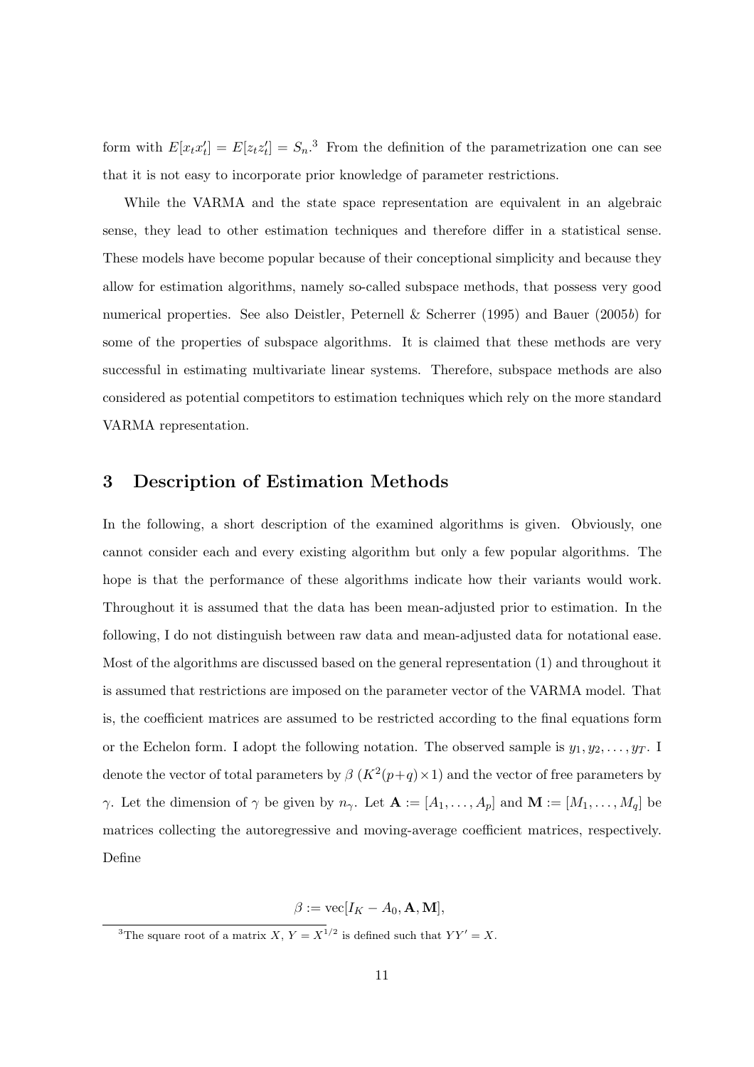form with $E[x_t x_t'] = E[z_t z_t'] = S_n$.[3] From the definition of the parametrization one can see that it is not easy to incorporate prior knowledge of parameter restrictions.

While the VARMA and the state space representation are equivalent in an algebraic sense, they lead to other estimation techniques and therefore differ in a statistical sense. These models have become popular because of their conceptional simplicity and because they allow for estimation algorithms, namely so-called subspace methods, that possess very good numerical properties. See also Deistler, Peternell & Scherrer (1995) and Bauer (2005*b*) for some of the properties of subspace algorithms. It is claimed that these methods are very successful in estimating multivariate linear systems. Therefore, subspace methods are also considered as potential competitors to estimation techniques which rely on the more standard VARMA representation.

## 3 Description of Estimation Methods

In the following, a short description of the examined algorithms is given. Obviously, one cannot consider each and every existing algorithm but only a few popular algorithms. The hope is that the performance of these algorithms indicate how their variants would work. Throughout it is assumed that the data has been mean-adjusted prior to estimation. In the following, I do not distinguish between raw data and mean-adjusted data for notational ease. Most of the algorithms are discussed based on the general representation (1) and throughout it is assumed that restrictions are imposed on the parameter vector of the VARMA model. That is, the coefficient matrices are assumed to be restricted according to the final equations form or the Echelon form. I adopt the following notation. The observed sample is $y_1, y_2, \ldots, y_T$. I denote the vector of total parameters by $\beta$ $(K^2(p+q)\times 1)$ and the vector of free parameters by $\gamma$. Let the dimension of $\gamma$ be given by $n_\gamma$. Let $\mathbf{A} := [A_1, \ldots, A_p]$ and $\mathbf{M} := [M_1, \ldots, M_q]$ be matrices collecting the autoregressive and moving-average coefficient matrices, respectively. Define

$$\beta := \text{vec}[I_K - A_0, \mathbf{A}, \mathbf{M}],$$

[3] The square root of a matrix $X$, $Y = X^{1/2}$ is defined such that $YY' = X$.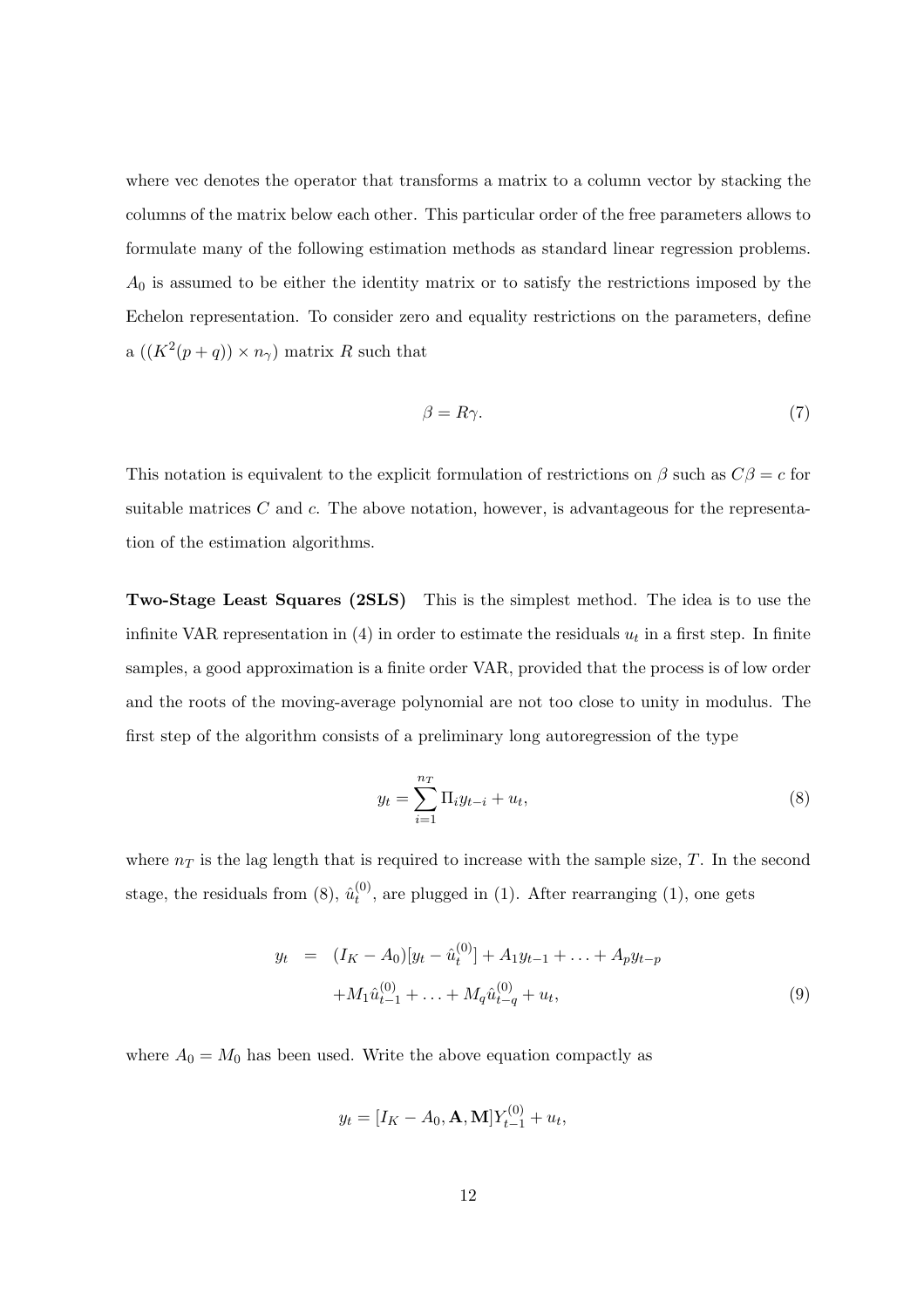where vec denotes the operator that transforms a matrix to a column vector by stacking the columns of the matrix below each other. This particular order of the free parameters allows to formulate many of the following estimation methods as standard linear regression problems. $A_0$ is assumed to be either the identity matrix or to satisfy the restrictions imposed by the Echelon representation. To consider zero and equality restrictions on the parameters, define a $((K^2(p+q)) \times n_\gamma)$ matrix $R$ such that

$$\beta = R\gamma. \tag{7}$$

This notation is equivalent to the explicit formulation of restrictions on $\beta$ such as $C\beta = c$ for suitable matrices $C$ and $c$. The above notation, however, is advantageous for the representation of the estimation algorithms.

**Two-Stage Least Squares (2SLS)** This is the simplest method. The idea is to use the infinite VAR representation in (4) in order to estimate the residuals $u_t$ in a first step. In finite samples, a good approximation is a finite order VAR, provided that the process is of low order and the roots of the moving-average polynomial are not too close to unity in modulus. The first step of the algorithm consists of a preliminary long autoregression of the type

$$y_t = \sum_{i=1}^{n_T} \Pi_i y_{t-i} + u_t, \tag{8}$$

where $n_T$ is the lag length that is required to increase with the sample size, $T$. In the second stage, the residuals from (8), $\hat{u}_t^{(0)}$, are plugged in (1). After rearranging (1), one gets

$$\begin{aligned} y_t &= (I_K - A_0)[y_t - \hat{u}_t^{(0)}] + A_1 y_{t-1} + \ldots + A_p y_{t-p} \\ &\quad + M_1 \hat{u}_{t-1}^{(0)} + \ldots + M_q \hat{u}_{t-q}^{(0)} + u_t, \end{aligned} \tag{9}$$

where $A_0 = M_0$ has been used. Write the above equation compactly as

$$y_t = [I_K - A_0, \mathbf{A}, \mathbf{M}] Y_{t-1}^{(0)} + u_t,$$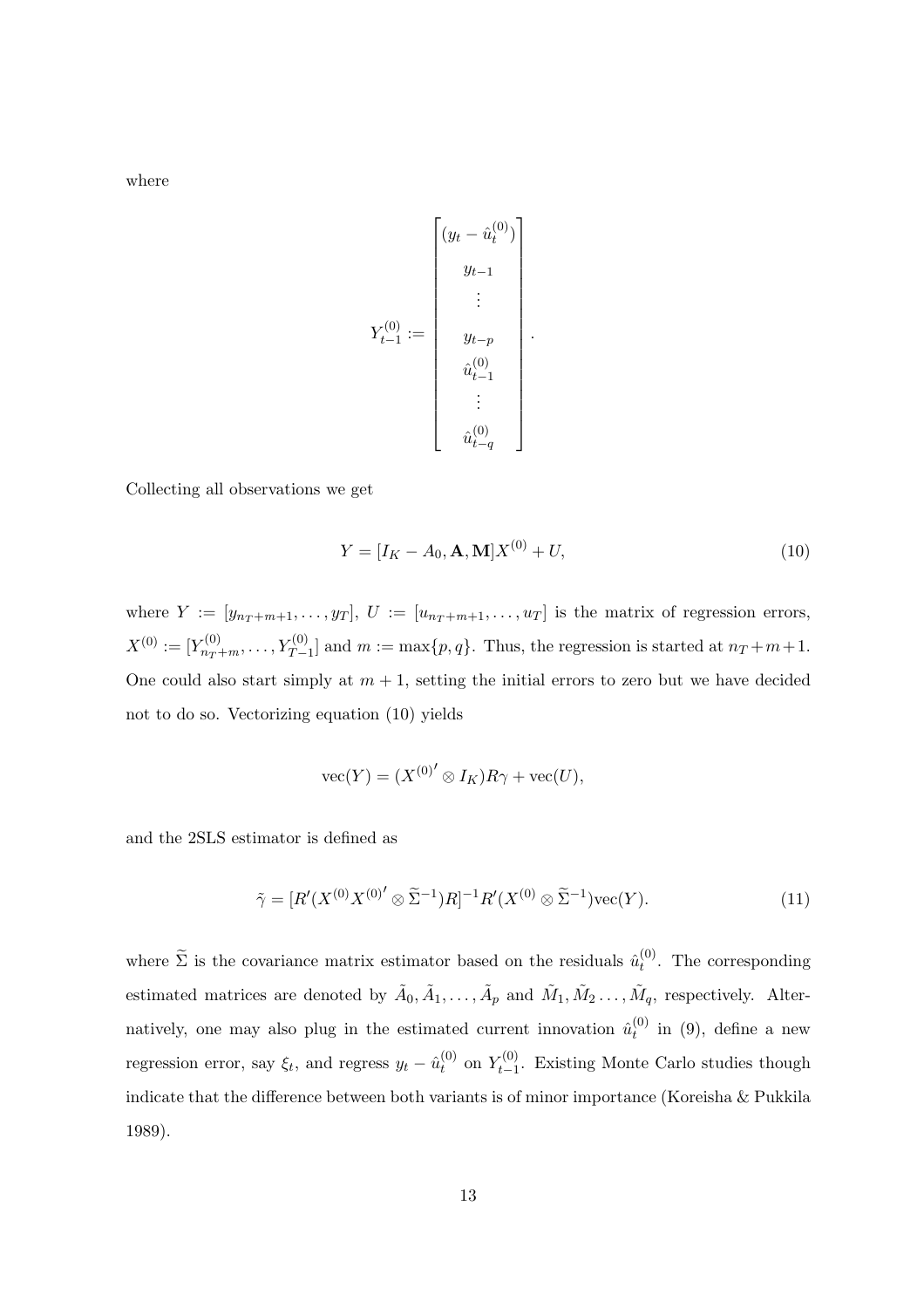where

$$
Y_{t-1}^{(0)} := \begin{bmatrix} (y_t - \hat{u}_t^{(0)}) \\ y_{t-1} \\ \vdots \\ y_{t-p} \\ \hat{u}_{t-1}^{(0)} \\ \vdots \\ \hat{u}_{t-q}^{(0)} \end{bmatrix}.
$$

Collecting all observations we get

$$
Y = [I_K - A_0, \mathbf{A}, \mathbf{M}] X^{(0)} + U, \tag{10}
$$

where $Y := [y_{n_T+m+1}, \ldots, y_T]$, $U := [u_{n_T+m+1}, \ldots, u_T]$ is the matrix of regression errors, $X^{(0)} := [Y_{n_T+m}^{(0)}, \ldots, Y_{T-1}^{(0)}]$ and $m := \max\{p, q\}$. Thus, the regression is started at $n_T + m + 1$. One could also start simply at $m + 1$, setting the initial errors to zero but we have decided not to do so. Vectorizing equation (10) yields

$$
\text{vec}(Y) = (X^{(0)'} \otimes I_K) R\gamma + \text{vec}(U),
$$

and the 2SLS estimator is defined as

$$
\tilde{\gamma} = [R'(X^{(0)} X^{(0)'} \otimes \widetilde{\Sigma}^{-1}) R]^{-1} R'(X^{(0)} \otimes \widetilde{\Sigma}^{-1}) \text{vec}(Y). \tag{11}
$$

where $\widetilde{\Sigma}$ is the covariance matrix estimator based on the residuals $\hat{u}_t^{(0)}$. The corresponding estimated matrices are denoted by $\tilde{A}_0, \tilde{A}_1, \ldots, \tilde{A}_p$ and $\tilde{M}_1, \tilde{M}_2 \ldots, \tilde{M}_q$, respectively. Alternatively, one may also plug in the estimated current innovation $\hat{u}_t^{(0)}$ in (9), define a new regression error, say $\xi_t$, and regress $y_t - \hat{u}_t^{(0)}$ on $Y_{t-1}^{(0)}$. Existing Monte Carlo studies though indicate that the difference between both variants is of minor importance (Koreisha & Pukkila 1989).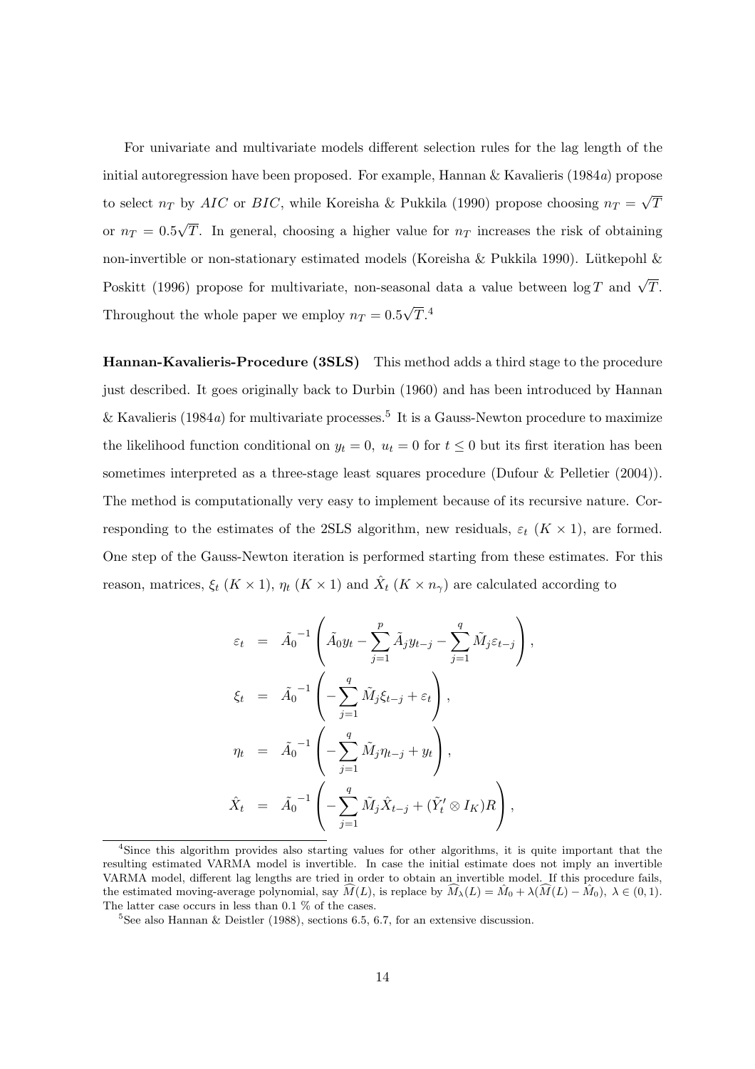For univariate and multivariate models different selection rules for the lag length of the initial autoregression have been proposed. For example, Hannan & Kavalieris (1984*a*) propose to select $n_T$ by $AIC$ or $BIC$, while Koreisha & Pukkila (1990) propose choosing $n_T = \sqrt{T}$ or $n_T = 0.5\sqrt{T}$. In general, choosing a higher value for $n_T$ increases the risk of obtaining non-invertible or non-stationary estimated models (Koreisha & Pukkila 1990). Lütkepohl & Poskitt (1996) propose for multivariate, non-seasonal data a value between $\log T$ and $\sqrt{T}$. Throughout the whole paper we employ $n_T = 0.5\sqrt{T}$.[4]

**Hannan-Kavalieris-Procedure (3SLS)** This method adds a third stage to the procedure just described. It goes originally back to Durbin (1960) and has been introduced by Hannan & Kavalieris (1984*a*) for multivariate processes.[5] It is a Gauss-Newton procedure to maximize the likelihood function conditional on $y_t = 0,\ u_t = 0$ for $t \leq 0$ but its first iteration has been sometimes interpreted as a three-stage least squares procedure (Dufour & Pelletier (2004)). The method is computationally very easy to implement because of its recursive nature. Corresponding to the estimates of the 2SLS algorithm, new residuals, $\varepsilon_t$ $(K \times 1)$, are formed. One step of the Gauss-Newton iteration is performed starting from these estimates. For this reason, matrices, $\xi_t$ $(K \times 1)$, $\eta_t$ $(K \times 1)$ and $\hat{X}_t$ $(K \times n_\gamma)$ are calculated according to

$$
\begin{aligned}
\varepsilon_t &= \tilde{A}_0^{-1}\left(\tilde{A}_0 y_t - \sum_{j=1}^{p} \tilde{A}_j y_{t-j} - \sum_{j=1}^{q} \tilde{M}_j \varepsilon_{t-j}\right), \\
\xi_t &= \tilde{A}_0^{-1}\left(-\sum_{j=1}^{q} \tilde{M}_j \xi_{t-j} + \varepsilon_t\right), \\
\eta_t &= \tilde{A}_0^{-1}\left(-\sum_{j=1}^{q} \tilde{M}_j \eta_{t-j} + y_t\right), \\
\hat{X}_t &= \tilde{A}_0^{-1}\left(-\sum_{j=1}^{q} \tilde{M}_j \hat{X}_{t-j} + (\tilde{Y}_t' \otimes I_K) R\right),
\end{aligned}
$$

[4] Since this algorithm provides also starting values for other algorithms, it is quite important that the resulting estimated VARMA model is invertible. In case the initial estimate does not imply an invertible VARMA model, different lag lengths are tried in order to obtain an invertible model. If this procedure fails, the estimated moving-average polynomial, say $\widehat{M}(L)$, is replace by $\widehat{M}_\lambda(L) = \hat{M}_0 + \lambda(\widehat{M}(L) - \hat{M}_0),\ \lambda \in (0, 1)$. The latter case occurs in less than 0.1 % of the cases.

[5] See also Hannan & Deistler (1988), sections 6.5, 6.7, for an extensive discussion.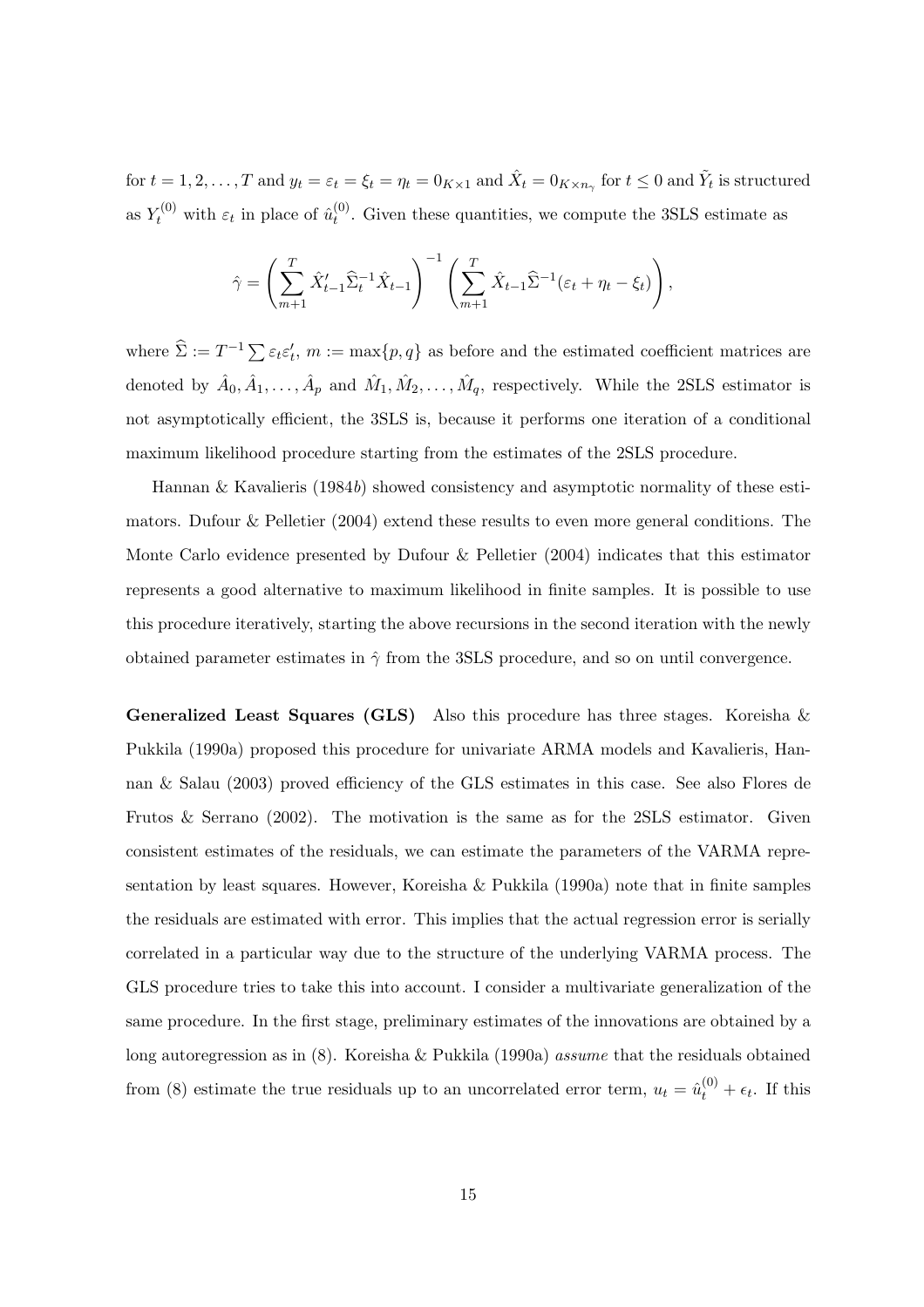for $t = 1, 2, \ldots, T$ and $y_t = \varepsilon_t = \xi_t = \eta_t = 0_{K\times 1}$ and $\hat{X}_t = 0_{K\times n_\gamma}$ for $t \leq 0$ and $\tilde{Y}_t$ is structured as $Y_t^{(0)}$ with $\varepsilon_t$ in place of $\hat{u}_t^{(0)}$. Given these quantities, we compute the 3SLS estimate as

$$\hat{\gamma} = \left( \sum_{m+1}^{T} \hat{X}'_{t-1} \widehat{\Sigma}_t^{-1} \hat{X}_{t-1} \right)^{-1} \left( \sum_{m+1}^{T} \hat{X}_{t-1} \widehat{\Sigma}^{-1} (\varepsilon_t + \eta_t - \xi_t) \right),$$

where $\widehat{\Sigma} := T^{-1} \sum \varepsilon_t \varepsilon'_t$, $m := \max\{p, q\}$ as before and the estimated coefficient matrices are denoted by $\hat{A}_0, \hat{A}_1, \ldots, \hat{A}_p$ and $\hat{M}_1, \hat{M}_2, \ldots, \hat{M}_q$, respectively. While the 2SLS estimator is not asymptotically efficient, the 3SLS is, because it performs one iteration of a conditional maximum likelihood procedure starting from the estimates of the 2SLS procedure.

Hannan & Kavalieris (1984*b*) showed consistency and asymptotic normality of these estimators. Dufour & Pelletier (2004) extend these results to even more general conditions. The Monte Carlo evidence presented by Dufour & Pelletier (2004) indicates that this estimator represents a good alternative to maximum likelihood in finite samples. It is possible to use this procedure iteratively, starting the above recursions in the second iteration with the newly obtained parameter estimates in $\hat{\gamma}$ from the 3SLS procedure, and so on until convergence.

**Generalized Least Squares (GLS)** Also this procedure has three stages. Koreisha & Pukkila (1990a) proposed this procedure for univariate ARMA models and Kavalieris, Hannan & Salau (2003) proved efficiency of the GLS estimates in this case. See also Flores de Frutos & Serrano (2002). The motivation is the same as for the 2SLS estimator. Given consistent estimates of the residuals, we can estimate the parameters of the VARMA representation by least squares. However, Koreisha & Pukkila (1990a) note that in finite samples the residuals are estimated with error. This implies that the actual regression error is serially correlated in a particular way due to the structure of the underlying VARMA process. The GLS procedure tries to take this into account. I consider a multivariate generalization of the same procedure. In the first stage, preliminary estimates of the innovations are obtained by a long autoregression as in (8). Koreisha & Pukkila (1990a) *assume* that the residuals obtained from (8) estimate the true residuals up to an uncorrelated error term, $u_t = \hat{u}_t^{(0)} + \epsilon_t$. If this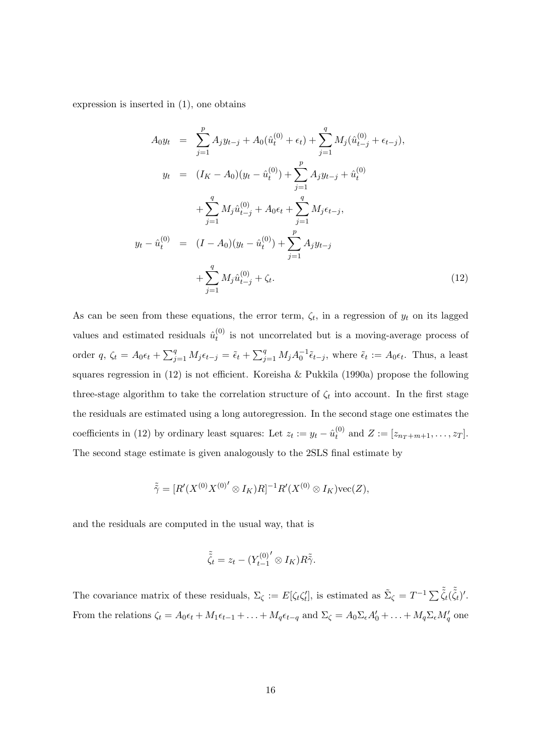expression is inserted in (1), one obtains

$$
\begin{aligned}
A_0 y_t &= \sum_{j=1}^{p} A_j y_{t-j} + A_0(\hat{u}_t^{(0)} + \epsilon_t) + \sum_{j=1}^{q} M_j(\hat{u}_{t-j}^{(0)} + \epsilon_{t-j}), \\
y_t &= (I_K - A_0)(y_t - \hat{u}_t^{(0)}) + \sum_{j=1}^{p} A_j y_{t-j} + \hat{u}_t^{(0)} \\
&\quad + \sum_{j=1}^{q} M_j \hat{u}_{t-j}^{(0)} + A_0 \epsilon_t + \sum_{j=1}^{q} M_j \epsilon_{t-j}, \\
y_t - \hat{u}_t^{(0)} &= (I - A_0)(y_t - \hat{u}_t^{(0)}) + \sum_{j=1}^{p} A_j y_{t-j} \\
&\quad + \sum_{j=1}^{q} M_j \hat{u}_{t-j}^{(0)} + \zeta_t. \qquad (12)
\end{aligned}
$$

As can be seen from these equations, the error term, $\zeta_t$, in a regression of $y_t$ on its lagged values and estimated residuals $\hat{u}_t^{(0)}$ is not uncorrelated but is a moving-average process of order $q$, $\zeta_t = A_0\epsilon_t + \sum_{j=1}^{q} M_j \epsilon_{t-j} = \tilde{\epsilon}_t + \sum_{j=1}^{q} M_j A_0^{-1} \tilde{\epsilon}_{t-j}$, where $\tilde{\epsilon}_t := A_0 \epsilon_t$. Thus, a least squares regression in (12) is not efficient. Koreisha & Pukkila (1990a) propose the following three-stage algorithm to take the correlation structure of $\zeta_t$ into account. In the first stage the residuals are estimated using a long autoregression. In the second stage one estimates the coefficients in (12) by ordinary least squares: Let $z_t := y_t - \hat{u}_t^{(0)}$ and $Z := [z_{n_T+m+1}, \ldots, z_T]$. The second stage estimate is given analogously to the 2SLS final estimate by

$$
\tilde{\tilde{\gamma}} = [R'(X^{(0)} X^{(0)'} \otimes I_K) R]^{-1} R'(X^{(0)} \otimes I_K) \text{vec}(Z),
$$

and the residuals are computed in the usual way, that is

$$
\tilde{\tilde{\zeta}}_t = z_t - (Y_{t-1}^{(0)'} \otimes I_K) R \tilde{\tilde{\gamma}}.
$$

The covariance matrix of these residuals, $\Sigma_\zeta := E[\zeta_t \zeta_t']$, is estimated as $\tilde{\Sigma}_\zeta = T^{-1} \sum \tilde{\tilde{\zeta}}_t (\tilde{\tilde{\zeta}}_t)'$. From the relations $\zeta_t = A_0 \epsilon_t + M_1 \epsilon_{t-1} + \ldots + M_q \epsilon_{t-q}$ and $\Sigma_\zeta = A_0 \Sigma_\epsilon A_0' + \ldots + M_q \Sigma_\epsilon M_q'$ one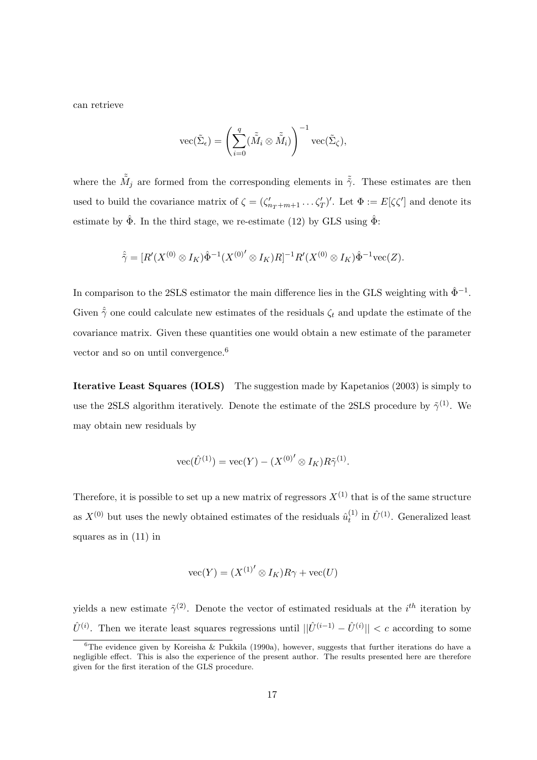can retrieve

$$\text{vec}(\tilde{\Sigma}_\epsilon) = \left( \sum_{i=0}^{q} (\tilde{\tilde{M}}_i \otimes \tilde{\tilde{M}}_i) \right)^{-1} \text{vec}(\tilde{\Sigma}_\zeta),$$

where the $\tilde{\tilde{M}}_j$ are formed from the corresponding elements in $\tilde{\tilde{\gamma}}$. These estimates are then used to build the covariance matrix of $\zeta = (\zeta'_{n_T+m+1} \ldots \zeta'_T)'$. Let $\Phi := E[\zeta\zeta']$ and denote its estimate by $\hat{\Phi}$. In the third stage, we re-estimate (12) by GLS using $\hat{\Phi}$:

$$\hat{\tilde{\gamma}} = [R'(X^{(0)} \otimes I_K)\hat{\Phi}^{-1}(X^{(0)'} \otimes I_K)R]^{-1} R'(X^{(0)} \otimes I_K)\hat{\Phi}^{-1}\text{vec}(Z).$$

In comparison to the 2SLS estimator the main difference lies in the GLS weighting with $\hat{\Phi}^{-1}$. Given $\hat{\tilde{\gamma}}$ one could calculate new estimates of the residuals $\zeta_t$ and update the estimate of the covariance matrix. Given these quantities one would obtain a new estimate of the parameter vector and so on until convergence.[6]

**Iterative Least Squares (IOLS)** The suggestion made by Kapetanios (2003) is simply to use the 2SLS algorithm iteratively. Denote the estimate of the 2SLS procedure by $\tilde{\gamma}^{(1)}$. We may obtain new residuals by

$$\text{vec}(\hat{U}^{(1)}) = \text{vec}(Y) - (X^{(0)'} \otimes I_K)R\tilde{\gamma}^{(1)}.$$

Therefore, it is possible to set up a new matrix of regressors $X^{(1)}$ that is of the same structure as $X^{(0)}$ but uses the newly obtained estimates of the residuals $\hat{u}_t^{(1)}$ in $\hat{U}^{(1)}$. Generalized least squares as in (11) in

$$\text{vec}(Y) = (X^{(1)'} \otimes I_K)R\gamma + \text{vec}(U)$$

yields a new estimate $\tilde{\gamma}^{(2)}$. Denote the vector of estimated residuals at the $i^{th}$ iteration by $\hat{U}^{(i)}$. Then we iterate least squares regressions until $||\hat{U}^{(i-1)} - \hat{U}^{(i)}|| < c$ according to some

[6] The evidence given by Koreisha & Pukkila (1990a), however, suggests that further iterations do have a negligible effect. This is also the experience of the present author. The results presented here are therefore given for the first iteration of the GLS procedure.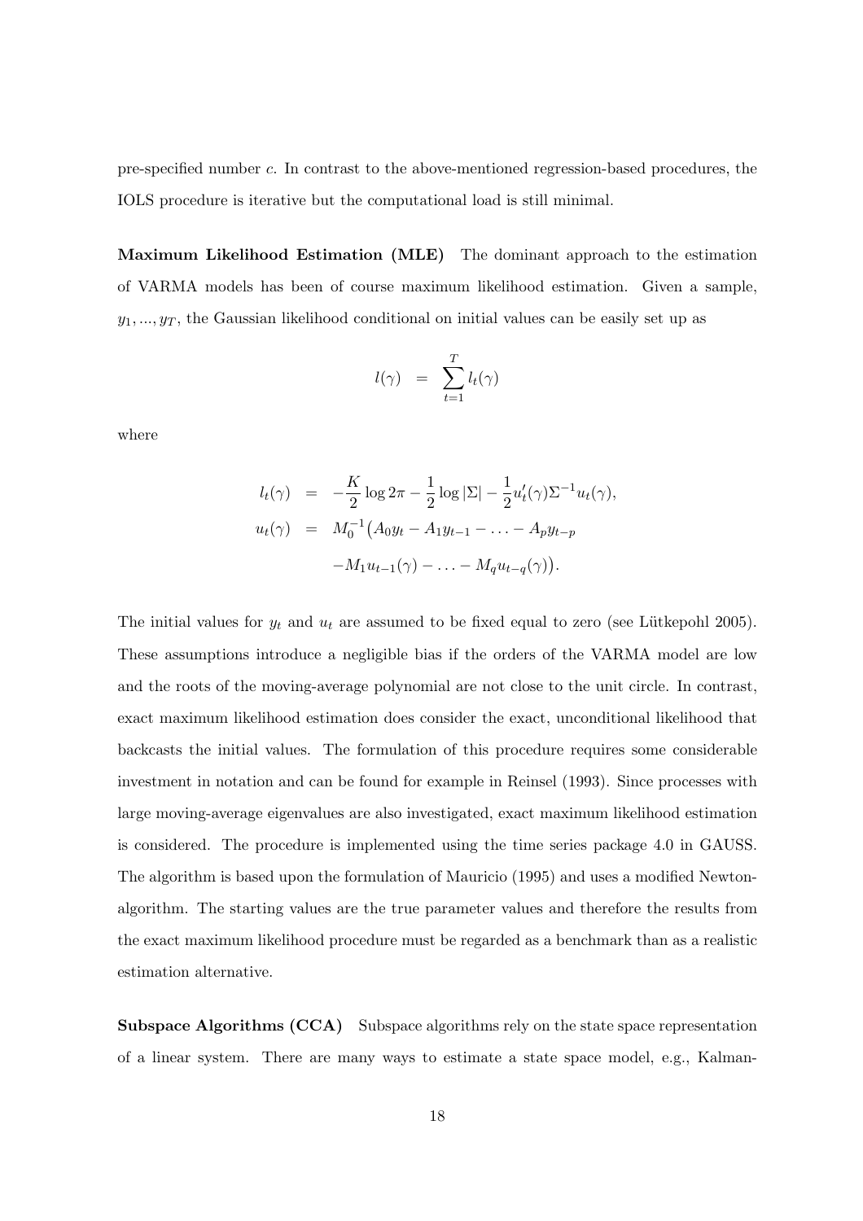pre-specified number $c$. In contrast to the above-mentioned regression-based procedures, the IOLS procedure is iterative but the computational load is still minimal.

**Maximum Likelihood Estimation (MLE)** The dominant approach to the estimation of VARMA models has been of course maximum likelihood estimation. Given a sample, $y_1, ..., y_T$, the Gaussian likelihood conditional on initial values can be easily set up as

$$l(\gamma) = \sum_{t=1}^{T} l_t(\gamma)$$

where

$$\begin{aligned}
l_t(\gamma) &= -\frac{K}{2}\log 2\pi - \frac{1}{2}\log|\Sigma| - \frac{1}{2}u_t'(\gamma)\Sigma^{-1}u_t(\gamma), \\
u_t(\gamma) &= M_0^{-1}\big(A_0 y_t - A_1 y_{t-1} - \ldots - A_p y_{t-p} \\
&\quad - M_1 u_{t-1}(\gamma) - \ldots - M_q u_{t-q}(\gamma)\big).
\end{aligned}$$

The initial values for $y_t$ and $u_t$ are assumed to be fixed equal to zero (see Lütkepohl 2005). These assumptions introduce a negligible bias if the orders of the VARMA model are low and the roots of the moving-average polynomial are not close to the unit circle. In contrast, exact maximum likelihood estimation does consider the exact, unconditional likelihood that backcasts the initial values. The formulation of this procedure requires some considerable investment in notation and can be found for example in Reinsel (1993). Since processes with large moving-average eigenvalues are also investigated, exact maximum likelihood estimation is considered. The procedure is implemented using the time series package 4.0 in GAUSS. The algorithm is based upon the formulation of Mauricio (1995) and uses a modified Newton-algorithm. The starting values are the true parameter values and therefore the results from the exact maximum likelihood procedure must be regarded as a benchmark than as a realistic estimation alternative.

**Subspace Algorithms (CCA)** Subspace algorithms rely on the state space representation of a linear system. There are many ways to estimate a state space model, e.g., Kalman-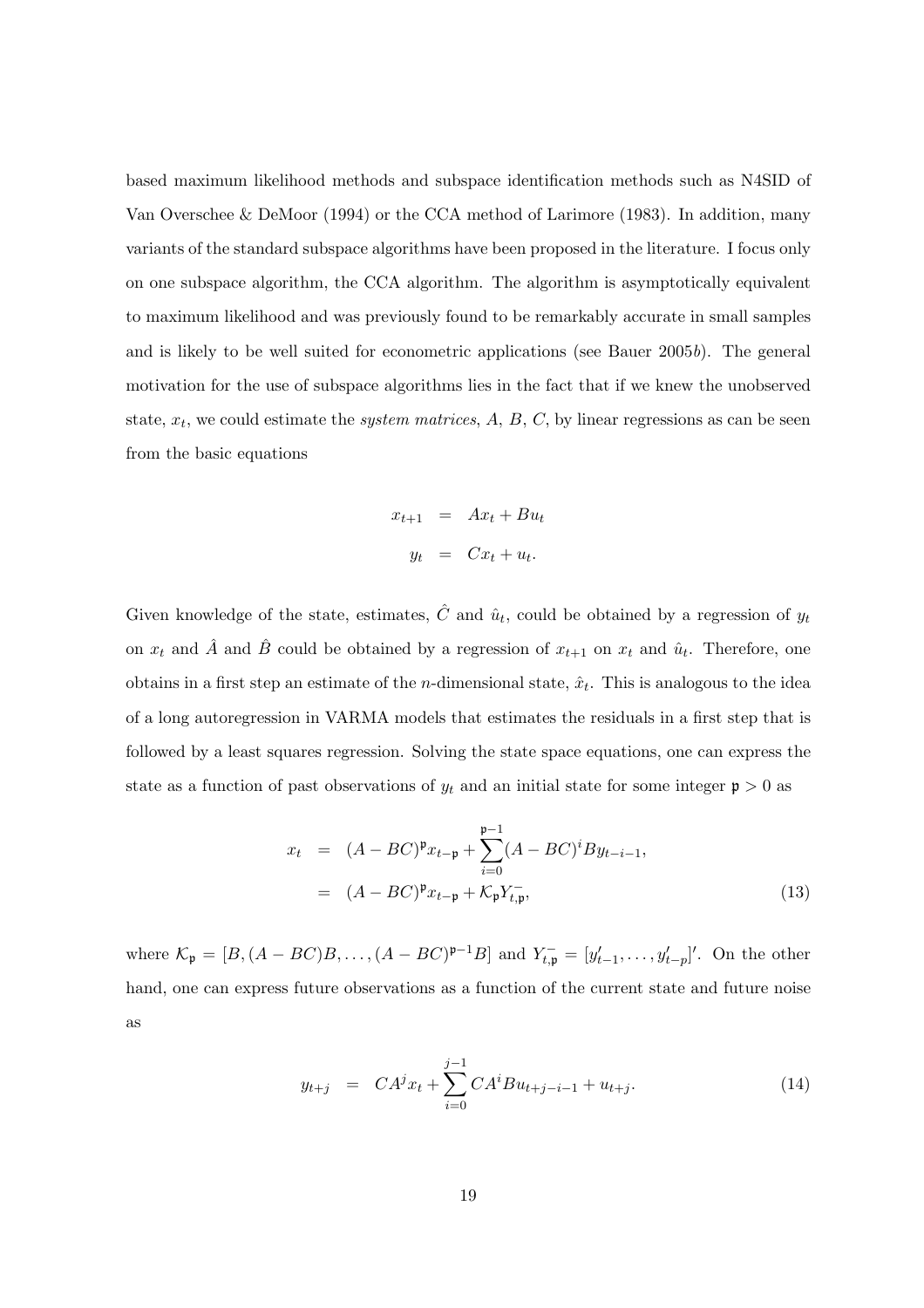based maximum likelihood methods and subspace identification methods such as N4SID of Van Overschee & DeMoor (1994) or the CCA method of Larimore (1983). In addition, many variants of the standard subspace algorithms have been proposed in the literature. I focus only on one subspace algorithm, the CCA algorithm. The algorithm is asymptotically equivalent to maximum likelihood and was previously found to be remarkably accurate in small samples and is likely to be well suited for econometric applications (see Bauer 2005*b*). The general motivation for the use of subspace algorithms lies in the fact that if we knew the unobserved state, $x_t$, we could estimate the *system matrices*, $A$, $B$, $C$, by linear regressions as can be seen from the basic equations

$$
\begin{aligned}
x_{t+1} &= Ax_t + Bu_t \\
y_t &= Cx_t + u_t.
\end{aligned}
$$

Given knowledge of the state, estimates, $\hat{C}$ and $\hat{u}_t$, could be obtained by a regression of $y_t$ on $x_t$ and $\hat{A}$ and $\hat{B}$ could be obtained by a regression of $x_{t+1}$ on $x_t$ and $\hat{u}_t$. Therefore, one obtains in a first step an estimate of the $n$-dimensional state, $\hat{x}_t$. This is analogous to the idea of a long autoregression in VARMA models that estimates the residuals in a first step that is followed by a least squares regression. Solving the state space equations, one can express the state as a function of past observations of $y_t$ and an initial state for some integer $\mathfrak{p} > 0$ as

$$
\begin{aligned}
x_t &= (A - BC)^{\mathfrak{p}} x_{t-\mathfrak{p}} + \sum_{i=0}^{\mathfrak{p}-1} (A - BC)^i B y_{t-i-1}, \\
&= (A - BC)^{\mathfrak{p}} x_{t-\mathfrak{p}} + \mathcal{K}_{\mathfrak{p}} Y_{t,\mathfrak{p}}^{-}, \qquad (13)
\end{aligned}
$$

where $\mathcal{K}_{\mathfrak{p}} = [B, (A - BC)B, \ldots, (A - BC)^{\mathfrak{p}-1}B]$ and $Y_{t,\mathfrak{p}}^{-} = [y_{t-1}', \ldots, y_{t-p}']'$. On the other hand, one can express future observations as a function of the current state and future noise as

$$
y_{t+j} = CA^j x_t + \sum_{i=0}^{j-1} CA^i B u_{t+j-i-1} + u_{t+j}. \qquad (14)
$$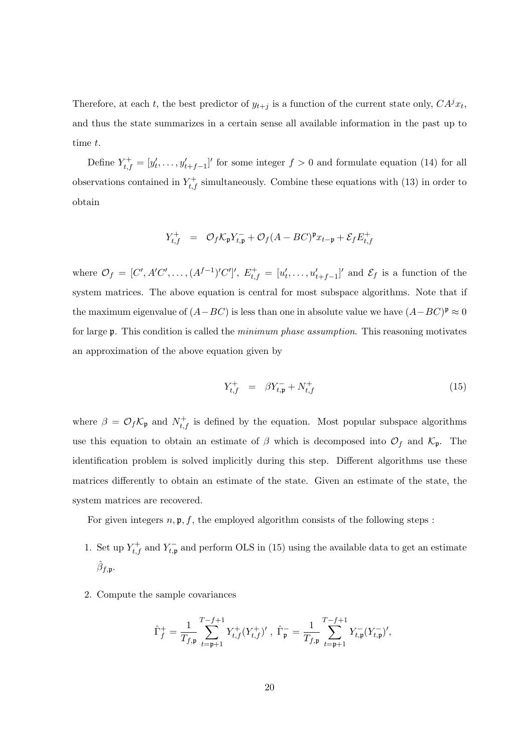Therefore, at each $t$, the best predictor of $y_{t+j}$ is a function of the current state only, $CA^j x_t$, and thus the state summarizes in a certain sense all available information in the past up to time $t$.

Define $Y_{t,f}^+ = [y_t', \ldots, y_{t+f-1}']'$ for some integer $f > 0$ and formulate equation (14) for all observations contained in $Y_{t,f}^+$ simultaneously. Combine these equations with (13) in order to obtain

$$
Y_{t,f}^+ \quad = \quad \mathcal{O}_f \mathcal{K}_\mathfrak{p} Y_{t,\mathfrak{p}}^- + \mathcal{O}_f (A - BC)^\mathfrak{p} x_{t-\mathfrak{p}} + \mathcal{E}_f E_{t,f}^+
$$

where $\mathcal{O}_f = [C', A'C', \ldots, (A^{f-1})'C']'$, $E_{t,f}^+ = [u_t', \ldots, u_{t+f-1}']'$ and $\mathcal{E}_f$ is a function of the system matrices. The above equation is central for most subspace algorithms. Note that if the maximum eigenvalue of $(A - BC)$ is less than one in absolute value we have $(A - BC)^\mathfrak{p} \approx 0$ for large $\mathfrak{p}$. This condition is called the *minimum phase assumption*. This reasoning motivates an approximation of the above equation given by

$$
Y_{t,f}^+ \quad = \quad \beta Y_{t,\mathfrak{p}}^- + N_{t,f}^+ \tag{15}
$$

where $\beta = \mathcal{O}_f \mathcal{K}_\mathfrak{p}$ and $N_{t,f}^+$ is defined by the equation. Most popular subspace algorithms use this equation to obtain an estimate of $\beta$ which is decomposed into $\mathcal{O}_f$ and $\mathcal{K}_\mathfrak{p}$. The identification problem is solved implicitly during this step. Different algorithms use these matrices differently to obtain an estimate of the state. Given an estimate of the state, the system matrices are recovered.

For given integers $n, \mathfrak{p}, f$, the employed algorithm consists of the following steps :

1. Set up $Y_{t,f}^+$ and $Y_{t,\mathfrak{p}}^-$ and perform OLS in (15) using the available data to get an estimate $\hat{\beta}_{f,\mathfrak{p}}$.

2. Compute the sample covariances

$$
\hat{\Gamma}_f^+ = \frac{1}{T_{f,\mathfrak{p}}} \sum_{t=\mathfrak{p}+1}^{T-f+1} Y_{t,f}^+ (Y_{t,f}^+)' \ , \ \hat{\Gamma}_\mathfrak{p}^- = \frac{1}{T_{f,\mathfrak{p}}} \sum_{t=\mathfrak{p}+1}^{T-f+1} Y_{t,\mathfrak{p}}^- (Y_{t,\mathfrak{p}}^-)',
$$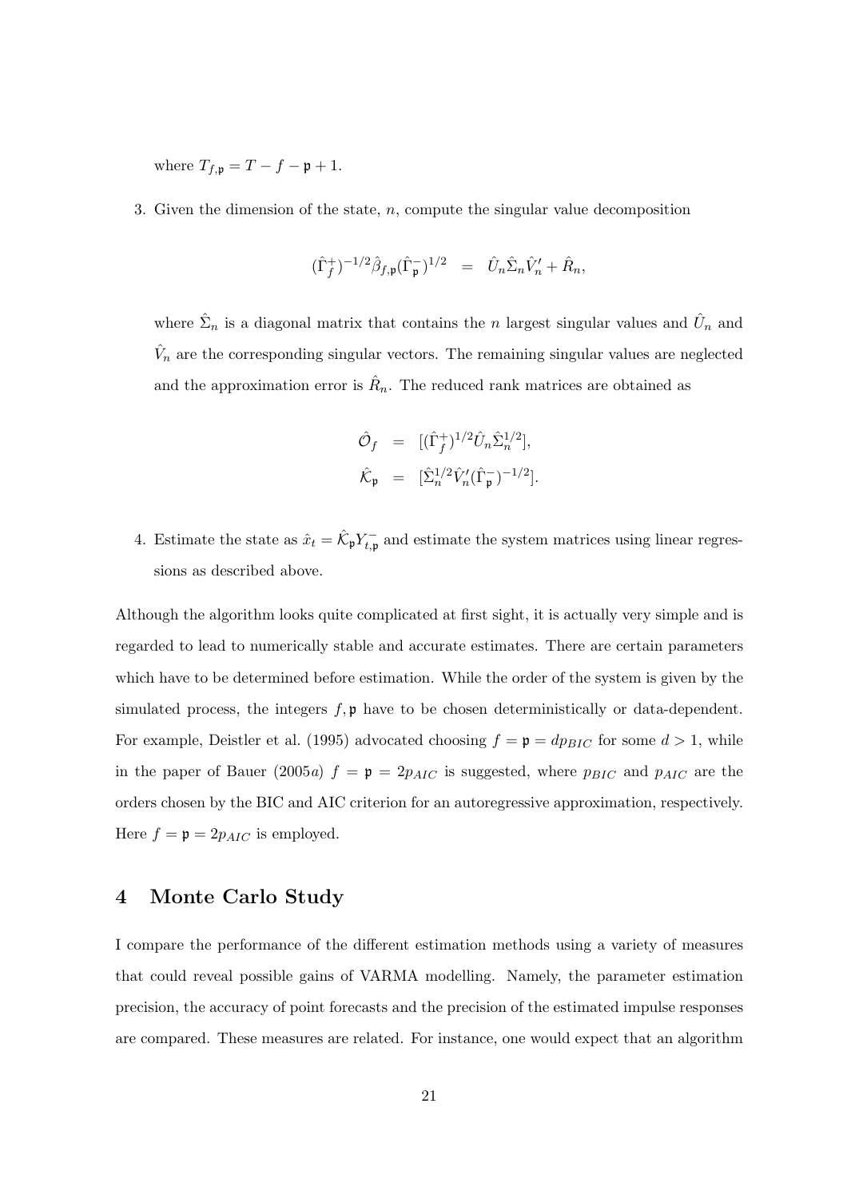where $T_{f,\mathfrak{p}} = T - f - \mathfrak{p} + 1$.

3. Given the dimension of the state, $n$, compute the singular value decomposition

$$(\hat{\Gamma}_f^+)^{-1/2}\hat{\beta}_{f,\mathfrak{p}}(\hat{\Gamma}_\mathfrak{p}^-)^{1/2} \quad = \quad \hat{U}_n\hat{\Sigma}_n\hat{V}_n' + \hat{R}_n,$$

   where $\hat{\Sigma}_n$ is a diagonal matrix that contains the $n$ largest singular values and $\hat{U}_n$ and $\hat{V}_n$ are the corresponding singular vectors. The remaining singular values are neglected and the approximation error is $\hat{R}_n$. The reduced rank matrices are obtained as

$$\begin{aligned}
\hat{\mathcal{O}}_f &= [(\hat{\Gamma}_f^+)^{1/2}\hat{U}_n\hat{\Sigma}_n^{1/2}], \\
\hat{\mathcal{K}}_\mathfrak{p} &= [\hat{\Sigma}_n^{1/2}\hat{V}_n'(\hat{\Gamma}_\mathfrak{p}^-)^{-1/2}].
\end{aligned}$$

4. Estimate the state as $\hat{x}_t = \hat{\mathcal{K}}_\mathfrak{p} Y_{t,\mathfrak{p}}^-$ and estimate the system matrices using linear regressions as described above.

Although the algorithm looks quite complicated at first sight, it is actually very simple and is regarded to lead to numerically stable and accurate estimates. There are certain parameters which have to be determined before estimation. While the order of the system is given by the simulated process, the integers $f, \mathfrak{p}$ have to be chosen deterministically or data-dependent. For example, Deistler et al. (1995) advocated choosing $f = \mathfrak{p} = dp_{BIC}$ for some $d > 1$, while in the paper of Bauer (2005*a*) $f = \mathfrak{p} = 2p_{AIC}$ is suggested, where $p_{BIC}$ and $p_{AIC}$ are the orders chosen by the BIC and AIC criterion for an autoregressive approximation, respectively. Here $f = \mathfrak{p} = 2p_{AIC}$ is employed.

## 4 Monte Carlo Study

I compare the performance of the different estimation methods using a variety of measures that could reveal possible gains of VARMA modelling. Namely, the parameter estimation precision, the accuracy of point forecasts and the precision of the estimated impulse responses are compared. These measures are related. For instance, one would expect that an algorithm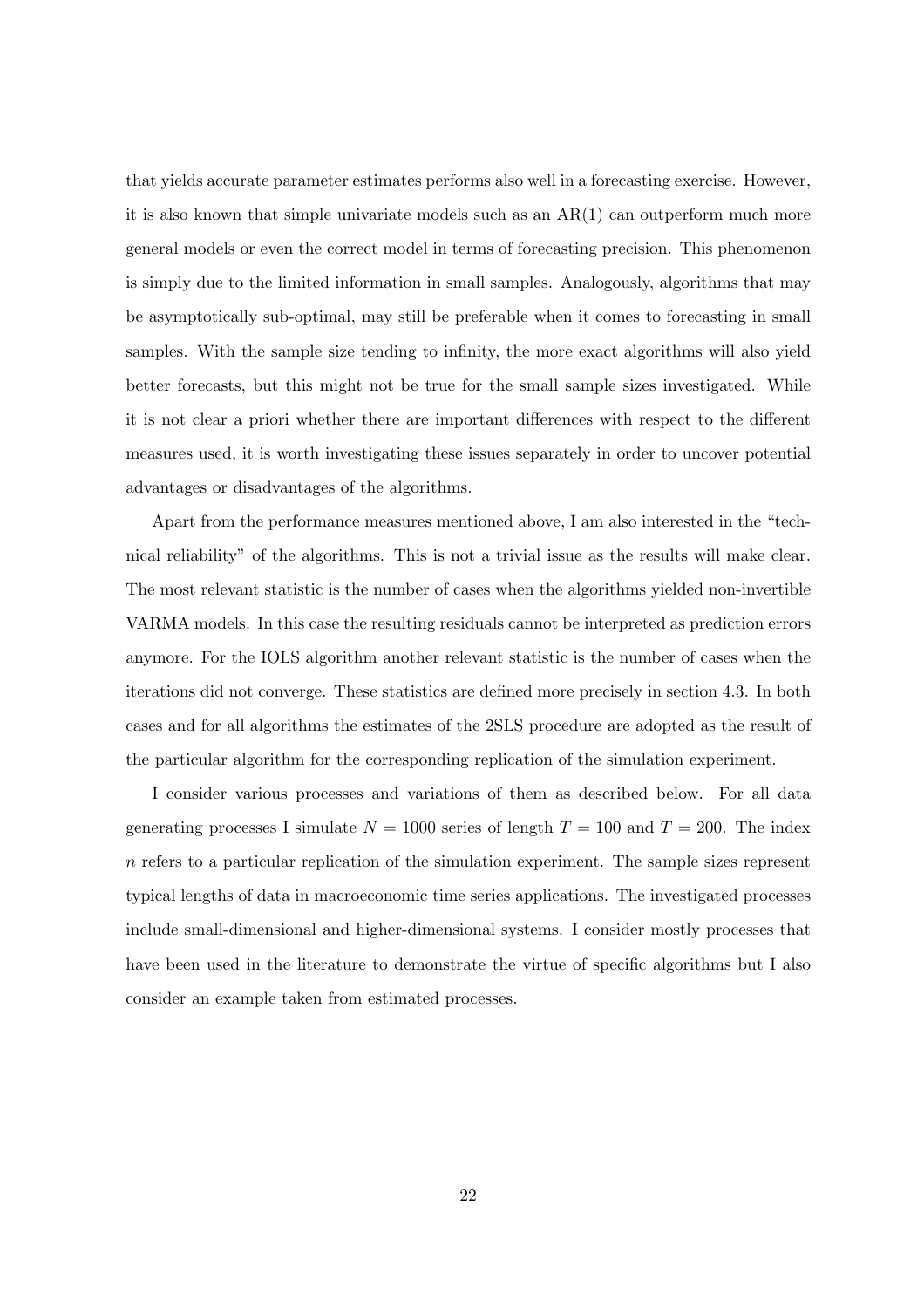that yields accurate parameter estimates performs also well in a forecasting exercise. However, it is also known that simple univariate models such as an AR(1) can outperform much more general models or even the correct model in terms of forecasting precision. This phenomenon is simply due to the limited information in small samples. Analogously, algorithms that may be asymptotically sub-optimal, may still be preferable when it comes to forecasting in small samples. With the sample size tending to infinity, the more exact algorithms will also yield better forecasts, but this might not be true for the small sample sizes investigated. While it is not clear a priori whether there are important differences with respect to the different measures used, it is worth investigating these issues separately in order to uncover potential advantages or disadvantages of the algorithms.

Apart from the performance measures mentioned above, I am also interested in the "technical reliability" of the algorithms. This is not a trivial issue as the results will make clear. The most relevant statistic is the number of cases when the algorithms yielded non-invertible VARMA models. In this case the resulting residuals cannot be interpreted as prediction errors anymore. For the IOLS algorithm another relevant statistic is the number of cases when the iterations did not converge. These statistics are defined more precisely in section 4.3. In both cases and for all algorithms the estimates of the 2SLS procedure are adopted as the result of the particular algorithm for the corresponding replication of the simulation experiment.

I consider various processes and variations of them as described below. For all data generating processes I simulate $N = 1000$ series of length $T = 100$ and $T = 200$. The index $n$ refers to a particular replication of the simulation experiment. The sample sizes represent typical lengths of data in macroeconomic time series applications. The investigated processes include small-dimensional and higher-dimensional systems. I consider mostly processes that have been used in the literature to demonstrate the virtue of specific algorithms but I also consider an example taken from estimated processes.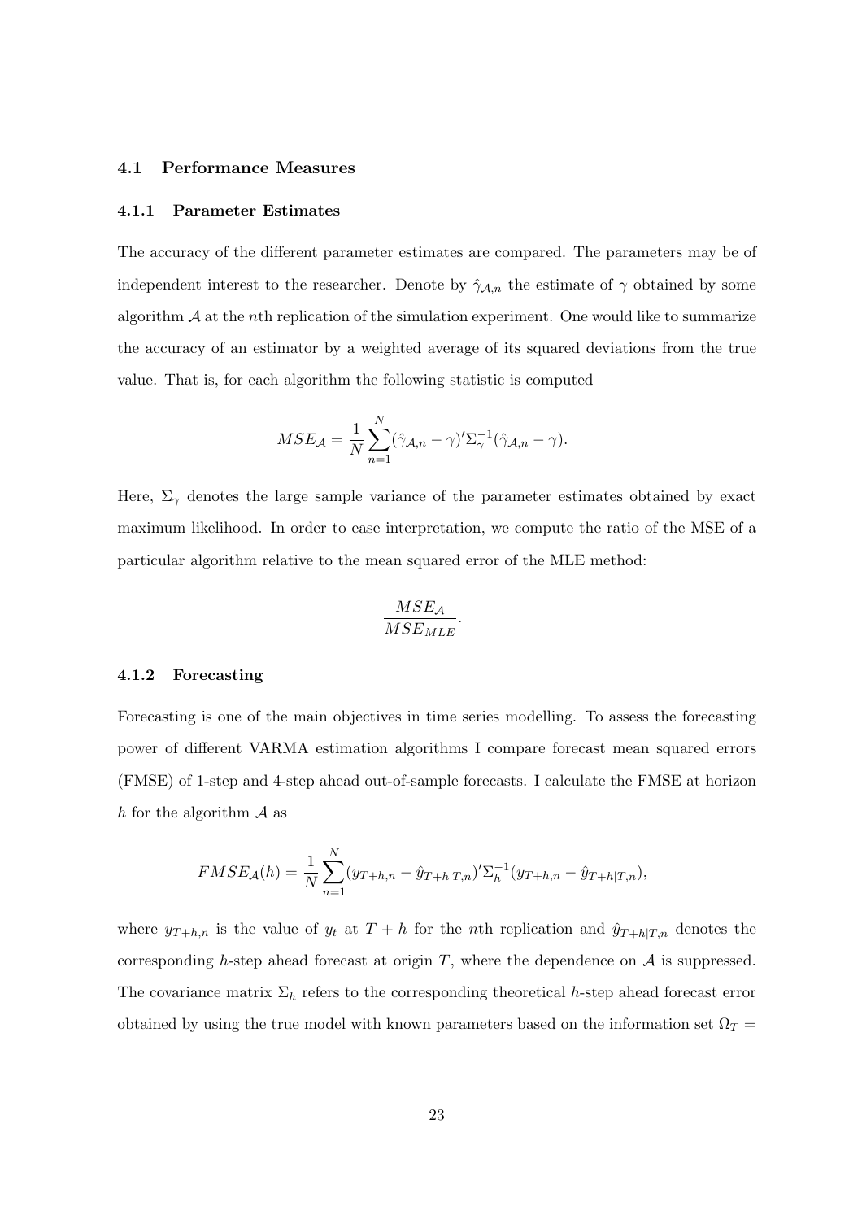### 4.1 Performance Measures

#### 4.1.1 Parameter Estimates

The accuracy of the different parameter estimates are compared. The parameters may be of independent interest to the researcher. Denote by $\hat{\gamma}_{\mathcal{A},n}$ the estimate of $\gamma$ obtained by some algorithm $\mathcal{A}$ at the $n$th replication of the simulation experiment. One would like to summarize the accuracy of an estimator by a weighted average of its squared deviations from the true value. That is, for each algorithm the following statistic is computed

$$MSE_{\mathcal{A}} = \frac{1}{N}\sum_{n=1}^{N}(\hat{\gamma}_{\mathcal{A},n} - \gamma)'\Sigma_{\gamma}^{-1}(\hat{\gamma}_{\mathcal{A},n} - \gamma).$$

Here, $\Sigma_{\gamma}$ denotes the large sample variance of the parameter estimates obtained by exact maximum likelihood. In order to ease interpretation, we compute the ratio of the MSE of a particular algorithm relative to the mean squared error of the MLE method:

$$\frac{MSE_{\mathcal{A}}}{MSE_{MLE}}.$$

#### 4.1.2 Forecasting

Forecasting is one of the main objectives in time series modelling. To assess the forecasting power of different VARMA estimation algorithms I compare forecast mean squared errors (FMSE) of 1-step and 4-step ahead out-of-sample forecasts. I calculate the FMSE at horizon $h$ for the algorithm $\mathcal{A}$ as

$$FMSE_{\mathcal{A}}(h) = \frac{1}{N}\sum_{n=1}^{N}(y_{T+h,n} - \hat{y}_{T+h|T,n})'\Sigma_{h}^{-1}(y_{T+h,n} - \hat{y}_{T+h|T,n}),$$

where $y_{T+h,n}$ is the value of $y_t$ at $T+h$ for the $n$th replication and $\hat{y}_{T+h|T,n}$ denotes the corresponding $h$-step ahead forecast at origin $T$, where the dependence on $\mathcal{A}$ is suppressed. The covariance matrix $\Sigma_h$ refers to the corresponding theoretical $h$-step ahead forecast error obtained by using the true model with known parameters based on the information set $\Omega_T =$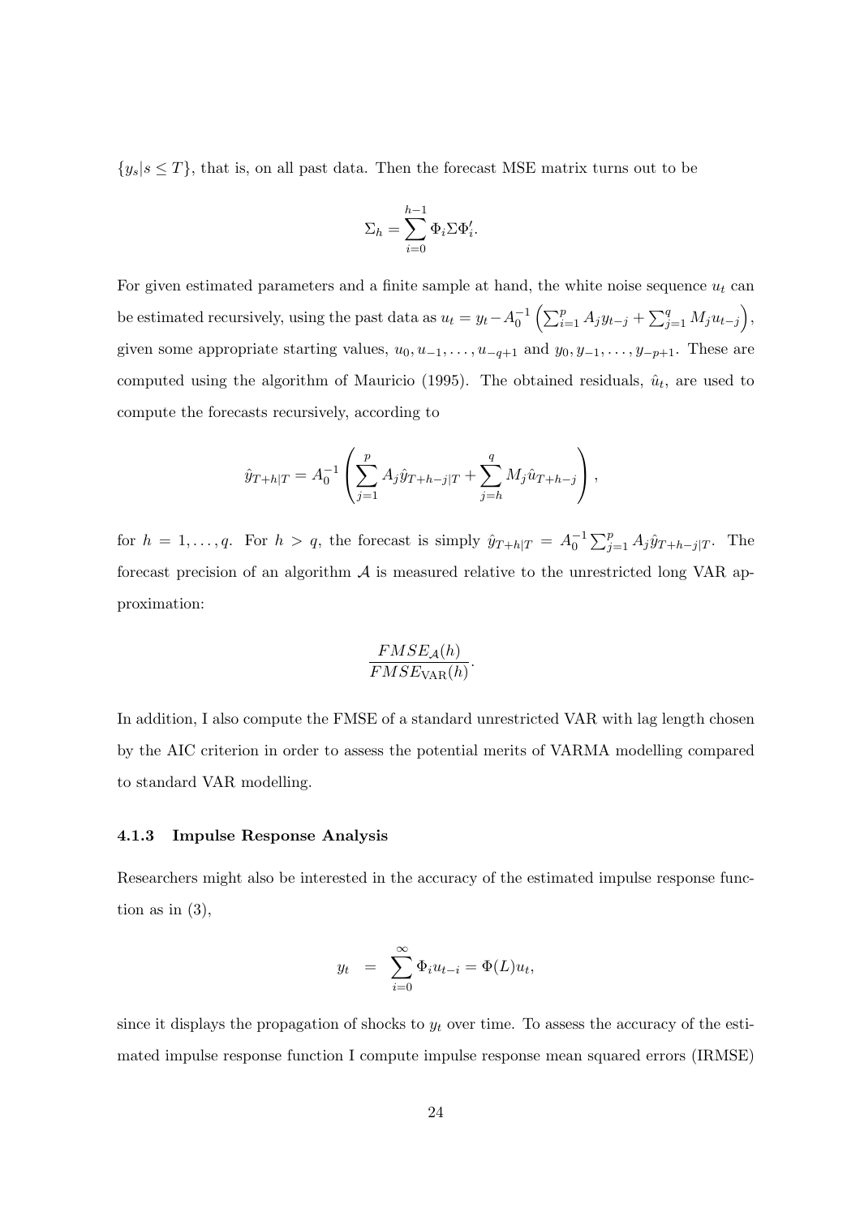$\{y_s|s \leq T\}$, that is, on all past data. Then the forecast MSE matrix turns out to be

$$\Sigma_h = \sum_{i=0}^{h-1} \Phi_i \Sigma \Phi_i'.$$

For given estimated parameters and a finite sample at hand, the white noise sequence $u_t$ can be estimated recursively, using the past data as $u_t = y_t - A_0^{-1}\left(\sum_{i=1}^{p} A_j y_{t-j} + \sum_{j=1}^{q} M_j u_{t-j}\right)$, given some appropriate starting values, $u_0, u_{-1}, \ldots, u_{-q+1}$ and $y_0, y_{-1}, \ldots, y_{-p+1}$. These are computed using the algorithm of Mauricio (1995). The obtained residuals, $\hat{u}_t$, are used to compute the forecasts recursively, according to

$$\hat{y}_{T+h|T} = A_0^{-1}\left(\sum_{j=1}^{p} A_j \hat{y}_{T+h-j|T} + \sum_{j=h}^{q} M_j \hat{u}_{T+h-j}\right),$$

for $h = 1, \ldots, q$. For $h > q$, the forecast is simply $\hat{y}_{T+h|T} = A_0^{-1}\sum_{j=1}^{p} A_j \hat{y}_{T+h-j|T}$. The forecast precision of an algorithm $\mathcal{A}$ is measured relative to the unrestricted long VAR approximation:

$$\frac{FMSE_{\mathcal{A}}(h)}{FMSE_{\text{VAR}}(h)}.$$

In addition, I also compute the FMSE of a standard unrestricted VAR with lag length chosen by the AIC criterion in order to assess the potential merits of VARMA modelling compared to standard VAR modelling.

### 4.1.3 Impulse Response Analysis

Researchers might also be interested in the accuracy of the estimated impulse response function as in (3),

$$y_t \;=\; \sum_{i=0}^{\infty} \Phi_i u_{t-i} = \Phi(L) u_t,$$

since it displays the propagation of shocks to $y_t$ over time. To assess the accuracy of the estimated impulse response function I compute impulse response mean squared errors (IRMSE)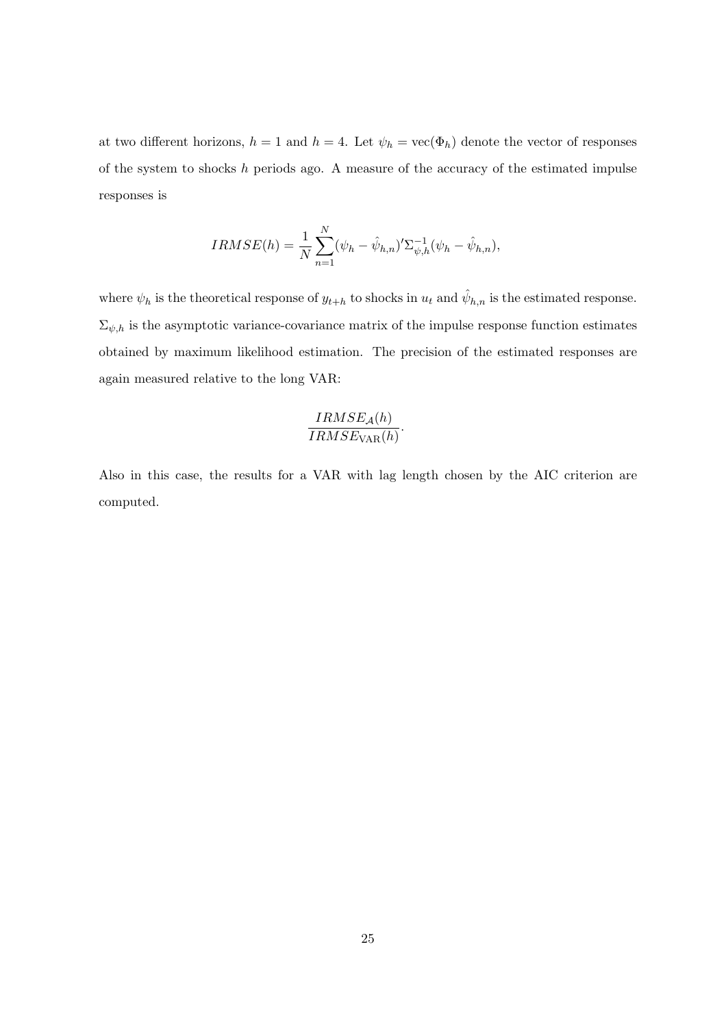at two different horizons, $h = 1$ and $h = 4$. Let $\psi_h = \text{vec}(\Phi_h)$ denote the vector of responses of the system to shocks $h$ periods ago. A measure of the accuracy of the estimated impulse responses is

$$IRMSE(h) = \frac{1}{N}\sum_{n=1}^{N}(\psi_h - \hat{\psi}_{h,n})'\Sigma_{\psi,h}^{-1}(\psi_h - \hat{\psi}_{h,n}),$$

where $\psi_h$ is the theoretical response of $y_{t+h}$ to shocks in $u_t$ and $\hat{\psi}_{h,n}$ is the estimated response. $\Sigma_{\psi,h}$ is the asymptotic variance-covariance matrix of the impulse response function estimates obtained by maximum likelihood estimation. The precision of the estimated responses are again measured relative to the long VAR:

$$\frac{IRMSE_{\mathcal{A}}(h)}{IRMSE_{\text{VAR}}(h)}.$$

Also in this case, the results for a VAR with lag length chosen by the AIC criterion are computed.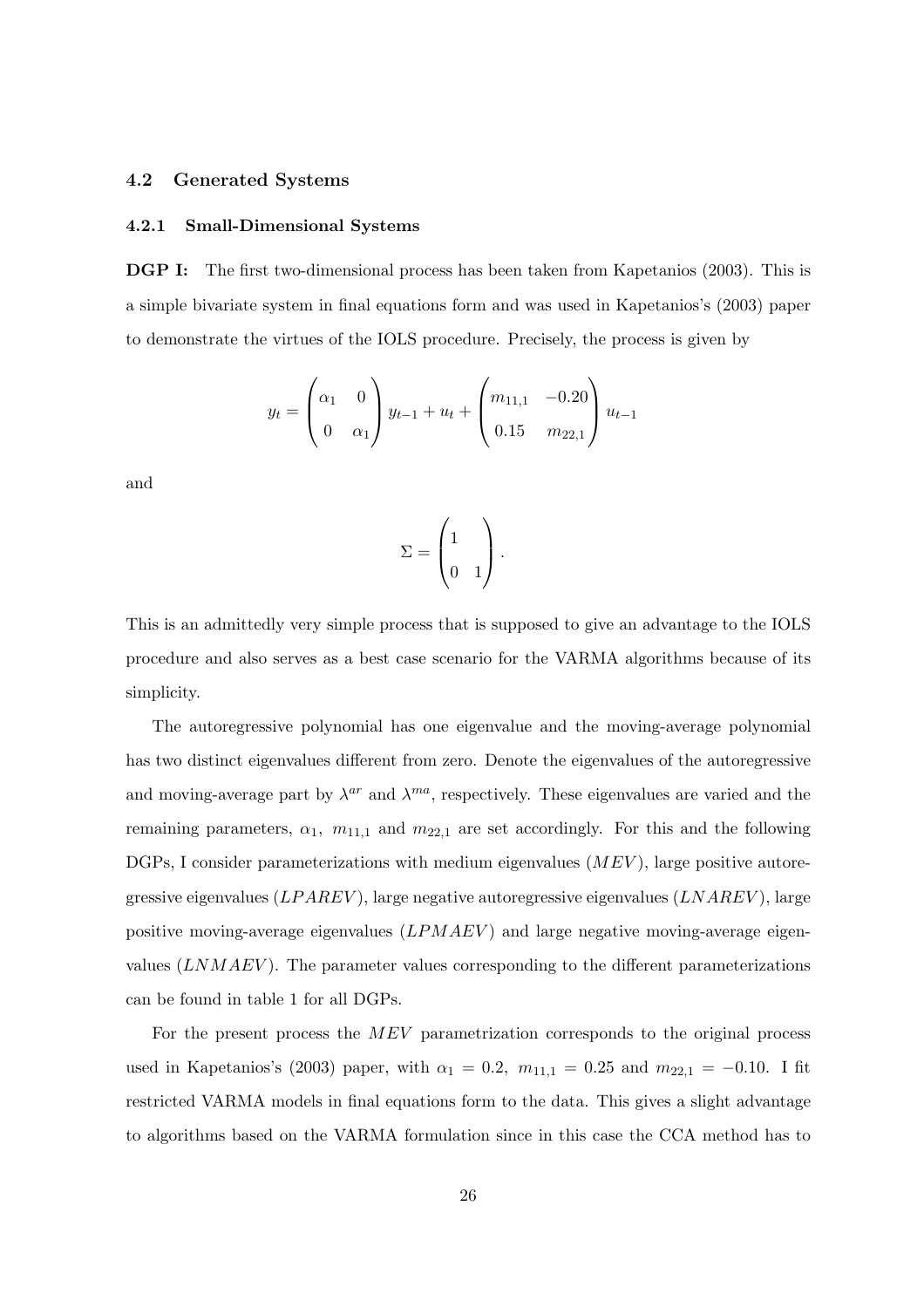### 4.2 Generated Systems

#### 4.2.1 Small-Dimensional Systems

**DGP I:** The first two-dimensional process has been taken from Kapetanios (2003). This is a simple bivariate system in final equations form and was used in Kapetanios's (2003) paper to demonstrate the virtues of the IOLS procedure. Precisely, the process is given by

$$y_t = \begin{pmatrix} \alpha_1 & 0 \\ 0 & \alpha_1 \end{pmatrix} y_{t-1} + u_t + \begin{pmatrix} m_{11,1} & -0.20 \\ 0.15 & m_{22,1} \end{pmatrix} u_{t-1}$$

and

$$\Sigma = \begin{pmatrix} 1 & \\ 0 & 1 \end{pmatrix}.$$

This is an admittedly very simple process that is supposed to give an advantage to the IOLS procedure and also serves as a best case scenario for the VARMA algorithms because of its simplicity.

The autoregressive polynomial has one eigenvalue and the moving-average polynomial has two distinct eigenvalues different from zero. Denote the eigenvalues of the autoregressive and moving-average part by $\lambda^{ar}$ and $\lambda^{ma}$, respectively. These eigenvalues are varied and the remaining parameters, $\alpha_1$, $m_{11,1}$ and $m_{22,1}$ are set accordingly. For this and the following DGPs, I consider parameterizations with medium eigenvalues ($MEV$), large positive autoregressive eigenvalues ($LPAREV$), large negative autoregressive eigenvalues ($LNAREV$), large positive moving-average eigenvalues ($LPMAEV$) and large negative moving-average eigenvalues ($LNMAEV$). The parameter values corresponding to the different parameterizations can be found in table 1 for all DGPs.

For the present process the $MEV$ parametrization corresponds to the original process used in Kapetanios's (2003) paper, with $\alpha_1 = 0.2$, $m_{11,1} = 0.25$ and $m_{22,1} = -0.10$. I fit restricted VARMA models in final equations form to the data. This gives a slight advantage to algorithms based on the VARMA formulation since in this case the CCA method has to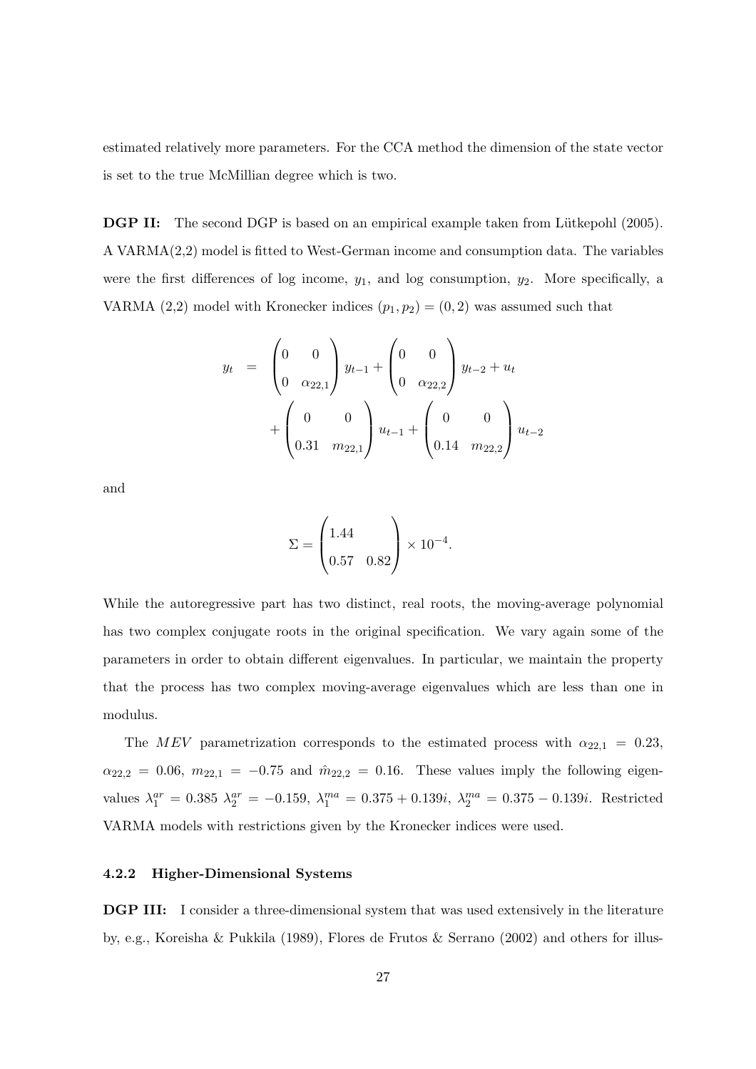estimated relatively more parameters. For the CCA method the dimension of the state vector is set to the true McMillian degree which is two.

**DGP II:** The second DGP is based on an empirical example taken from Lütkepohl (2005). A VARMA(2,2) model is fitted to West-German income and consumption data. The variables were the first differences of log income, $y_1$, and log consumption, $y_2$. More specifically, a VARMA (2,2) model with Kronecker indices $(p_1, p_2) = (0, 2)$ was assumed such that

$$
\begin{aligned}
y_t &= \begin{pmatrix} 0 & 0 \\ 0 & \alpha_{22,1} \end{pmatrix} y_{t-1} + \begin{pmatrix} 0 & 0 \\ 0 & \alpha_{22,2} \end{pmatrix} y_{t-2} + u_t \\
&\quad + \begin{pmatrix} 0 & 0 \\ 0.31 & m_{22,1} \end{pmatrix} u_{t-1} + \begin{pmatrix} 0 & 0 \\ 0.14 & m_{22,2} \end{pmatrix} u_{t-2}
\end{aligned}
$$

and

$$
\Sigma = \begin{pmatrix} 1.44 & \\ 0.57 & 0.82 \end{pmatrix} \times 10^{-4}.
$$

While the autoregressive part has two distinct, real roots, the moving-average polynomial has two complex conjugate roots in the original specification. We vary again some of the parameters in order to obtain different eigenvalues. In particular, we maintain the property that the process has two complex moving-average eigenvalues which are less than one in modulus.

The $MEV$ parametrization corresponds to the estimated process with $\alpha_{22,1} = 0.23$, $\alpha_{22,2} = 0.06$, $m_{22,1} = -0.75$ and $\hat{m}_{22,2} = 0.16$. These values imply the following eigenvalues $\lambda_1^{ar} = 0.385$ $\lambda_2^{ar} = -0.159$, $\lambda_1^{ma} = 0.375 + 0.139i$, $\lambda_2^{ma} = 0.375 - 0.139i$. Restricted VARMA models with restrictions given by the Kronecker indices were used.

#### 4.2.2 Higher-Dimensional Systems

**DGP III:** I consider a three-dimensional system that was used extensively in the literature by, e.g., Koreisha & Pukkila (1989), Flores de Frutos & Serrano (2002) and others for illus-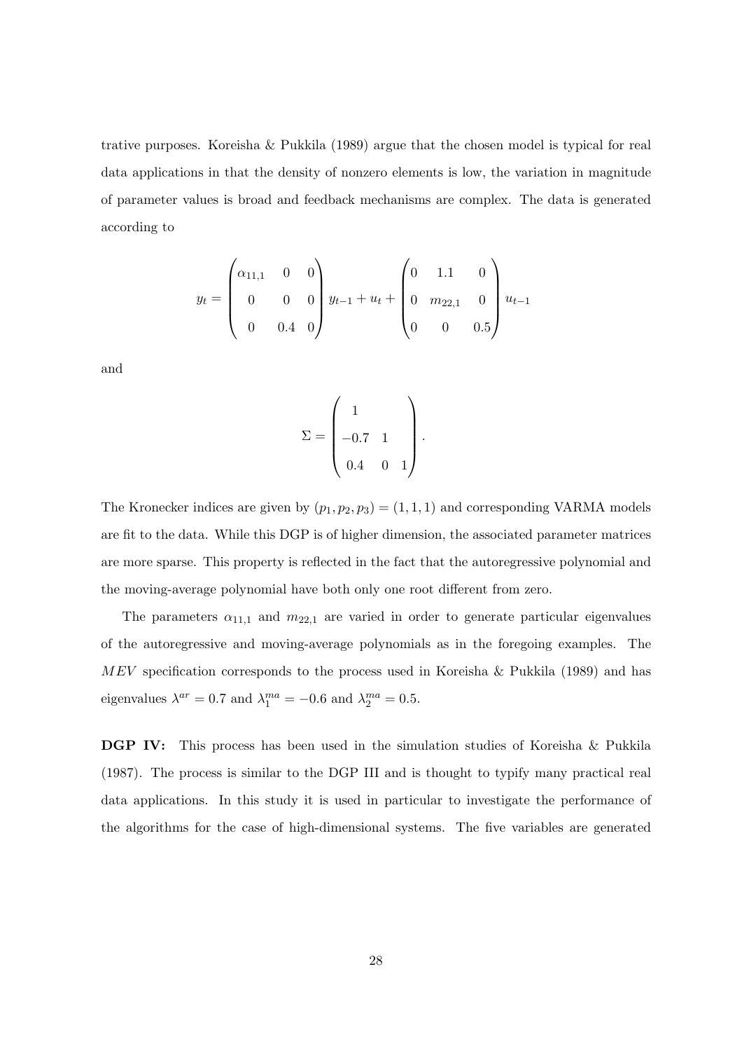trative purposes. Koreisha & Pukkila (1989) argue that the chosen model is typical for real data applications in that the density of nonzero elements is low, the variation in magnitude of parameter values is broad and feedback mechanisms are complex. The data is generated according to

$$
y_t = \begin{pmatrix} \alpha_{11,1} & 0 & 0 \\ 0 & 0 & 0 \\ 0 & 0.4 & 0 \end{pmatrix} y_{t-1} + u_t + \begin{pmatrix} 0 & 1.1 & 0 \\ 0 & m_{22,1} & 0 \\ 0 & 0 & 0.5 \end{pmatrix} u_{t-1}
$$

and

$$
\Sigma = \begin{pmatrix} 1 & & \\ -0.7 & 1 & \\ 0.4 & 0 & 1 \end{pmatrix}.
$$

The Kronecker indices are given by $(p_1, p_2, p_3) = (1, 1, 1)$ and corresponding VARMA models are fit to the data. While this DGP is of higher dimension, the associated parameter matrices are more sparse. This property is reflected in the fact that the autoregressive polynomial and the moving-average polynomial have both only one root different from zero.

The parameters $\alpha_{11,1}$ and $m_{22,1}$ are varied in order to generate particular eigenvalues of the autoregressive and moving-average polynomials as in the foregoing examples. The $MEV$ specification corresponds to the process used in Koreisha & Pukkila (1989) and has eigenvalues $\lambda^{ar} = 0.7$ and $\lambda_1^{ma} = -0.6$ and $\lambda_2^{ma} = 0.5$.

**DGP IV:** This process has been used in the simulation studies of Koreisha & Pukkila (1987). The process is similar to the DGP III and is thought to typify many practical real data applications. In this study it is used in particular to investigate the performance of the algorithms for the case of high-dimensional systems. The five variables are generated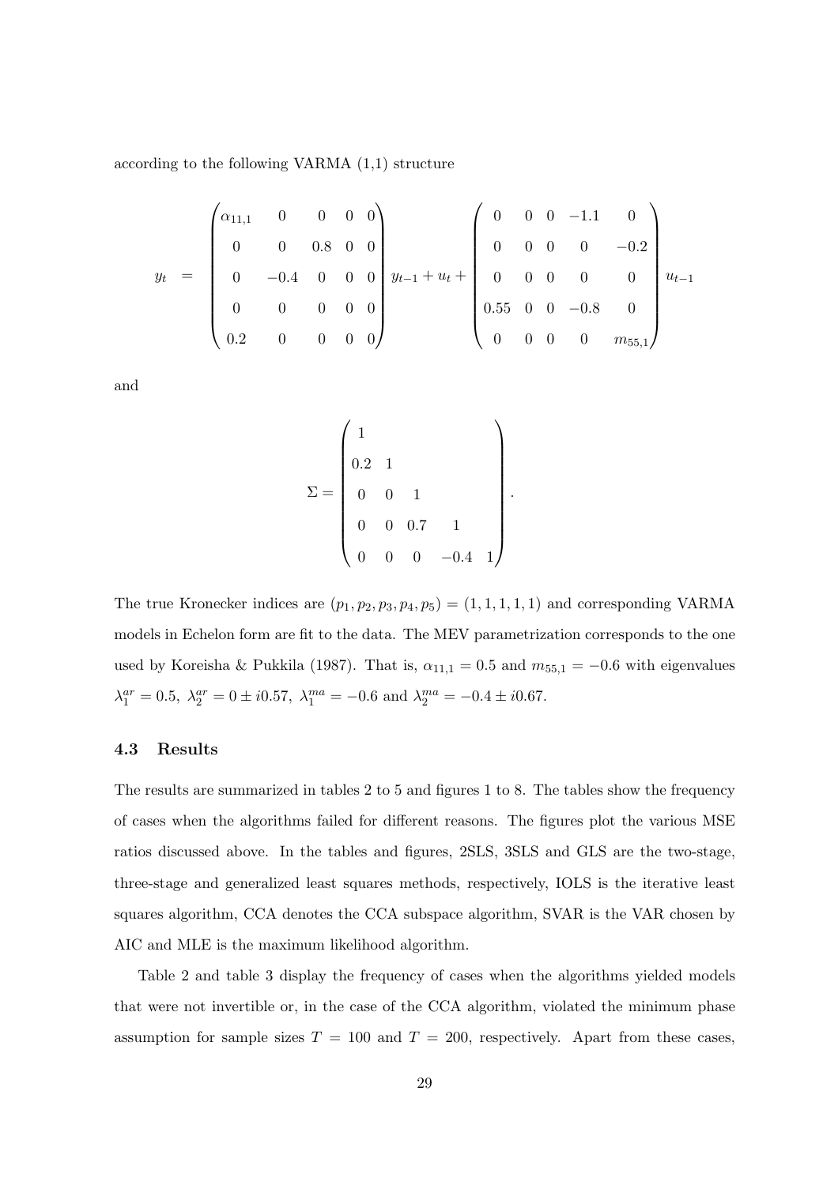according to the following VARMA (1,1) structure

$$y_t = \begin{pmatrix} \alpha_{11,1} & 0 & 0 & 0 & 0 \\ 0 & 0 & 0.8 & 0 & 0 \\ 0 & -0.4 & 0 & 0 & 0 \\ 0 & 0 & 0 & 0 & 0 \\ 0.2 & 0 & 0 & 0 & 0 \end{pmatrix} y_{t-1} + u_t + \begin{pmatrix} 0 & 0 & 0 & -1.1 & 0 \\ 0 & 0 & 0 & 0 & -0.2 \\ 0 & 0 & 0 & 0 & 0 \\ 0.55 & 0 & 0 & -0.8 & 0 \\ 0 & 0 & 0 & 0 & m_{55,1} \end{pmatrix} u_{t-1}$$

and

$$\Sigma = \begin{pmatrix} 1 & & & & \\ 0.2 & 1 & & & \\ 0 & 0 & 1 & & \\ 0 & 0 & 0.7 & 1 & \\ 0 & 0 & 0 & -0.4 & 1 \end{pmatrix}.$$

The true Kronecker indices are $(p_1, p_2, p_3, p_4, p_5) = (1, 1, 1, 1, 1)$ and corresponding VARMA models in Echelon form are fit to the data. The MEV parametrization corresponds to the one used by Koreisha & Pukkila (1987). That is, $\alpha_{11,1} = 0.5$ and $m_{55,1} = -0.6$ with eigenvalues $\lambda_1^{ar} = 0.5$, $\lambda_2^{ar} = 0 \pm i0.57$, $\lambda_1^{ma} = -0.6$ and $\lambda_2^{ma} = -0.4 \pm i0.67$.

### 4.3 Results

The results are summarized in tables 2 to 5 and figures 1 to 8. The tables show the frequency of cases when the algorithms failed for different reasons. The figures plot the various MSE ratios discussed above. In the tables and figures, 2SLS, 3SLS and GLS are the two-stage, three-stage and generalized least squares methods, respectively, IOLS is the iterative least squares algorithm, CCA denotes the CCA subspace algorithm, SVAR is the VAR chosen by AIC and MLE is the maximum likelihood algorithm.

Table 2 and table 3 display the frequency of cases when the algorithms yielded models that were not invertible or, in the case of the CCA algorithm, violated the minimum phase assumption for sample sizes $T = 100$ and $T = 200$, respectively. Apart from these cases,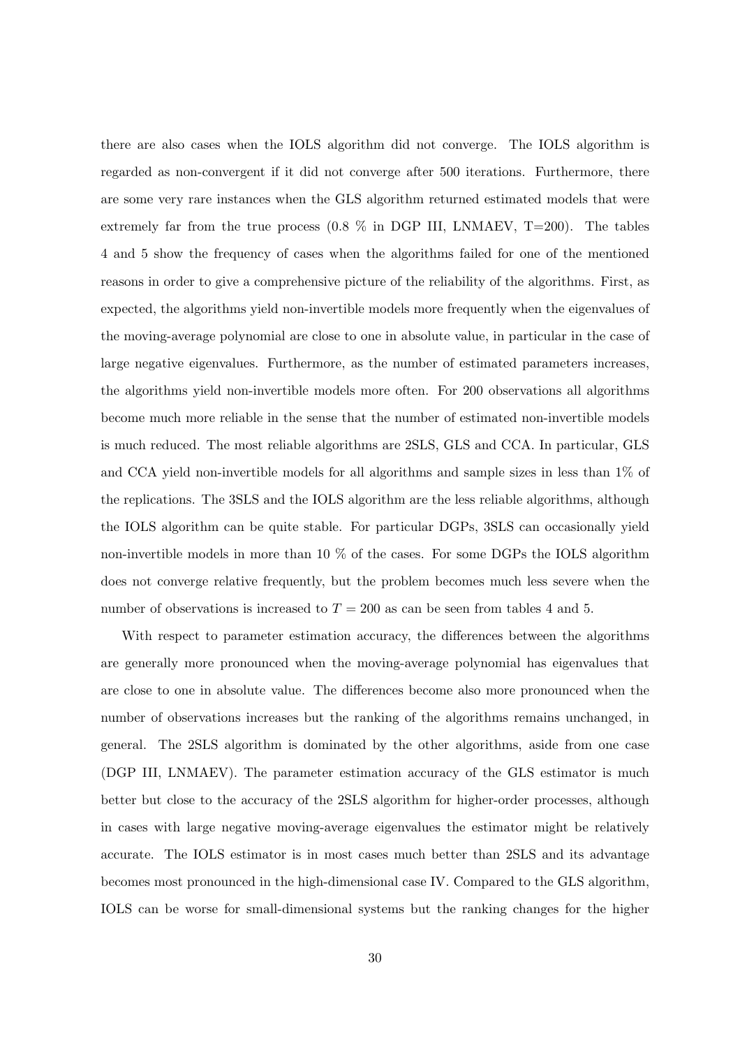there are also cases when the IOLS algorithm did not converge. The IOLS algorithm is regarded as non-convergent if it did not converge after 500 iterations. Furthermore, there are some very rare instances when the GLS algorithm returned estimated models that were extremely far from the true process (0.8 % in DGP III, LNMAEV, T=200). The tables 4 and 5 show the frequency of cases when the algorithms failed for one of the mentioned reasons in order to give a comprehensive picture of the reliability of the algorithms. First, as expected, the algorithms yield non-invertible models more frequently when the eigenvalues of the moving-average polynomial are close to one in absolute value, in particular in the case of large negative eigenvalues. Furthermore, as the number of estimated parameters increases, the algorithms yield non-invertible models more often. For 200 observations all algorithms become much more reliable in the sense that the number of estimated non-invertible models is much reduced. The most reliable algorithms are 2SLS, GLS and CCA. In particular, GLS and CCA yield non-invertible models for all algorithms and sample sizes in less than 1% of the replications. The 3SLS and the IOLS algorithm are the less reliable algorithms, although the IOLS algorithm can be quite stable. For particular DGPs, 3SLS can occasionally yield non-invertible models in more than 10 % of the cases. For some DGPs the IOLS algorithm does not converge relative frequently, but the problem becomes much less severe when the number of observations is increased to $T = 200$ as can be seen from tables 4 and 5.

With respect to parameter estimation accuracy, the differences between the algorithms are generally more pronounced when the moving-average polynomial has eigenvalues that are close to one in absolute value. The differences become also more pronounced when the number of observations increases but the ranking of the algorithms remains unchanged, in general. The 2SLS algorithm is dominated by the other algorithms, aside from one case (DGP III, LNMAEV). The parameter estimation accuracy of the GLS estimator is much better but close to the accuracy of the 2SLS algorithm for higher-order processes, although in cases with large negative moving-average eigenvalues the estimator might be relatively accurate. The IOLS estimator is in most cases much better than 2SLS and its advantage becomes most pronounced in the high-dimensional case IV. Compared to the GLS algorithm, IOLS can be worse for small-dimensional systems but the ranking changes for the higher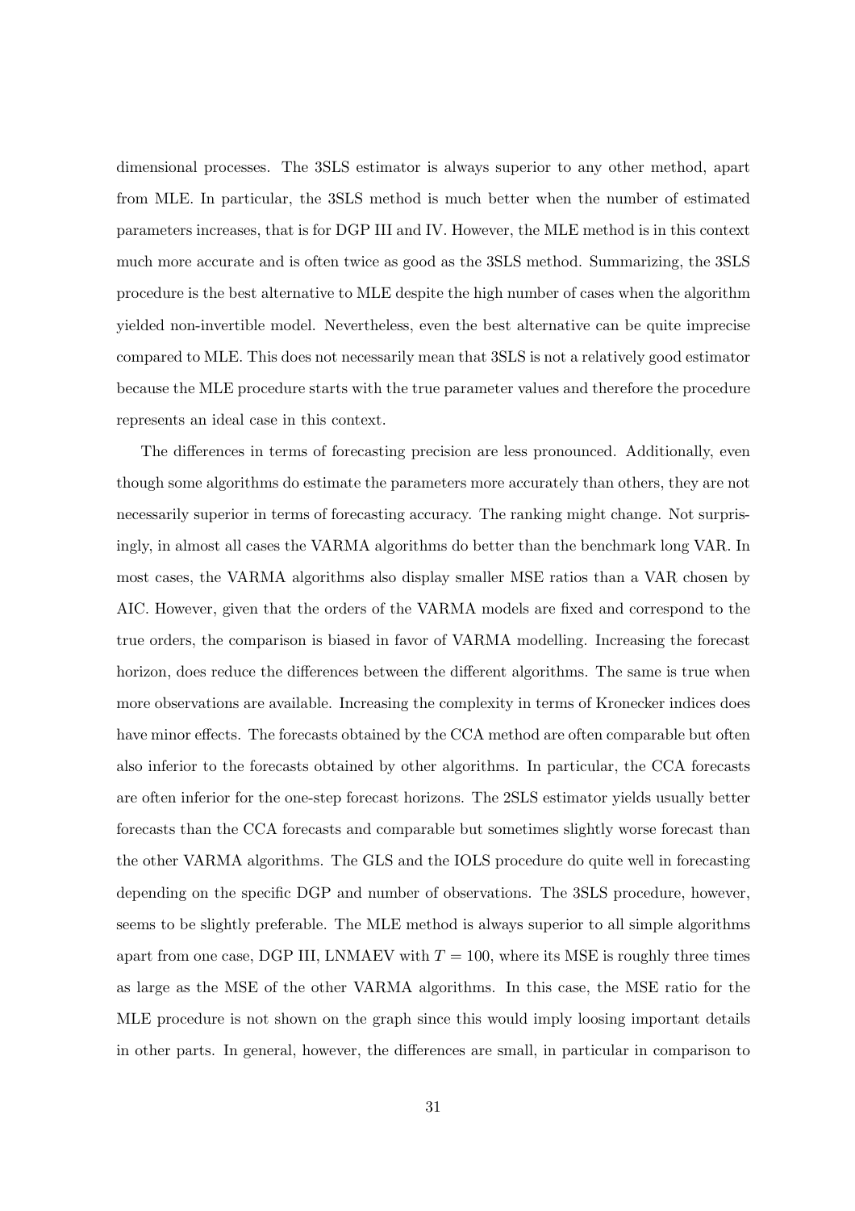dimensional processes. The 3SLS estimator is always superior to any other method, apart from MLE. In particular, the 3SLS method is much better when the number of estimated parameters increases, that is for DGP III and IV. However, the MLE method is in this context much more accurate and is often twice as good as the 3SLS method. Summarizing, the 3SLS procedure is the best alternative to MLE despite the high number of cases when the algorithm yielded non-invertible model. Nevertheless, even the best alternative can be quite imprecise compared to MLE. This does not necessarily mean that 3SLS is not a relatively good estimator because the MLE procedure starts with the true parameter values and therefore the procedure represents an ideal case in this context.

The differences in terms of forecasting precision are less pronounced. Additionally, even though some algorithms do estimate the parameters more accurately than others, they are not necessarily superior in terms of forecasting accuracy. The ranking might change. Not surprisingly, in almost all cases the VARMA algorithms do better than the benchmark long VAR. In most cases, the VARMA algorithms also display smaller MSE ratios than a VAR chosen by AIC. However, given that the orders of the VARMA models are fixed and correspond to the true orders, the comparison is biased in favor of VARMA modelling. Increasing the forecast horizon, does reduce the differences between the different algorithms. The same is true when more observations are available. Increasing the complexity in terms of Kronecker indices does have minor effects. The forecasts obtained by the CCA method are often comparable but often also inferior to the forecasts obtained by other algorithms. In particular, the CCA forecasts are often inferior for the one-step forecast horizons. The 2SLS estimator yields usually better forecasts than the CCA forecasts and comparable but sometimes slightly worse forecast than the other VARMA algorithms. The GLS and the IOLS procedure do quite well in forecasting depending on the specific DGP and number of observations. The 3SLS procedure, however, seems to be slightly preferable. The MLE method is always superior to all simple algorithms apart from one case, DGP III, LNMAEV with $T = 100$, where its MSE is roughly three times as large as the MSE of the other VARMA algorithms. In this case, the MSE ratio for the MLE procedure is not shown on the graph since this would imply loosing important details in other parts. In general, however, the differences are small, in particular in comparison to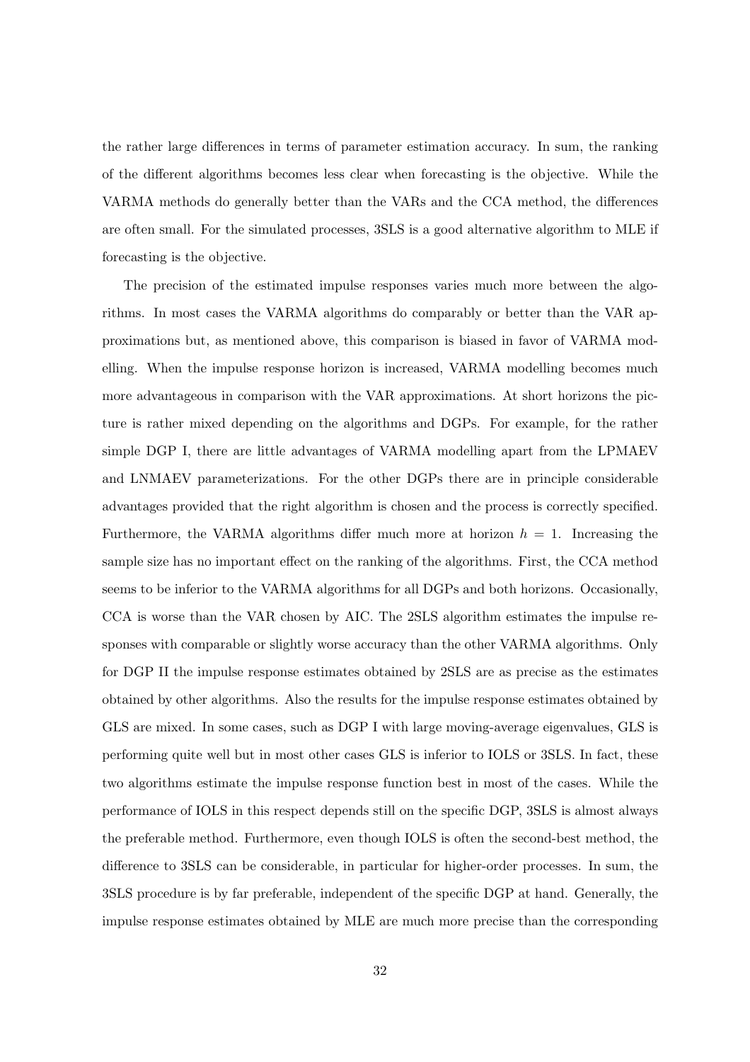the rather large differences in terms of parameter estimation accuracy. In sum, the ranking of the different algorithms becomes less clear when forecasting is the objective. While the VARMA methods do generally better than the VARs and the CCA method, the differences are often small. For the simulated processes, 3SLS is a good alternative algorithm to MLE if forecasting is the objective.

The precision of the estimated impulse responses varies much more between the algorithms. In most cases the VARMA algorithms do comparably or better than the VAR approximations but, as mentioned above, this comparison is biased in favor of VARMA modelling. When the impulse response horizon is increased, VARMA modelling becomes much more advantageous in comparison with the VAR approximations. At short horizons the picture is rather mixed depending on the algorithms and DGPs. For example, for the rather simple DGP I, there are little advantages of VARMA modelling apart from the LPMAEV and LNMAEV parameterizations. For the other DGPs there are in principle considerable advantages provided that the right algorithm is chosen and the process is correctly specified. Furthermore, the VARMA algorithms differ much more at horizon $h = 1$. Increasing the sample size has no important effect on the ranking of the algorithms. First, the CCA method seems to be inferior to the VARMA algorithms for all DGPs and both horizons. Occasionally, CCA is worse than the VAR chosen by AIC. The 2SLS algorithm estimates the impulse responses with comparable or slightly worse accuracy than the other VARMA algorithms. Only for DGP II the impulse response estimates obtained by 2SLS are as precise as the estimates obtained by other algorithms. Also the results for the impulse response estimates obtained by GLS are mixed. In some cases, such as DGP I with large moving-average eigenvalues, GLS is performing quite well but in most other cases GLS is inferior to IOLS or 3SLS. In fact, these two algorithms estimate the impulse response function best in most of the cases. While the performance of IOLS in this respect depends still on the specific DGP, 3SLS is almost always the preferable method. Furthermore, even though IOLS is often the second-best method, the difference to 3SLS can be considerable, in particular for higher-order processes. In sum, the 3SLS procedure is by far preferable, independent of the specific DGP at hand. Generally, the impulse response estimates obtained by MLE are much more precise than the corresponding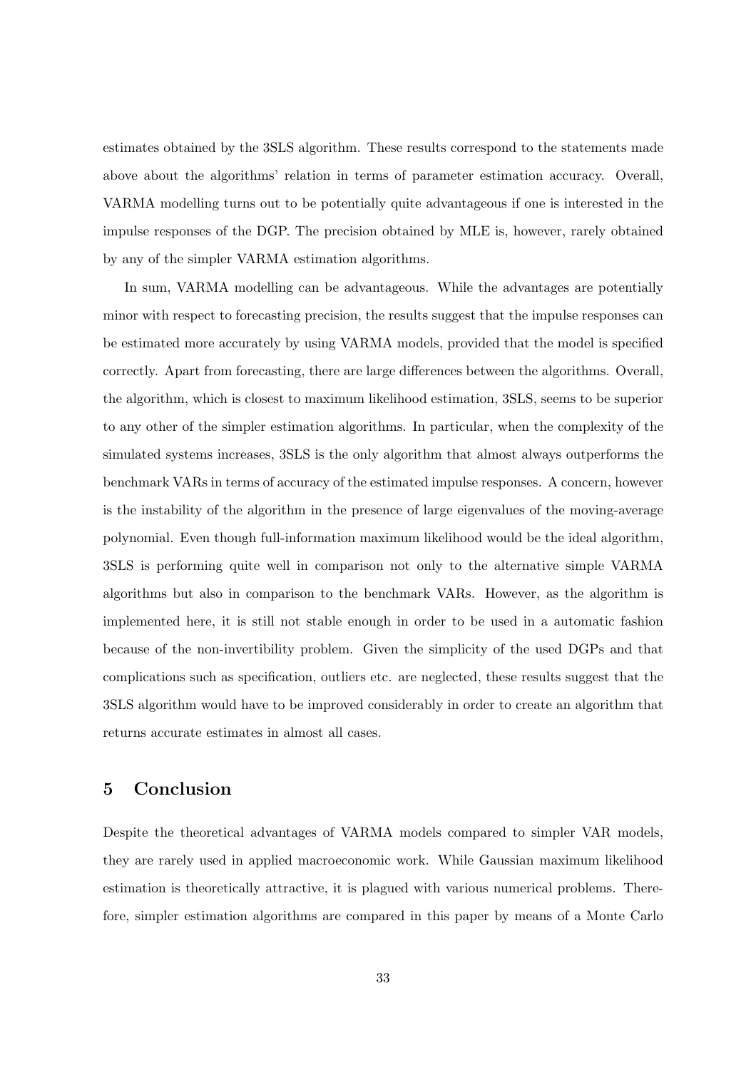estimates obtained by the 3SLS algorithm. These results correspond to the statements made above about the algorithms' relation in terms of parameter estimation accuracy. Overall, VARMA modelling turns out to be potentially quite advantageous if one is interested in the impulse responses of the DGP. The precision obtained by MLE is, however, rarely obtained by any of the simpler VARMA estimation algorithms.

In sum, VARMA modelling can be advantageous. While the advantages are potentially minor with respect to forecasting precision, the results suggest that the impulse responses can be estimated more accurately by using VARMA models, provided that the model is specified correctly. Apart from forecasting, there are large differences between the algorithms. Overall, the algorithm, which is closest to maximum likelihood estimation, 3SLS, seems to be superior to any other of the simpler estimation algorithms. In particular, when the complexity of the simulated systems increases, 3SLS is the only algorithm that almost always outperforms the benchmark VARs in terms of accuracy of the estimated impulse responses. A concern, however is the instability of the algorithm in the presence of large eigenvalues of the moving-average polynomial. Even though full-information maximum likelihood would be the ideal algorithm, 3SLS is performing quite well in comparison not only to the alternative simple VARMA algorithms but also in comparison to the benchmark VARs. However, as the algorithm is implemented here, it is still not stable enough in order to be used in a automatic fashion because of the non-invertibility problem. Given the simplicity of the used DGPs and that complications such as specification, outliers etc. are neglected, these results suggest that the 3SLS algorithm would have to be improved considerably in order to create an algorithm that returns accurate estimates in almost all cases.

## 5 Conclusion

Despite the theoretical advantages of VARMA models compared to simpler VAR models, they are rarely used in applied macroeconomic work. While Gaussian maximum likelihood estimation is theoretically attractive, it is plagued with various numerical problems. Therefore, simpler estimation algorithms are compared in this paper by means of a Monte Carlo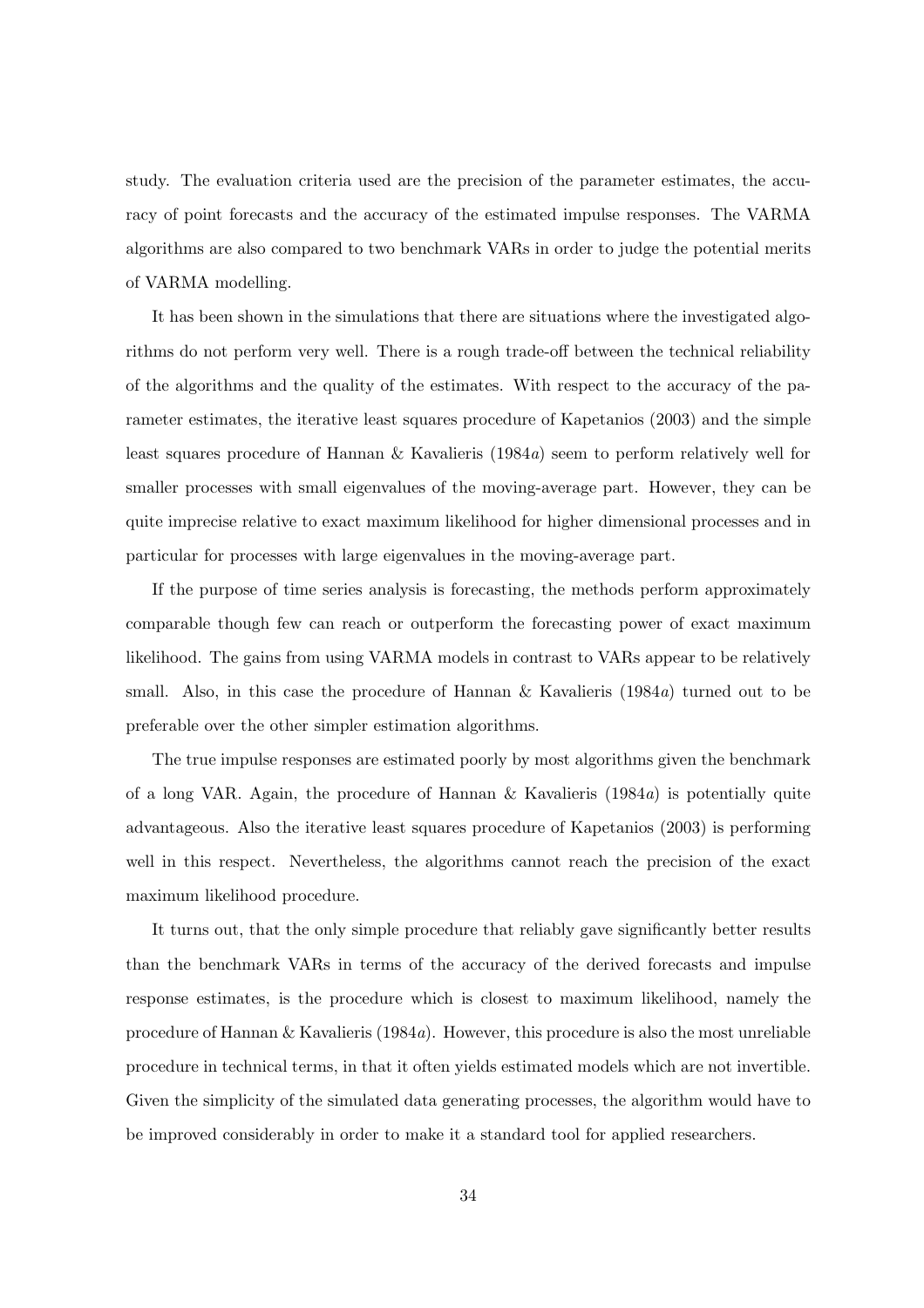study. The evaluation criteria used are the precision of the parameter estimates, the accuracy of point forecasts and the accuracy of the estimated impulse responses. The VARMA algorithms are also compared to two benchmark VARs in order to judge the potential merits of VARMA modelling.

It has been shown in the simulations that there are situations where the investigated algorithms do not perform very well. There is a rough trade-off between the technical reliability of the algorithms and the quality of the estimates. With respect to the accuracy of the parameter estimates, the iterative least squares procedure of Kapetanios (2003) and the simple least squares procedure of Hannan & Kavalieris (1984*a*) seem to perform relatively well for smaller processes with small eigenvalues of the moving-average part. However, they can be quite imprecise relative to exact maximum likelihood for higher dimensional processes and in particular for processes with large eigenvalues in the moving-average part.

If the purpose of time series analysis is forecasting, the methods perform approximately comparable though few can reach or outperform the forecasting power of exact maximum likelihood. The gains from using VARMA models in contrast to VARs appear to be relatively small. Also, in this case the procedure of Hannan & Kavalieris (1984*a*) turned out to be preferable over the other simpler estimation algorithms.

The true impulse responses are estimated poorly by most algorithms given the benchmark of a long VAR. Again, the procedure of Hannan & Kavalieris (1984*a*) is potentially quite advantageous. Also the iterative least squares procedure of Kapetanios (2003) is performing well in this respect. Nevertheless, the algorithms cannot reach the precision of the exact maximum likelihood procedure.

It turns out, that the only simple procedure that reliably gave significantly better results than the benchmark VARs in terms of the accuracy of the derived forecasts and impulse response estimates, is the procedure which is closest to maximum likelihood, namely the procedure of Hannan & Kavalieris (1984*a*). However, this procedure is also the most unreliable procedure in technical terms, in that it often yields estimated models which are not invertible. Given the simplicity of the simulated data generating processes, the algorithm would have to be improved considerably in order to make it a standard tool for applied researchers.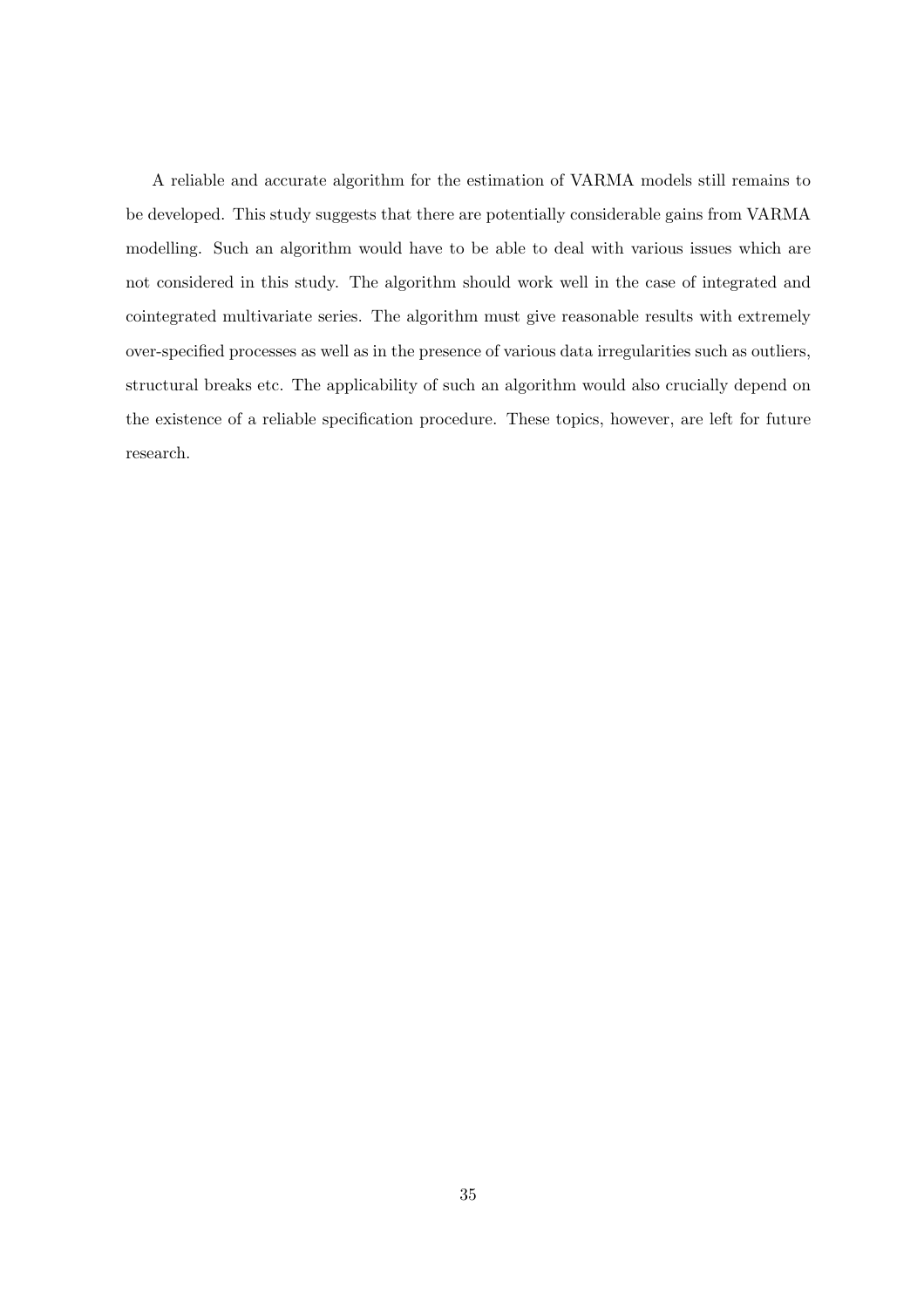A reliable and accurate algorithm for the estimation of VARMA models still remains to be developed. This study suggests that there are potentially considerable gains from VARMA modelling. Such an algorithm would have to be able to deal with various issues which are not considered in this study. The algorithm should work well in the case of integrated and cointegrated multivariate series. The algorithm must give reasonable results with extremely over-specified processes as well as in the presence of various data irregularities such as outliers, structural breaks etc. The applicability of such an algorithm would also crucially depend on the existence of a reliable specification procedure. These topics, however, are left for future research.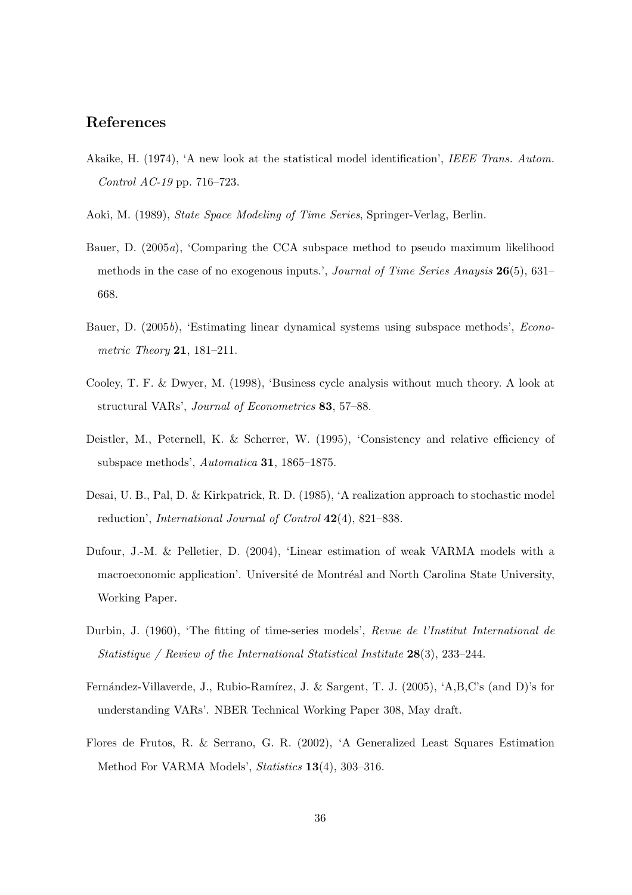## References

Akaike, H. (1974), 'A new look at the statistical model identification', *IEEE Trans. Autom. Control AC-19* pp. 716–723.

Aoki, M. (1989), *State Space Modeling of Time Series*, Springer-Verlag, Berlin.

Bauer, D. (2005*a*), 'Comparing the CCA subspace method to pseudo maximum likelihood methods in the case of no exogenous inputs.', *Journal of Time Series Anaysis* **26**(5), 631–668.

Bauer, D. (2005*b*), 'Estimating linear dynamical systems using subspace methods', *Econometric Theory* **21**, 181–211.

Cooley, T. F. & Dwyer, M. (1998), 'Business cycle analysis without much theory. A look at structural VARs', *Journal of Econometrics* **83**, 57–88.

Deistler, M., Peternell, K. & Scherrer, W. (1995), 'Consistency and relative efficiency of subspace methods', *Automatica* **31**, 1865–1875.

Desai, U. B., Pal, D. & Kirkpatrick, R. D. (1985), 'A realization approach to stochastic model reduction', *International Journal of Control* **42**(4), 821–838.

Dufour, J.-M. & Pelletier, D. (2004), 'Linear estimation of weak VARMA models with a macroeconomic application'. Université de Montréal and North Carolina State University, Working Paper.

Durbin, J. (1960), 'The fitting of time-series models', *Revue de l'Institut International de Statistique / Review of the International Statistical Institute* **28**(3), 233–244.

Fernández-Villaverde, J., Rubio-Ramírez, J. & Sargent, T. J. (2005), 'A,B,C's (and D)'s for understanding VARs'. NBER Technical Working Paper 308, May draft.

Flores de Frutos, R. & Serrano, G. R. (2002), 'A Generalized Least Squares Estimation Method For VARMA Models', *Statistics* **13**(4), 303–316.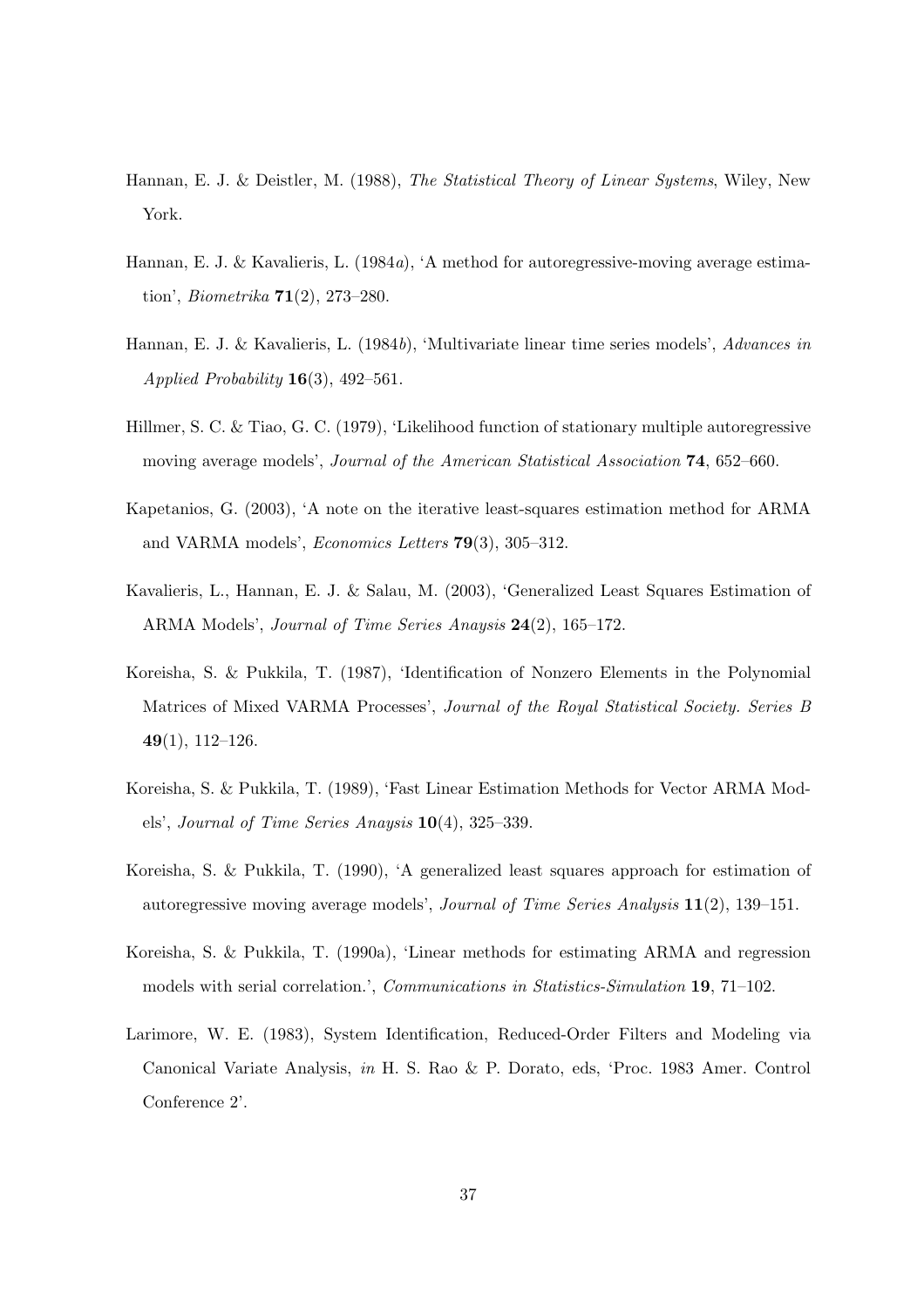Hannan, E. J. & Deistler, M. (1988), *The Statistical Theory of Linear Systems*, Wiley, New York.

Hannan, E. J. & Kavalieris, L. (1984*a*), 'A method for autoregressive-moving average estimation', *Biometrika* **71**(2), 273–280.

Hannan, E. J. & Kavalieris, L. (1984*b*), 'Multivariate linear time series models', *Advances in Applied Probability* **16**(3), 492–561.

Hillmer, S. C. & Tiao, G. C. (1979), 'Likelihood function of stationary multiple autoregressive moving average models', *Journal of the American Statistical Association* **74**, 652–660.

Kapetanios, G. (2003), 'A note on the iterative least-squares estimation method for ARMA and VARMA models', *Economics Letters* **79**(3), 305–312.

Kavalieris, L., Hannan, E. J. & Salau, M. (2003), 'Generalized Least Squares Estimation of ARMA Models', *Journal of Time Series Anaysis* **24**(2), 165–172.

Koreisha, S. & Pukkila, T. (1987), 'Identification of Nonzero Elements in the Polynomial Matrices of Mixed VARMA Processes', *Journal of the Royal Statistical Society. Series B* **49**(1), 112–126.

Koreisha, S. & Pukkila, T. (1989), 'Fast Linear Estimation Methods for Vector ARMA Models', *Journal of Time Series Anaysis* **10**(4), 325–339.

Koreisha, S. & Pukkila, T. (1990), 'A generalized least squares approach for estimation of autoregressive moving average models', *Journal of Time Series Analysis* **11**(2), 139–151.

Koreisha, S. & Pukkila, T. (1990a), 'Linear methods for estimating ARMA and regression models with serial correlation.', *Communications in Statistics-Simulation* **19**, 71–102.

Larimore, W. E. (1983), System Identification, Reduced-Order Filters and Modeling via Canonical Variate Analysis, *in* H. S. Rao & P. Dorato, eds, 'Proc. 1983 Amer. Control Conference 2'.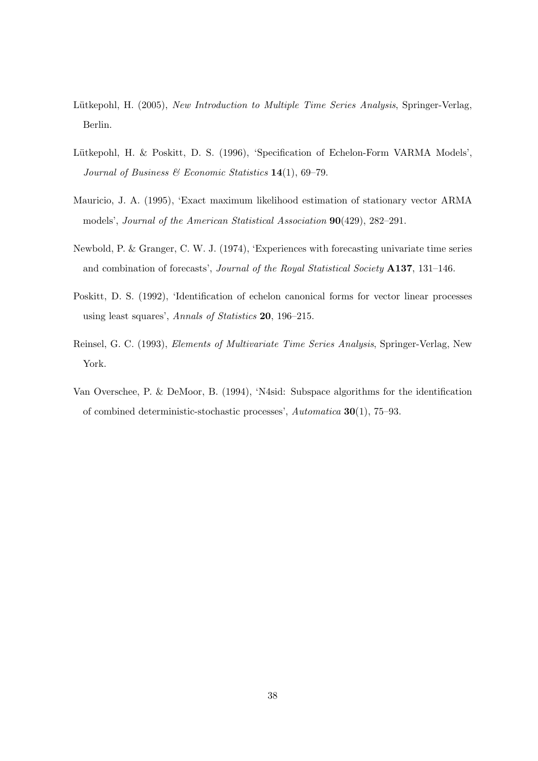Lütkepohl, H. (2005), *New Introduction to Multiple Time Series Analysis*, Springer-Verlag, Berlin.

Lütkepohl, H. & Poskitt, D. S. (1996), 'Specification of Echelon-Form VARMA Models', *Journal of Business & Economic Statistics* **14**(1), 69–79.

Mauricio, J. A. (1995), 'Exact maximum likelihood estimation of stationary vector ARMA models', *Journal of the American Statistical Association* **90**(429), 282–291.

Newbold, P. & Granger, C. W. J. (1974), 'Experiences with forecasting univariate time series and combination of forecasts', *Journal of the Royal Statistical Society* **A137**, 131–146.

Poskitt, D. S. (1992), 'Identification of echelon canonical forms for vector linear processes using least squares', *Annals of Statistics* **20**, 196–215.

Reinsel, G. C. (1993), *Elements of Multivariate Time Series Analysis*, Springer-Verlag, New York.

Van Overschee, P. & DeMoor, B. (1994), 'N4sid: Subspace algorithms for the identification of combined deterministic-stochastic processes', *Automatica* **30**(1), 75–93.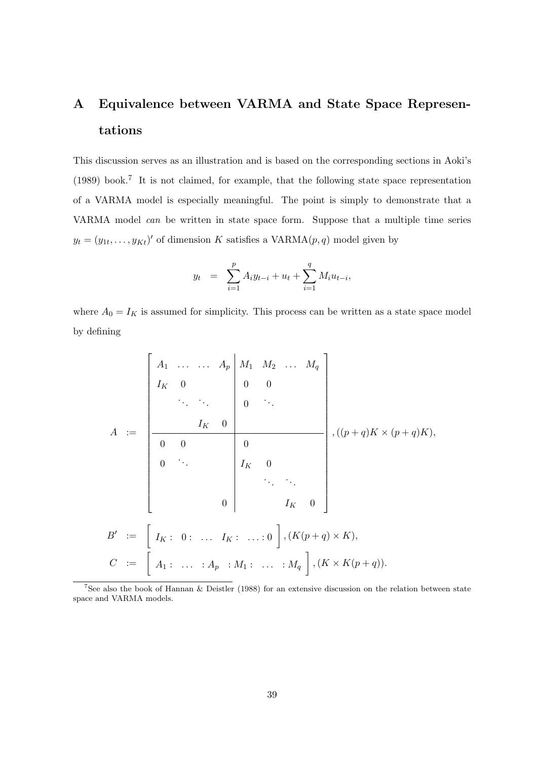# A Equivalence between VARMA and State Space Representations

This discussion serves as an illustration and is based on the corresponding sections in Aoki's (1989) book.[7] It is not claimed, for example, that the following state space representation of a VARMA model is especially meaningful. The point is simply to demonstrate that a VARMA model *can* be written in state space form. Suppose that a multiple time series $y_t = (y_{1t}, \ldots, y_{Kt})'$ of dimension $K$ satisfies a VARMA$(p, q)$ model given by

$$y_t \;\; = \;\; \sum_{i=1}^{p} A_i y_{t-i} + u_t + \sum_{i=1}^{q} M_i u_{t-i},$$

where $A_0 = I_K$ is assumed for simplicity. This process can be written as a state space model by defining

$$A \;:=\; \left[\begin{array}{cccc|cccc}
A_1 & \ldots & \ldots & A_p & M_1 & M_2 & \ldots & M_q \\
I_K & 0 & & & 0 & 0 & & \\
 & \ddots & \ddots & & 0 & \ddots & & \\
 & & I_K & 0 & & & & \\
\hline
0 & 0 & & & 0 & & & \\
0 & \ddots & & & I_K & 0 & & \\
 & & & & & \ddots & \ddots & \\
 & & & 0 & & & I_K & 0
\end{array}\right], ((p+q)K \times (p+q)K),$$

$$B' \;:=\; \left[\begin{array}{c} I_K : \;\; 0 : \;\; \ldots \;\; I_K : \;\; \ldots : 0 \end{array}\right], (K(p+q) \times K),$$

$$C \;:=\; \left[\begin{array}{c} A_1 : \;\; \ldots \;\; : A_p \;\; : M_1 : \;\; \ldots \;\; : M_q \end{array}\right], (K \times K(p+q)).$$

[7] See also the book of Hannan & Deistler (1988) for an extensive discussion on the relation between state space and VARMA models.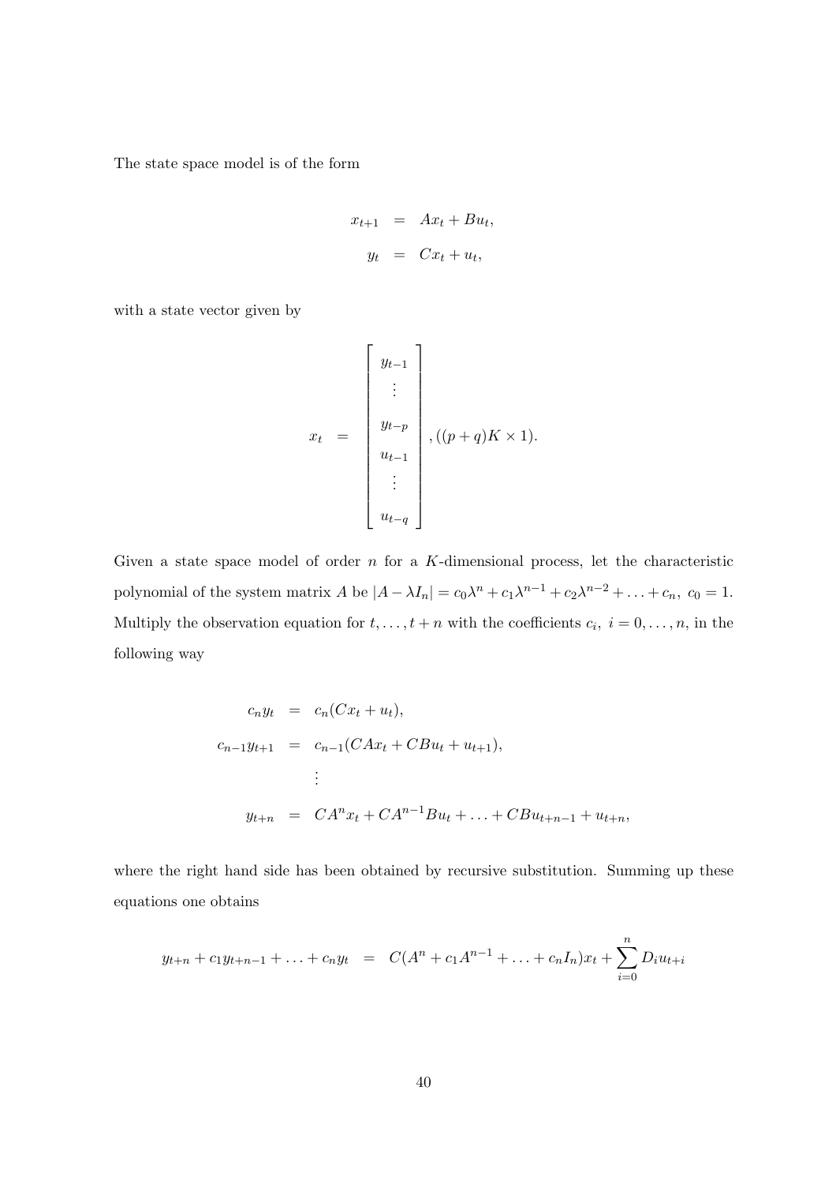The state space model is of the form

$$
\begin{aligned}
x_{t+1} &= Ax_t + Bu_t, \\
y_t &= Cx_t + u_t,
\end{aligned}
$$

with a state vector given by

$$
x_t = \begin{bmatrix} y_{t-1} \\ \vdots \\ y_{t-p} \\ u_{t-1} \\ \vdots \\ u_{t-q} \end{bmatrix}, ((p+q)K \times 1).
$$

Given a state space model of order $n$ for a $K$-dimensional process, let the characteristic polynomial of the system matrix $A$ be $|A - \lambda I_n| = c_0\lambda^n + c_1\lambda^{n-1} + c_2\lambda^{n-2} + \ldots + c_n,\ c_0 = 1$. Multiply the observation equation for $t, \ldots, t+n$ with the coefficients $c_i,\ i = 0, \ldots, n$, in the following way

$$
\begin{aligned}
c_n y_t &= c_n(Cx_t + u_t), \\
c_{n-1} y_{t+1} &= c_{n-1}(CAx_t + CBu_t + u_{t+1}), \\
&\vdots \\
y_{t+n} &= CA^n x_t + CA^{n-1}Bu_t + \ldots + CBu_{t+n-1} + u_{t+n},
\end{aligned}
$$

where the right hand side has been obtained by recursive substitution. Summing up these equations one obtains

$$
y_{t+n} + c_1 y_{t+n-1} + \ldots + c_n y_t = C(A^n + c_1 A^{n-1} + \ldots + c_n I_n)x_t + \sum_{i=0}^{n} D_i u_{t+i}
$$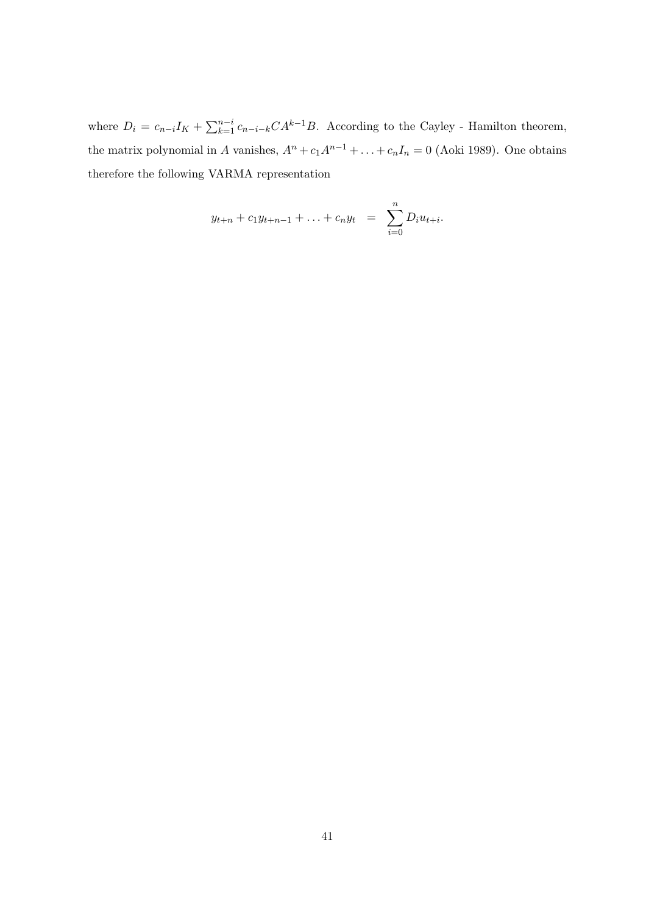where $D_i = c_{n-i} I_K + \sum_{k=1}^{n-i} c_{n-i-k} C A^{k-1} B$. According to the Cayley - Hamilton theorem, the matrix polynomial in $A$ vanishes, $A^n + c_1 A^{n-1} + \ldots + c_n I_n = 0$ (Aoki 1989). One obtains therefore the following VARMA representation

$$y_{t+n} + c_1 y_{t+n-1} + \ldots + c_n y_t \quad = \quad \sum_{i=0}^{n} D_i u_{t+i}.$$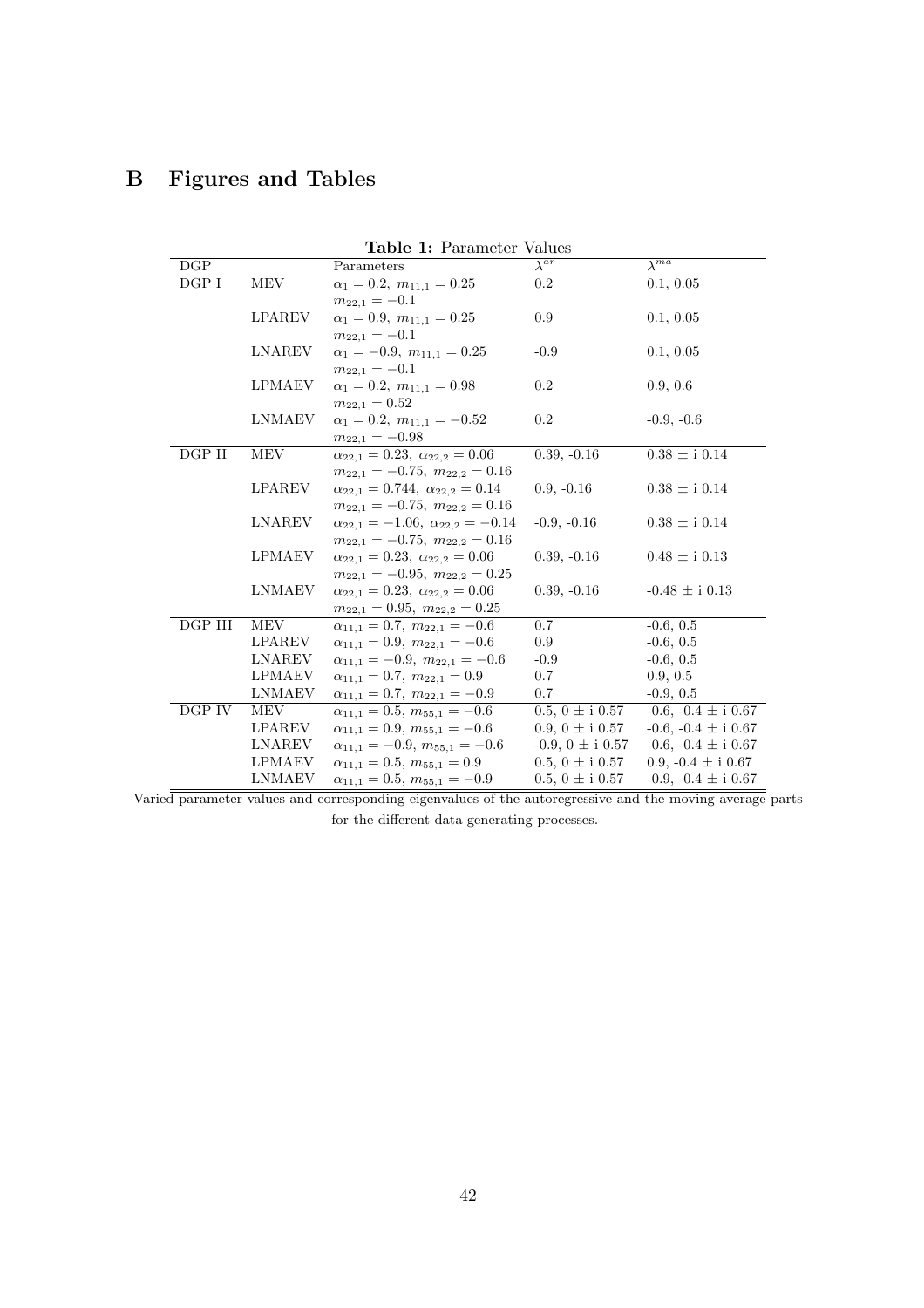# B Figures and Tables

**Table 1:** Parameter Values

| DGP | | Parameters | $\lambda^{ar}$ | $\lambda^{ma}$ |
|---|---|---|---|---|
| DGP I | MEV | $\alpha_1 = 0.2,\ m_{11,1} = 0.25$ $m_{22,1} = -0.1$ | 0.2 | 0.1, 0.05 |
| | LPAREV | $\alpha_1 = 0.9,\ m_{11,1} = 0.25$ $m_{22,1} = -0.1$ | 0.9 | 0.1, 0.05 |
| | LNAREV | $\alpha_1 = -0.9,\ m_{11,1} = 0.25$ $m_{22,1} = -0.1$ | -0.9 | 0.1, 0.05 |
| | LPMAEV | $\alpha_1 = 0.2,\ m_{11,1} = 0.98$ $m_{22,1} = 0.52$ | 0.2 | 0.9, 0.6 |
| | LNMAEV | $\alpha_1 = 0.2,\ m_{11,1} = -0.52$ $m_{22,1} = -0.98$ | 0.2 | -0.9, -0.6 |
| DGP II | MEV | $\alpha_{22,1} = 0.23,\ \alpha_{22,2} = 0.06$ $m_{22,1} = -0.75,\ m_{22,2} = 0.16$ | 0.39, -0.16 | 0.38 ± i 0.14 |
| | LPAREV | $\alpha_{22,1} = 0.744,\ \alpha_{22,2} = 0.14$ $m_{22,1} = -0.75,\ m_{22,2} = 0.16$ | 0.9, -0.16 | 0.38 ± i 0.14 |
| | LNAREV | $\alpha_{22,1} = -1.06,\ \alpha_{22,2} = -0.14$ $m_{22,1} = -0.75,\ m_{22,2} = 0.16$ | -0.9, -0.16 | 0.38 ± i 0.14 |
| | LPMAEV | $\alpha_{22,1} = 0.23,\ \alpha_{22,2} = 0.06$ $m_{22,1} = -0.95,\ m_{22,2} = 0.25$ | 0.39, -0.16 | 0.48 ± i 0.13 |
| | LNMAEV | $\alpha_{22,1} = 0.23,\ \alpha_{22,2} = 0.06$ $m_{22,1} = 0.95,\ m_{22,2} = 0.25$ | 0.39, -0.16 | -0.48 ± i 0.13 |
| DGP III | MEV | $\alpha_{11,1} = 0.7,\ m_{22,1} = -0.6$ | 0.7 | -0.6, 0.5 |
| | LPAREV | $\alpha_{11,1} = 0.9,\ m_{22,1} = -0.6$ | 0.9 | -0.6, 0.5 |
| | LNAREV | $\alpha_{11,1} = -0.9,\ m_{22,1} = -0.6$ | -0.9 | -0.6, 0.5 |
| | LPMAEV | $\alpha_{11,1} = 0.7,\ m_{22,1} = 0.9$ | 0.7 | 0.9, 0.5 |
| | LNMAEV | $\alpha_{11,1} = 0.7,\ m_{22,1} = -0.9$ | 0.7 | -0.9, 0.5 |
| DGP IV | MEV | $\alpha_{11,1} = 0.5,\ m_{55,1} = -0.6$ | 0.5, 0 ± i 0.57 | -0.6, -0.4 ± i 0.67 |
| | LPAREV | $\alpha_{11,1} = 0.9,\ m_{55,1} = -0.6$ | 0.9, 0 ± i 0.57 | -0.6, -0.4 ± i 0.67 |
| | LNAREV | $\alpha_{11,1} = -0.9,\ m_{55,1} = -0.6$ | -0.9, 0 ± i 0.57 | -0.6, -0.4 ± i 0.67 |
| | LPMAEV | $\alpha_{11,1} = 0.5,\ m_{55,1} = 0.9$ | 0.5, 0 ± i 0.57 | 0.9, -0.4 ± i 0.67 |
| | LNMAEV | $\alpha_{11,1} = 0.5,\ m_{55,1} = -0.9$ | 0.5, 0 ± i 0.57 | -0.9, -0.4 ± i 0.67 |

Varied parameter values and corresponding eigenvalues of the autoregressive and the moving-average parts for the different data generating processes.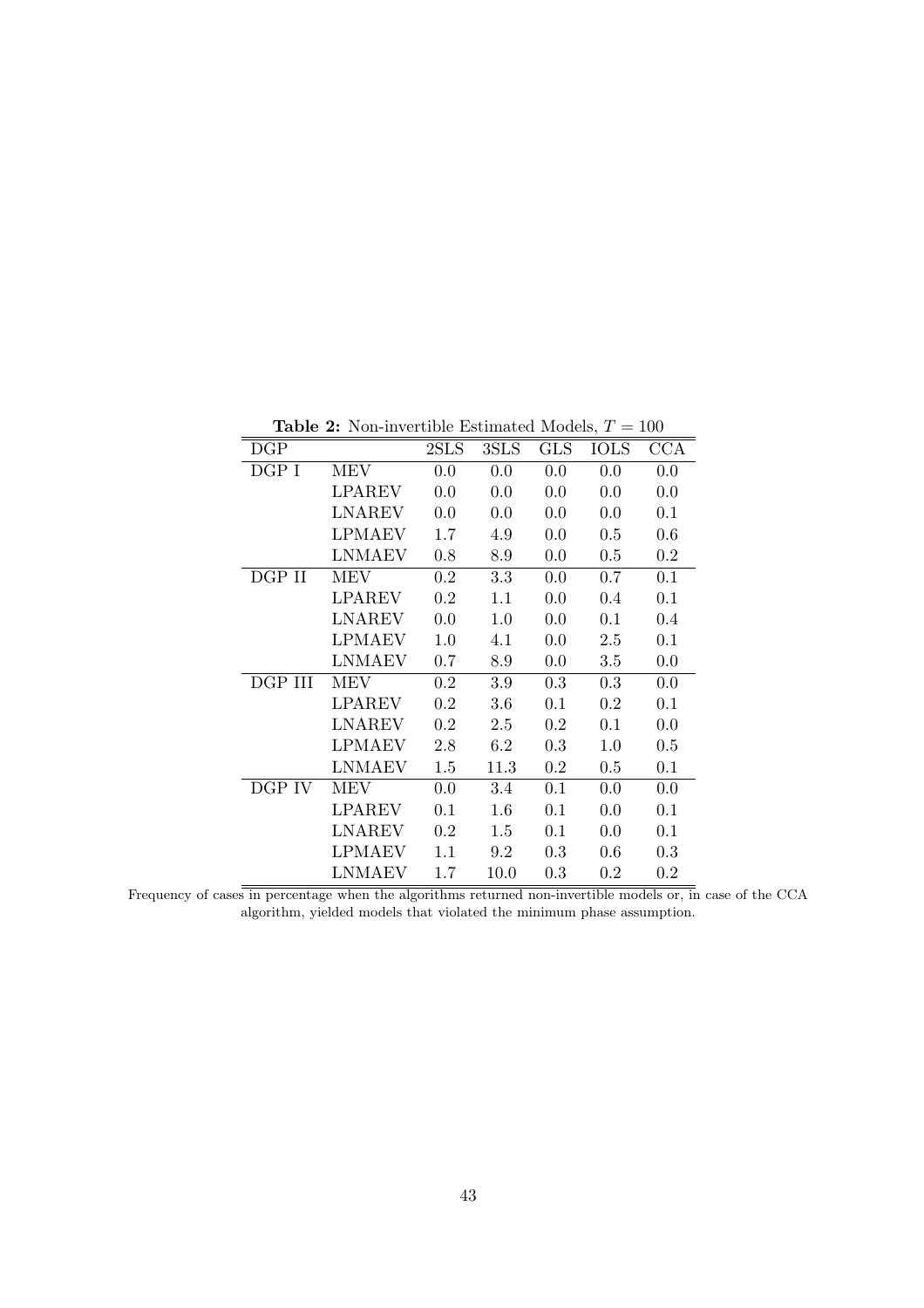**Table 2:** Non-invertible Estimated Models, $T = 100$

| DGP | | 2SLS | 3SLS | GLS | IOLS | CCA |
|---|---|---|---|---|---|---|
| DGP I | MEV | 0.0 | 0.0 | 0.0 | 0.0 | 0.0 |
| | LPAREV | 0.0 | 0.0 | 0.0 | 0.0 | 0.0 |
| | LNAREV | 0.0 | 0.0 | 0.0 | 0.0 | 0.1 |
| | LPMAEV | 1.7 | 4.9 | 0.0 | 0.5 | 0.6 |
| | LNMAEV | 0.8 | 8.9 | 0.0 | 0.5 | 0.2 |
| DGP II | MEV | 0.2 | 3.3 | 0.0 | 0.7 | 0.1 |
| | LPAREV | 0.2 | 1.1 | 0.0 | 0.4 | 0.1 |
| | LNAREV | 0.0 | 1.0 | 0.0 | 0.1 | 0.4 |
| | LPMAEV | 1.0 | 4.1 | 0.0 | 2.5 | 0.1 |
| | LNMAEV | 0.7 | 8.9 | 0.0 | 3.5 | 0.0 |
| DGP III | MEV | 0.2 | 3.9 | 0.3 | 0.3 | 0.0 |
| | LPAREV | 0.2 | 3.6 | 0.1 | 0.2 | 0.1 |
| | LNAREV | 0.2 | 2.5 | 0.2 | 0.1 | 0.0 |
| | LPMAEV | 2.8 | 6.2 | 0.3 | 1.0 | 0.5 |
| | LNMAEV | 1.5 | 11.3 | 0.2 | 0.5 | 0.1 |
| DGP IV | MEV | 0.0 | 3.4 | 0.1 | 0.0 | 0.0 |
| | LPAREV | 0.1 | 1.6 | 0.1 | 0.0 | 0.1 |
| | LNAREV | 0.2 | 1.5 | 0.1 | 0.0 | 0.1 |
| | LPMAEV | 1.1 | 9.2 | 0.3 | 0.6 | 0.3 |
| | LNMAEV | 1.7 | 10.0 | 0.3 | 0.2 | 0.2 |

Frequency of cases in percentage when the algorithms returned non-invertible models or, in case of the CCA algorithm, yielded models that violated the minimum phase assumption.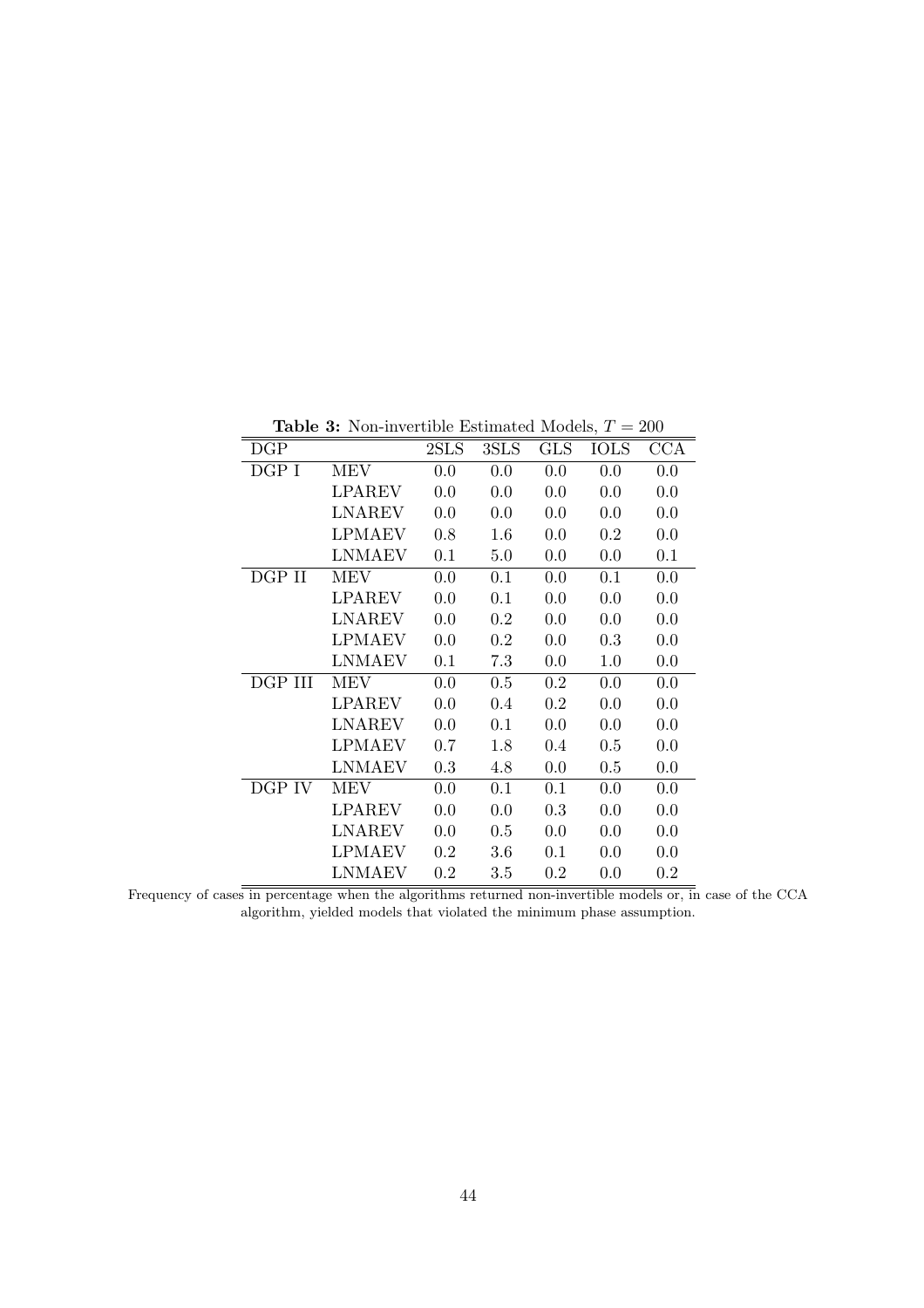**Table 3:** Non-invertible Estimated Models, $T = 200$

| DGP | | 2SLS | 3SLS | GLS | IOLS | CCA |
|---|---|---|---|---|---|---|
| DGP I | MEV | 0.0 | 0.0 | 0.0 | 0.0 | 0.0 |
| | LPAREV | 0.0 | 0.0 | 0.0 | 0.0 | 0.0 |
| | LNAREV | 0.0 | 0.0 | 0.0 | 0.0 | 0.0 |
| | LPMAEV | 0.8 | 1.6 | 0.0 | 0.2 | 0.0 |
| | LNMAEV | 0.1 | 5.0 | 0.0 | 0.0 | 0.1 |
| DGP II | MEV | 0.0 | 0.1 | 0.0 | 0.1 | 0.0 |
| | LPAREV | 0.0 | 0.1 | 0.0 | 0.0 | 0.0 |
| | LNAREV | 0.0 | 0.2 | 0.0 | 0.0 | 0.0 |
| | LPMAEV | 0.0 | 0.2 | 0.0 | 0.3 | 0.0 |
| | LNMAEV | 0.1 | 7.3 | 0.0 | 1.0 | 0.0 |
| DGP III | MEV | 0.0 | 0.5 | 0.2 | 0.0 | 0.0 |
| | LPAREV | 0.0 | 0.4 | 0.2 | 0.0 | 0.0 |
| | LNAREV | 0.0 | 0.1 | 0.0 | 0.0 | 0.0 |
| | LPMAEV | 0.7 | 1.8 | 0.4 | 0.5 | 0.0 |
| | LNMAEV | 0.3 | 4.8 | 0.0 | 0.5 | 0.0 |
| DGP IV | MEV | 0.0 | 0.1 | 0.1 | 0.0 | 0.0 |
| | LPAREV | 0.0 | 0.0 | 0.3 | 0.0 | 0.0 |
| | LNAREV | 0.0 | 0.5 | 0.0 | 0.0 | 0.0 |
| | LPMAEV | 0.2 | 3.6 | 0.1 | 0.0 | 0.0 |
| | LNMAEV | 0.2 | 3.5 | 0.2 | 0.0 | 0.2 |

Frequency of cases in percentage when the algorithms returned non-invertible models or, in case of the CCA algorithm, yielded models that violated the minimum phase assumption.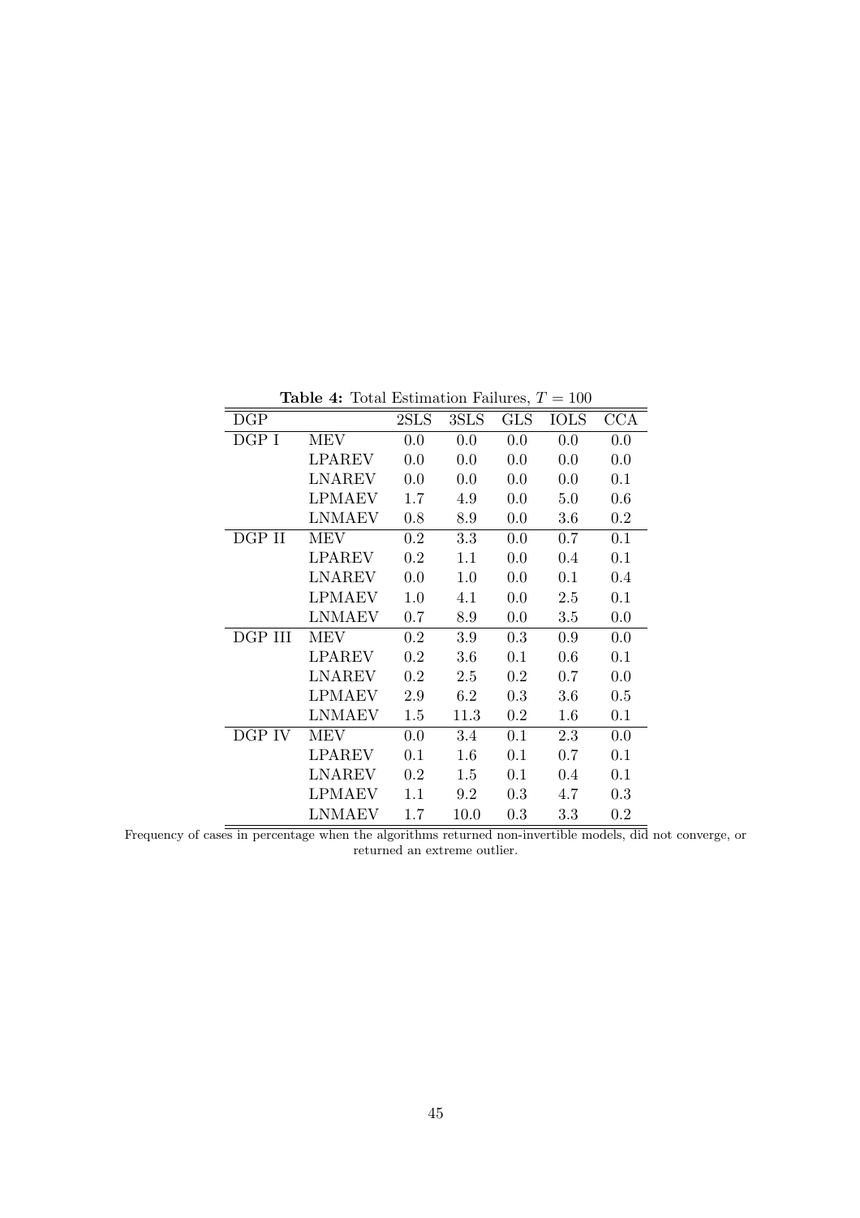**Table 4:** Total Estimation Failures, $T = 100$

| DGP | | 2SLS | 3SLS | GLS | IOLS | CCA |
|---|---|---|---|---|---|---|
| DGP I | MEV | 0.0 | 0.0 | 0.0 | 0.0 | 0.0 |
| | LPAREV | 0.0 | 0.0 | 0.0 | 0.0 | 0.0 |
| | LNAREV | 0.0 | 0.0 | 0.0 | 0.0 | 0.1 |
| | LPMAEV | 1.7 | 4.9 | 0.0 | 5.0 | 0.6 |
| | LNMAEV | 0.8 | 8.9 | 0.0 | 3.6 | 0.2 |
| DGP II | MEV | 0.2 | 3.3 | 0.0 | 0.7 | 0.1 |
| | LPAREV | 0.2 | 1.1 | 0.0 | 0.4 | 0.1 |
| | LNAREV | 0.0 | 1.0 | 0.0 | 0.1 | 0.4 |
| | LPMAEV | 1.0 | 4.1 | 0.0 | 2.5 | 0.1 |
| | LNMAEV | 0.7 | 8.9 | 0.0 | 3.5 | 0.0 |
| DGP III | MEV | 0.2 | 3.9 | 0.3 | 0.9 | 0.0 |
| | LPAREV | 0.2 | 3.6 | 0.1 | 0.6 | 0.1 |
| | LNAREV | 0.2 | 2.5 | 0.2 | 0.7 | 0.0 |
| | LPMAEV | 2.9 | 6.2 | 0.3 | 3.6 | 0.5 |
| | LNMAEV | 1.5 | 11.3 | 0.2 | 1.6 | 0.1 |
| DGP IV | MEV | 0.0 | 3.4 | 0.1 | 2.3 | 0.0 |
| | LPAREV | 0.1 | 1.6 | 0.1 | 0.7 | 0.1 |
| | LNAREV | 0.2 | 1.5 | 0.1 | 0.4 | 0.1 |
| | LPMAEV | 1.1 | 9.2 | 0.3 | 4.7 | 0.3 |
| | LNMAEV | 1.7 | 10.0 | 0.3 | 3.3 | 0.2 |

Frequency of cases in percentage when the algorithms returned non-invertible models, did not converge, or returned an extreme outlier.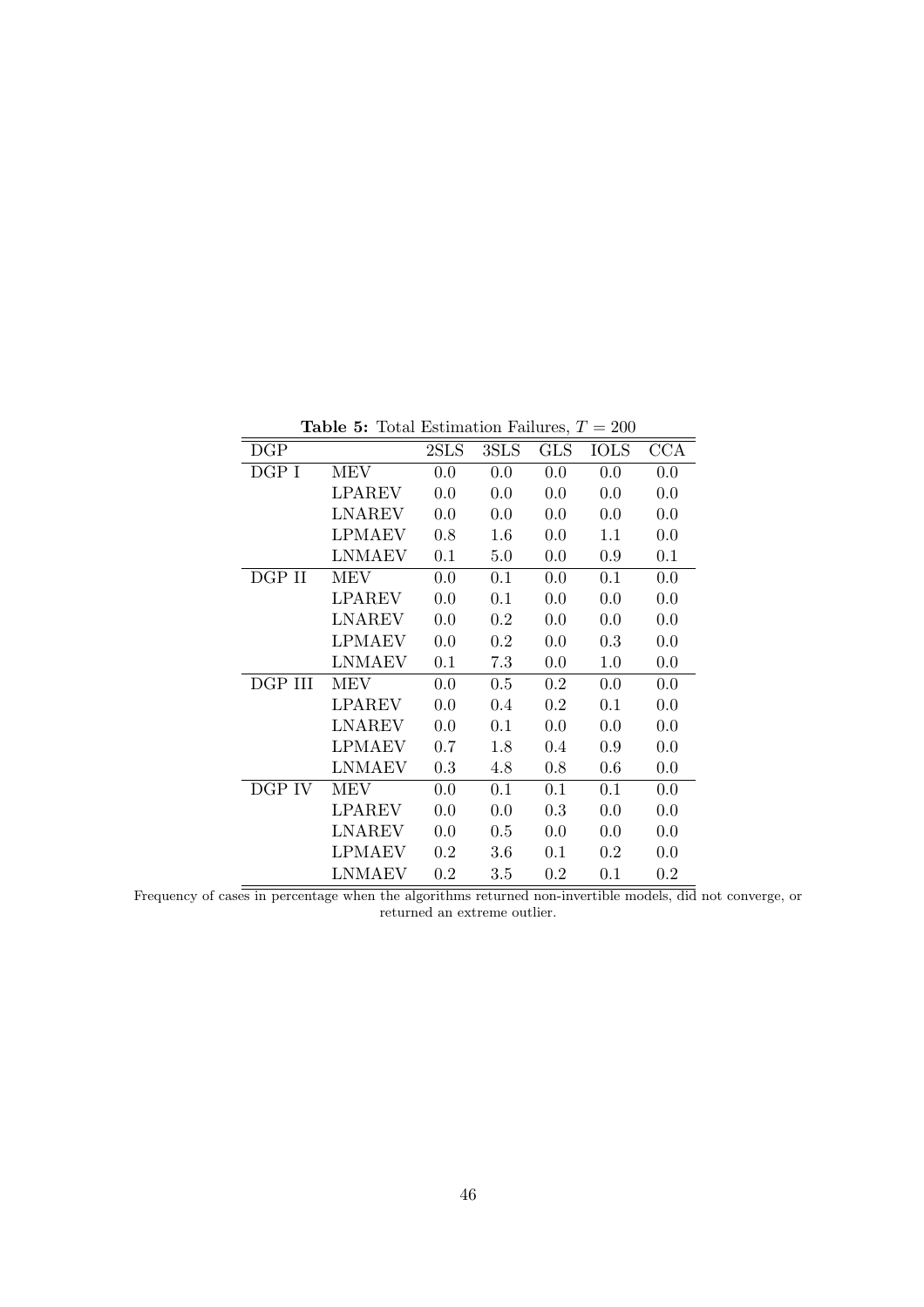**Table 5:** Total Estimation Failures, $T = 200$

| DGP | | 2SLS | 3SLS | GLS | IOLS | CCA |
|---|---|---|---|---|---|---|
| DGP I | MEV | 0.0 | 0.0 | 0.0 | 0.0 | 0.0 |
| | LPAREV | 0.0 | 0.0 | 0.0 | 0.0 | 0.0 |
| | LNAREV | 0.0 | 0.0 | 0.0 | 0.0 | 0.0 |
| | LPMAEV | 0.8 | 1.6 | 0.0 | 1.1 | 0.0 |
| | LNMAEV | 0.1 | 5.0 | 0.0 | 0.9 | 0.1 |
| DGP II | MEV | 0.0 | 0.1 | 0.0 | 0.1 | 0.0 |
| | LPAREV | 0.0 | 0.1 | 0.0 | 0.0 | 0.0 |
| | LNAREV | 0.0 | 0.2 | 0.0 | 0.0 | 0.0 |
| | LPMAEV | 0.0 | 0.2 | 0.0 | 0.3 | 0.0 |
| | LNMAEV | 0.1 | 7.3 | 0.0 | 1.0 | 0.0 |
| DGP III | MEV | 0.0 | 0.5 | 0.2 | 0.0 | 0.0 |
| | LPAREV | 0.0 | 0.4 | 0.2 | 0.1 | 0.0 |
| | LNAREV | 0.0 | 0.1 | 0.0 | 0.0 | 0.0 |
| | LPMAEV | 0.7 | 1.8 | 0.4 | 0.9 | 0.0 |
| | LNMAEV | 0.3 | 4.8 | 0.8 | 0.6 | 0.0 |
| DGP IV | MEV | 0.0 | 0.1 | 0.1 | 0.1 | 0.0 |
| | LPAREV | 0.0 | 0.0 | 0.3 | 0.0 | 0.0 |
| | LNAREV | 0.0 | 0.5 | 0.0 | 0.0 | 0.0 |
| | LPMAEV | 0.2 | 3.6 | 0.1 | 0.2 | 0.0 |
| | LNMAEV | 0.2 | 3.5 | 0.2 | 0.1 | 0.2 |

Frequency of cases in percentage when the algorithms returned non-invertible models, did not converge, or returned an extreme outlier.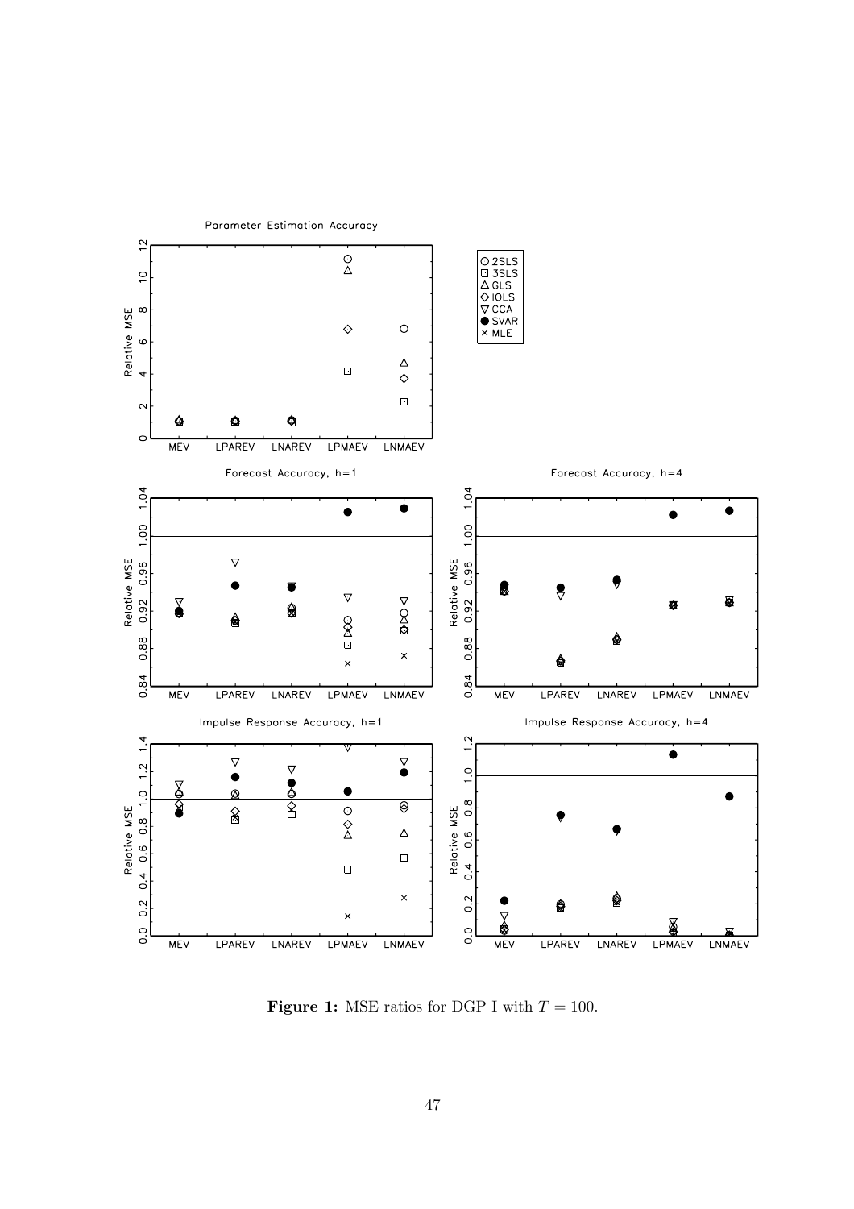Parameter Estimation Accuracy

Forecast Accuracy, h=1

Forecast Accuracy, h=4

Impulse Response Accuracy, h=1

Impulse Response Accuracy, h=4

**Figure 1:** MSE ratios for DGP I with $T = 100$.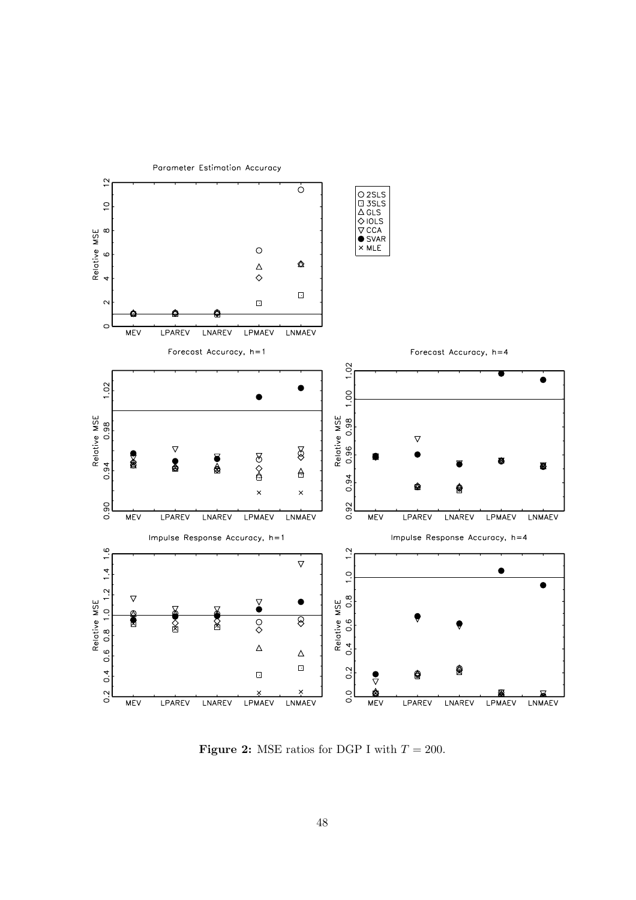**Figure 2:** MSE ratios for DGP I with $T = 200$.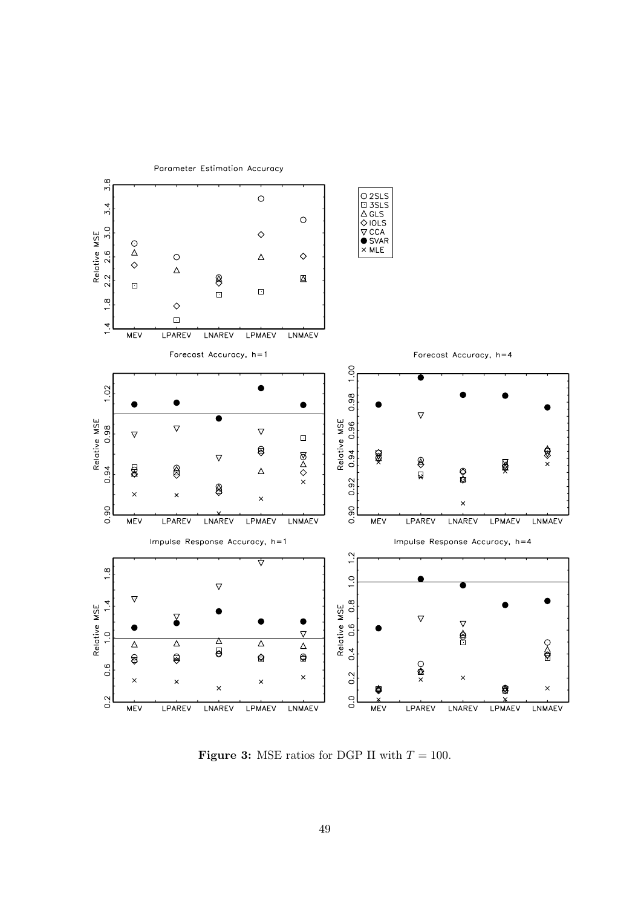**Figure 3:** MSE ratios for DGP II with $T = 100$.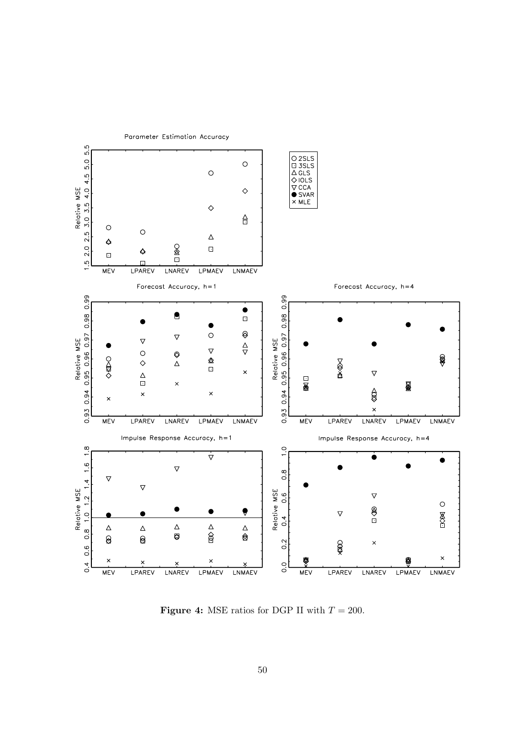**Figure 4:** MSE ratios for DGP II with $T = 200$.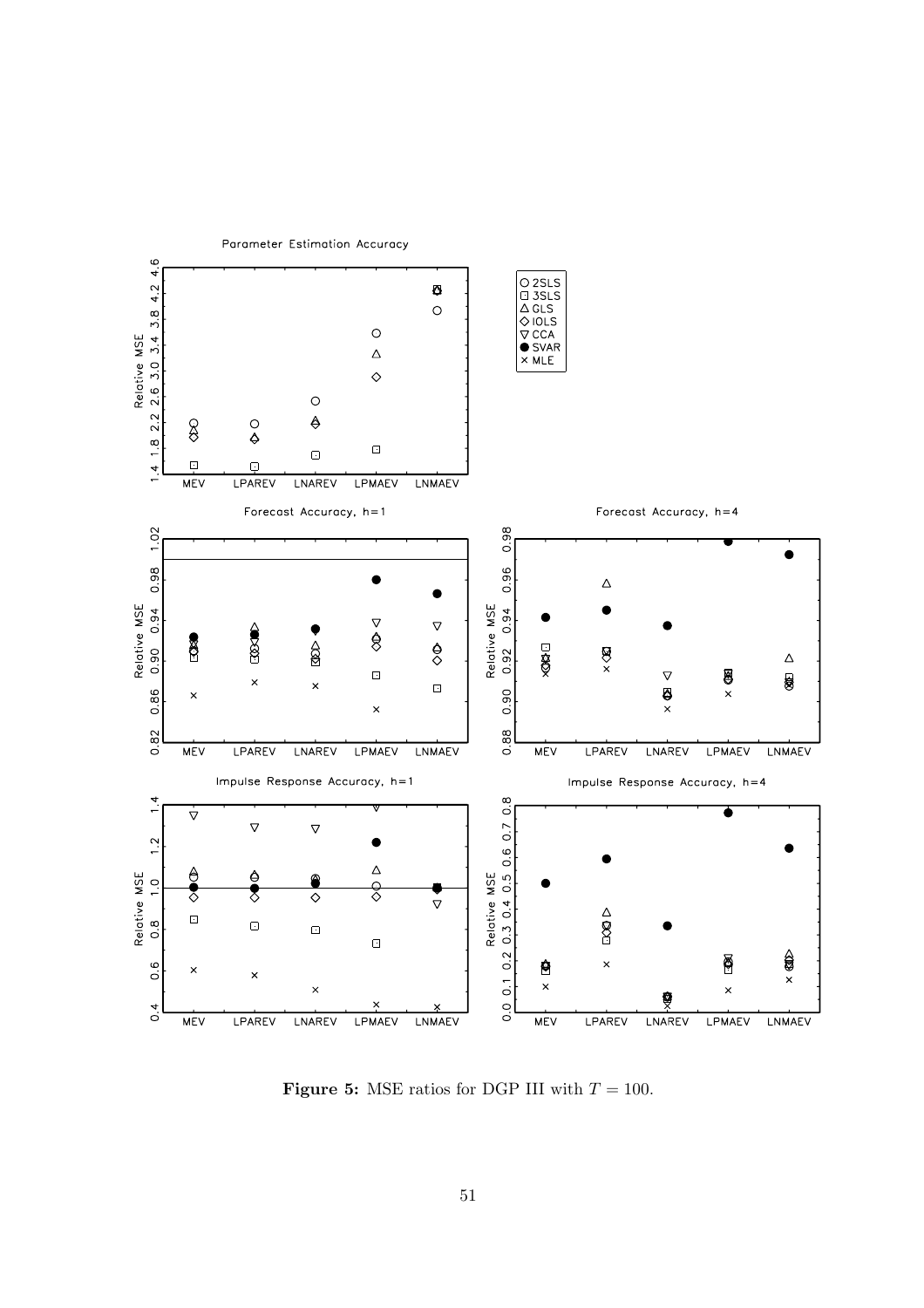**Figure 5:** MSE ratios for DGP III with $T = 100$.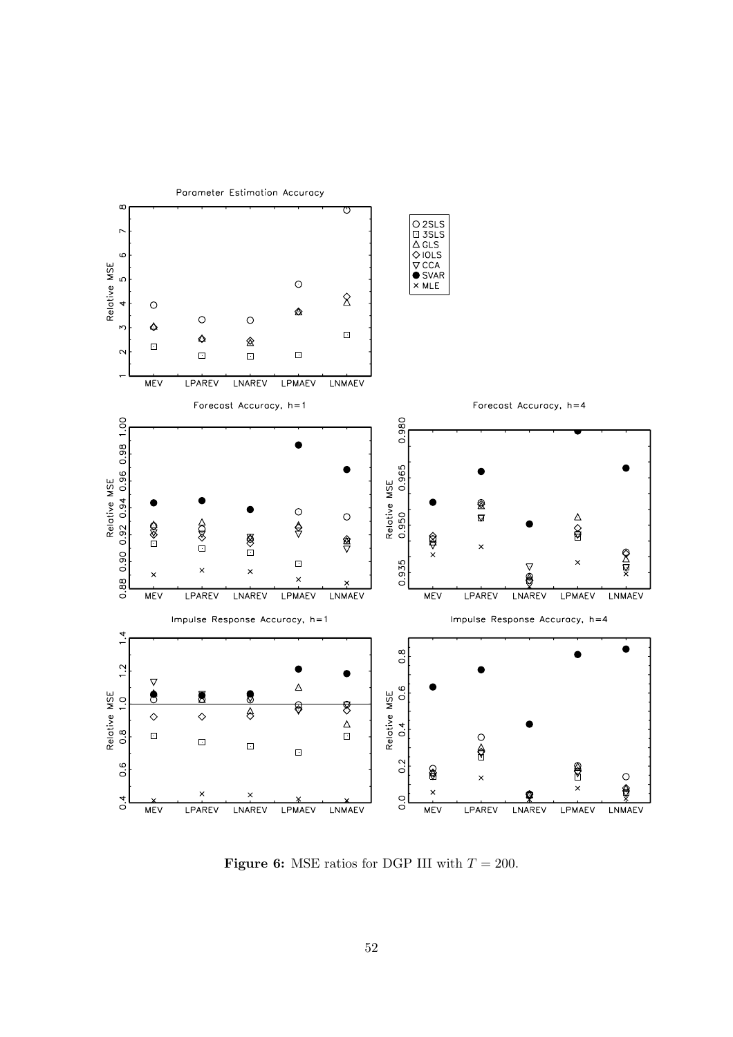**Figure 6:** MSE ratios for DGP III with $T = 200$.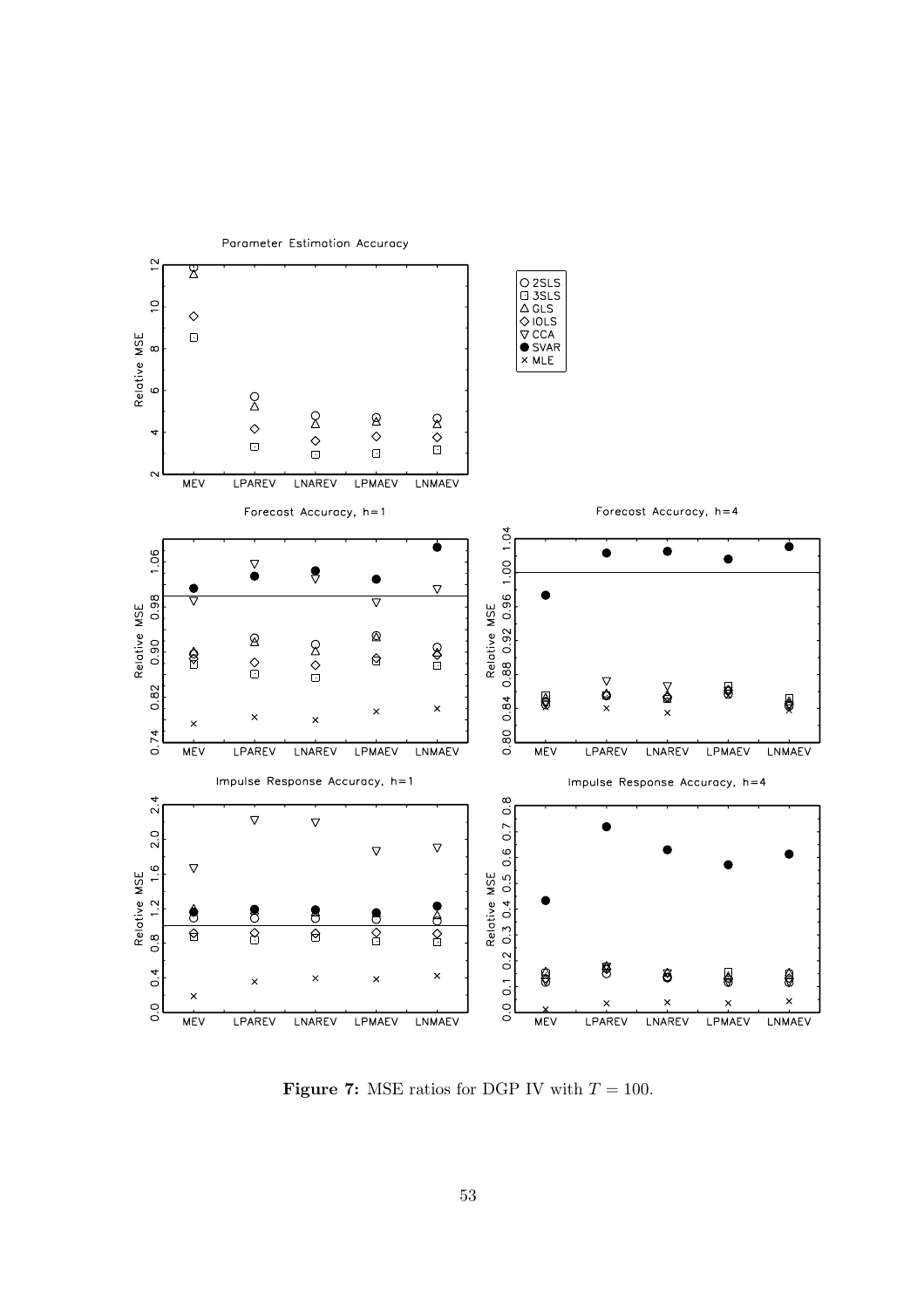**Figure 7:** MSE ratios for DGP IV with $T = 100$.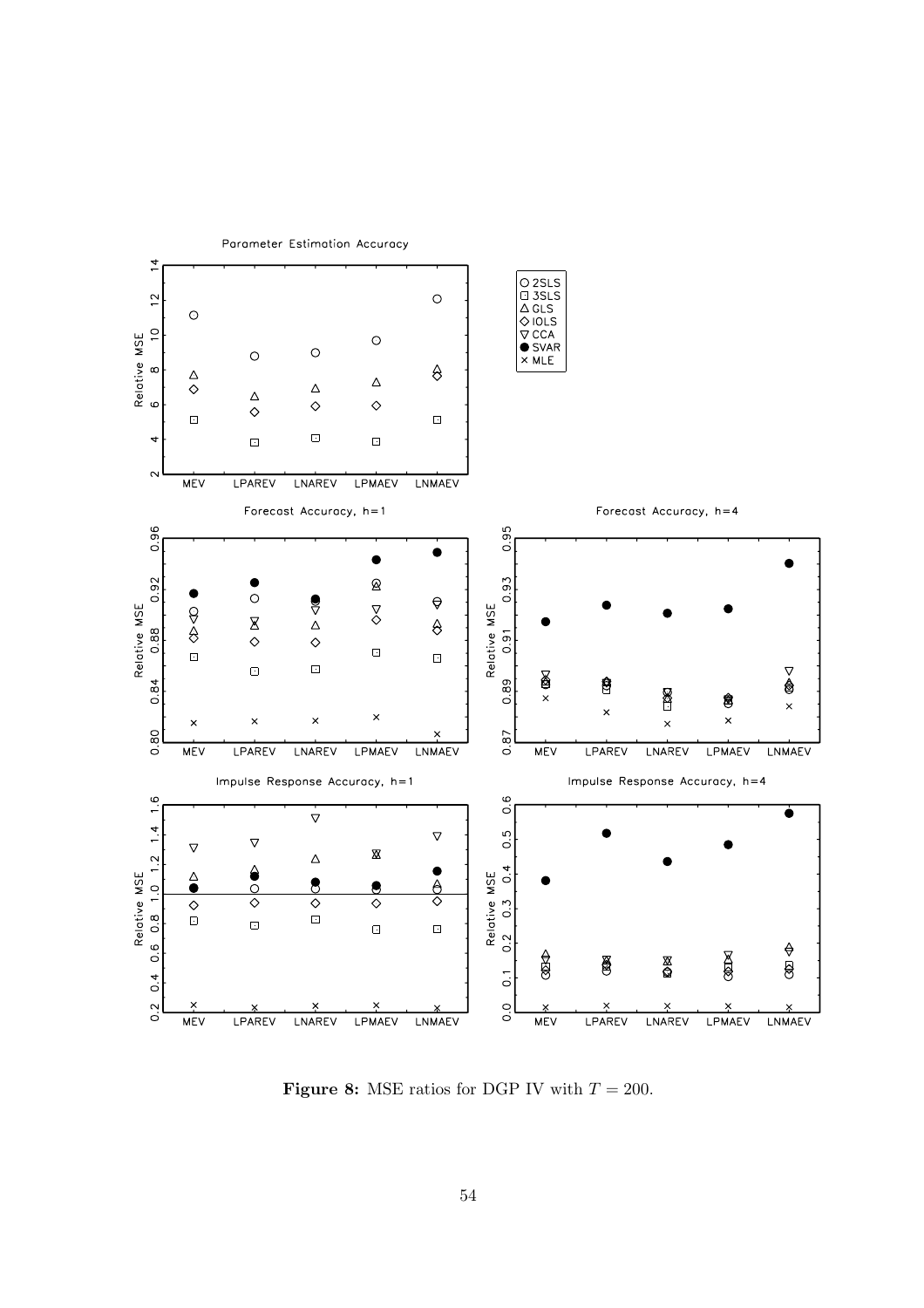Parameter Estimation Accuracy

Relative MSE

2 4 6 8 10 12 14

MEV LPAREV LNAREV LPMAEV LNMAEV

○ 2SLS
□ 3SLS
△ GLS
◇ IOLS
▽ CCA
● SVAR
× MLE

Forecast Accuracy, h=1

Relative MSE

0.80 0.84 0.88 0.92 0.96

MEV LPAREV LNAREV LPMAEV LNMAEV

Forecast Accuracy, h=4

Relative MSE

0.87 0.89 0.91 0.93 0.95

MEV LPAREV LNAREV LPMAEV LNMAEV

Impulse Response Accuracy, h=1

Relative MSE

0.2 0.4 0.6 0.8 1.0 1.2 1.4 1.6

MEV LPAREV LNAREV LPMAEV LNMAEV

Impulse Response Accuracy, h=4

Relative MSE

0.0 0.1 0.2 0.3 0.4 0.5 0.6

MEV LPAREV LNAREV LPMAEV LNMAEV

**Figure 8:** MSE ratios for DGP IV with $T = 200$.